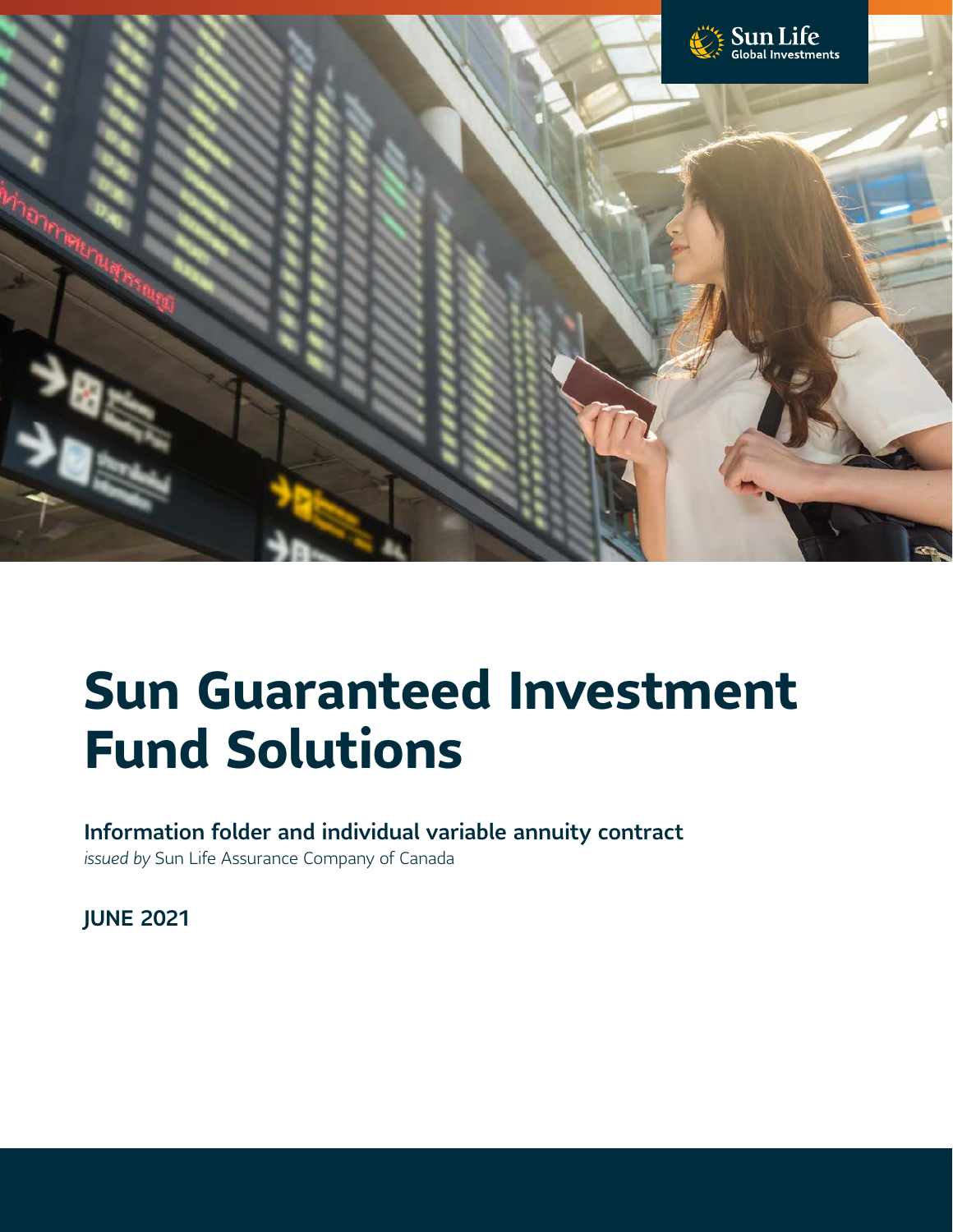Sun Life Global Investments

# Sun Guaranteed Investment Fund Solutions

## Information folder and individual variable annuity contract

*issued by* Sun Life Assurance Company of Canada

**JUNE 2021**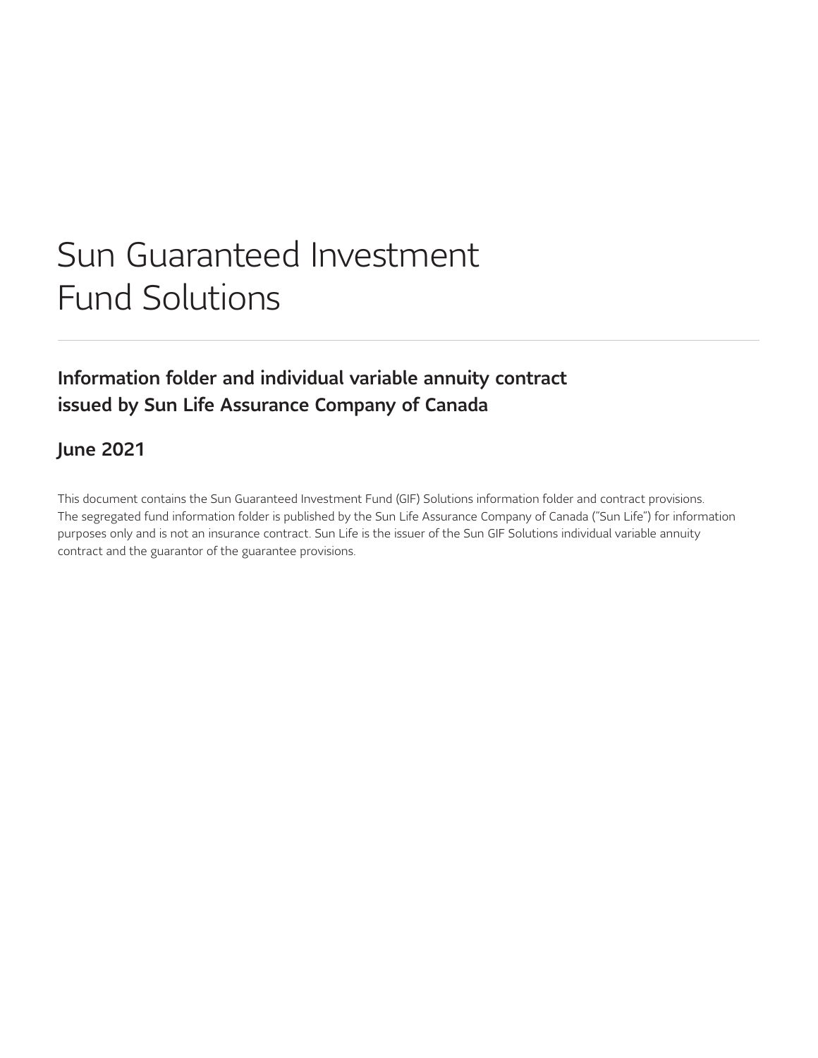# Sun Guaranteed Investment Fund Solutions

## Information folder and individual variable annuity contract issued by Sun Life Assurance Company of Canada

## June 2021

This document contains the Sun Guaranteed Investment Fund (GIF) Solutions information folder and contract provisions. The segregated fund information folder is published by the Sun Life Assurance Company of Canada ("Sun Life") for information purposes only and is not an insurance contract. Sun Life is the issuer of the Sun GIF Solutions individual variable annuity contract and the guarantor of the guarantee provisions.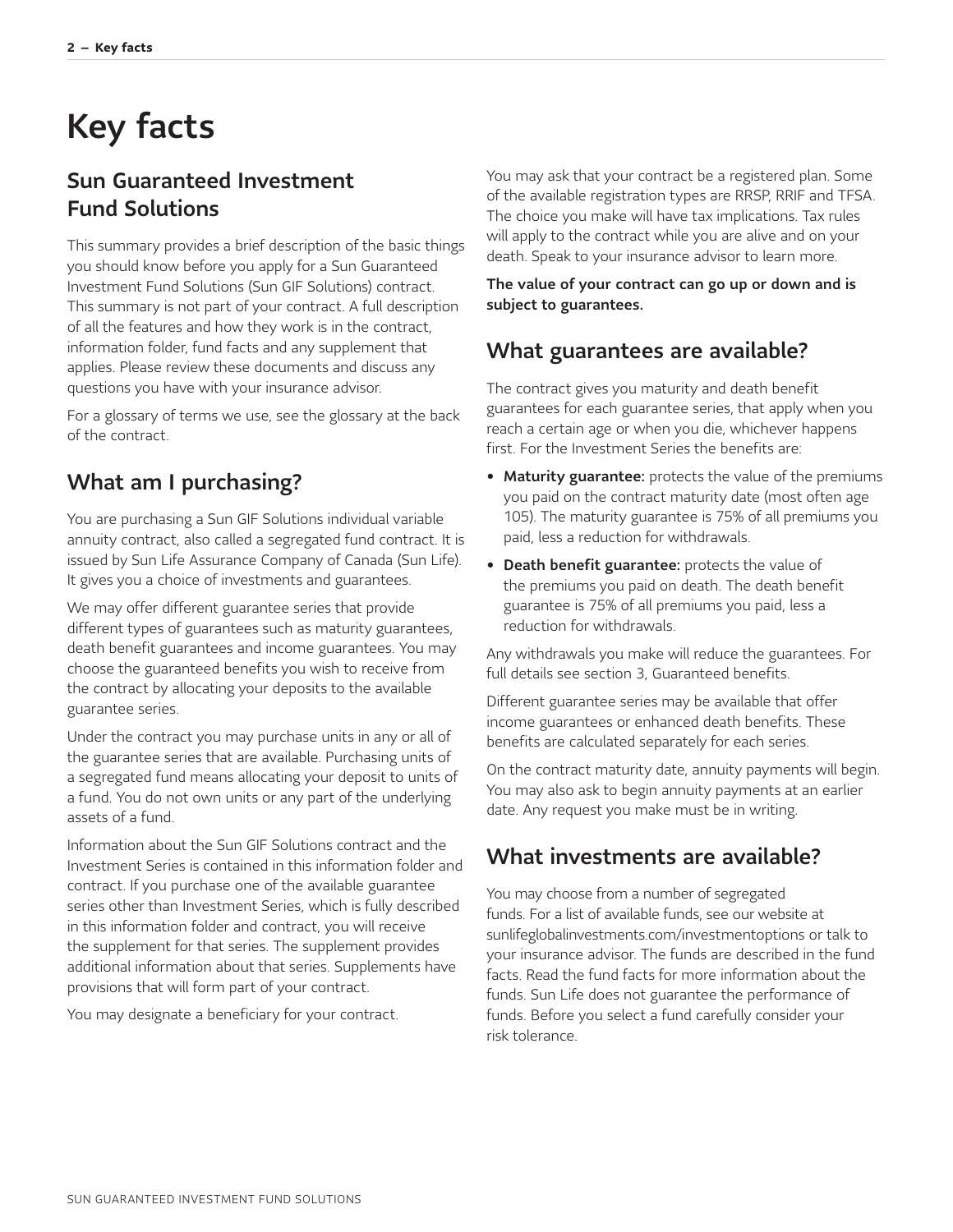# Key facts

## Sun Guaranteed Investment Fund Solutions

This summary provides a brief description of the basic things you should know before you apply for a Sun Guaranteed Investment Fund Solutions (Sun GIF Solutions) contract. This summary is not part of your contract. A full description of all the features and how they work is in the contract, information folder, fund facts and any supplement that applies. Please review these documents and discuss any questions you have with your insurance advisor.

For a glossary of terms we use, see the glossary at the back of the contract.

## What am I purchasing?

You are purchasing a Sun GIF Solutions individual variable annuity contract, also called a segregated fund contract. It is issued by Sun Life Assurance Company of Canada (Sun Life). It gives you a choice of investments and guarantees.

We may offer different guarantee series that provide different types of guarantees such as maturity guarantees, death benefit guarantees and income guarantees. You may choose the guaranteed benefits you wish to receive from the contract by allocating your deposits to the available guarantee series.

Under the contract you may purchase units in any or all of the guarantee series that are available. Purchasing units of a segregated fund means allocating your deposit to units of a fund. You do not own units or any part of the underlying assets of a fund.

Information about the Sun GIF Solutions contract and the Investment Series is contained in this information folder and contract. If you purchase one of the available guarantee series other than Investment Series, which is fully described in this information folder and contract, you will receive the supplement for that series. The supplement provides additional information about that series. Supplements have provisions that will form part of your contract.

You may designate a beneficiary for your contract.

You may ask that your contract be a registered plan. Some of the available registration types are RRSP, RRIF and TFSA. The choice you make will have tax implications. Tax rules will apply to the contract while you are alive and on your death. Speak to your insurance advisor to learn more.

**The value of your contract can go up or down and is subject to guarantees.**

## What guarantees are available?

The contract gives you maturity and death benefit guarantees for each guarantee series, that apply when you reach a certain age or when you die, whichever happens first. For the Investment Series the benefits are:

- **Maturity guarantee:** protects the value of the premiums you paid on the contract maturity date (most often age 105). The maturity guarantee is 75% of all premiums you paid, less a reduction for withdrawals.
- **Death benefit guarantee:** protects the value of the premiums you paid on death. The death benefit guarantee is 75% of all premiums you paid, less a reduction for withdrawals.

Any withdrawals you make will reduce the guarantees. For full details see section 3, Guaranteed benefits.

Different guarantee series may be available that offer income guarantees or enhanced death benefits. These benefits are calculated separately for each series.

On the contract maturity date, annuity payments will begin. You may also ask to begin annuity payments at an earlier date. Any request you make must be in writing.

## What investments are available?

You may choose from a number of segregated funds. For a list of available funds, see our website at sunlifeglobalinvestments.com/investmentoptions or talk to your insurance advisor. The funds are described in the fund facts. Read the fund facts for more information about the funds. Sun Life does not guarantee the performance of funds. Before you select a fund carefully consider your risk tolerance.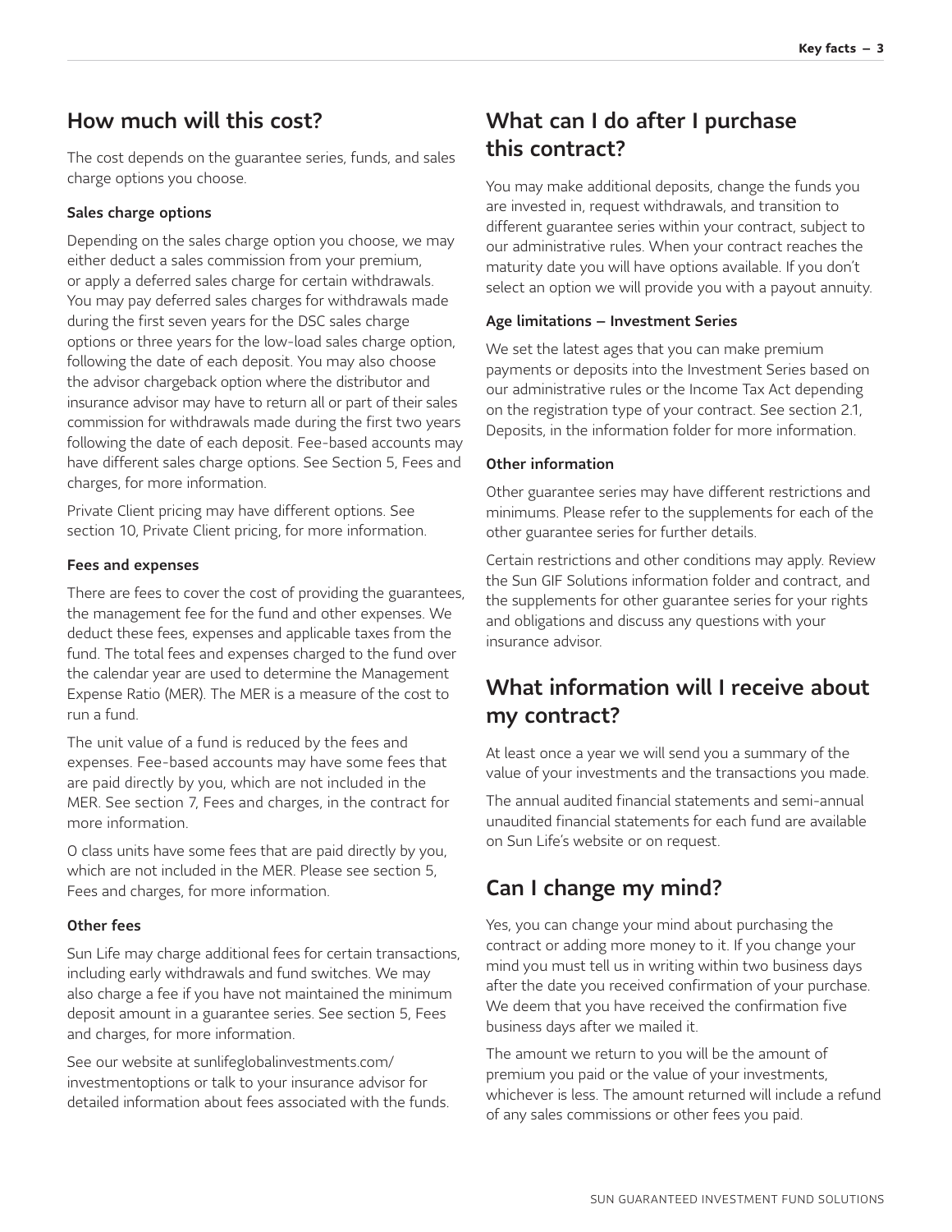## How much will this cost?

The cost depends on the guarantee series, funds, and sales charge options you choose.

### Sales charge options

Depending on the sales charge option you choose, we may either deduct a sales commission from your premium, or apply a deferred sales charge for certain withdrawals. You may pay deferred sales charges for withdrawals made during the first seven years for the DSC sales charge options or three years for the low-load sales charge option, following the date of each deposit. You may also choose the advisor chargeback option where the distributor and insurance advisor may have to return all or part of their sales commission for withdrawals made during the first two years following the date of each deposit. Fee-based accounts may have different sales charge options. See Section 5, Fees and charges, for more information.

Private Client pricing may have different options. See section 10, Private Client pricing, for more information.

### Fees and expenses

There are fees to cover the cost of providing the guarantees, the management fee for the fund and other expenses. We deduct these fees, expenses and applicable taxes from the fund. The total fees and expenses charged to the fund over the calendar year are used to determine the Management Expense Ratio (MER). The MER is a measure of the cost to run a fund.

The unit value of a fund is reduced by the fees and expenses. Fee-based accounts may have some fees that are paid directly by you, which are not included in the MER. See section 7, Fees and charges, in the contract for more information.

O class units have some fees that are paid directly by you, which are not included in the MER. Please see section 5, Fees and charges, for more information.

### Other fees

Sun Life may charge additional fees for certain transactions, including early withdrawals and fund switches. We may also charge a fee if you have not maintained the minimum deposit amount in a guarantee series. See section 5, Fees and charges, for more information.

See our website at sunlifeglobalinvestments.com/investmentoptions or talk to your insurance advisor for detailed information about fees associated with the funds.

## What can I do after I purchase this contract?

You may make additional deposits, change the funds you are invested in, request withdrawals, and transition to different guarantee series within your contract, subject to our administrative rules. When your contract reaches the maturity date you will have options available. If you don't select an option we will provide you with a payout annuity.

### Age limitations – Investment Series

We set the latest ages that you can make premium payments or deposits into the Investment Series based on our administrative rules or the Income Tax Act depending on the registration type of your contract. See section 2.1, Deposits, in the information folder for more information.

### Other information

Other guarantee series may have different restrictions and minimums. Please refer to the supplements for each of the other guarantee series for further details.

Certain restrictions and other conditions may apply. Review the Sun GIF Solutions information folder and contract, and the supplements for other guarantee series for your rights and obligations and discuss any questions with your insurance advisor.

## What information will I receive about my contract?

At least once a year we will send you a summary of the value of your investments and the transactions you made.

The annual audited financial statements and semi-annual unaudited financial statements for each fund are available on Sun Life's website or on request.

## Can I change my mind?

Yes, you can change your mind about purchasing the contract or adding more money to it. If you change your mind you must tell us in writing within two business days after the date you received confirmation of your purchase. We deem that you have received the confirmation five business days after we mailed it.

The amount we return to you will be the amount of premium you paid or the value of your investments, whichever is less. The amount returned will include a refund of any sales commissions or other fees you paid.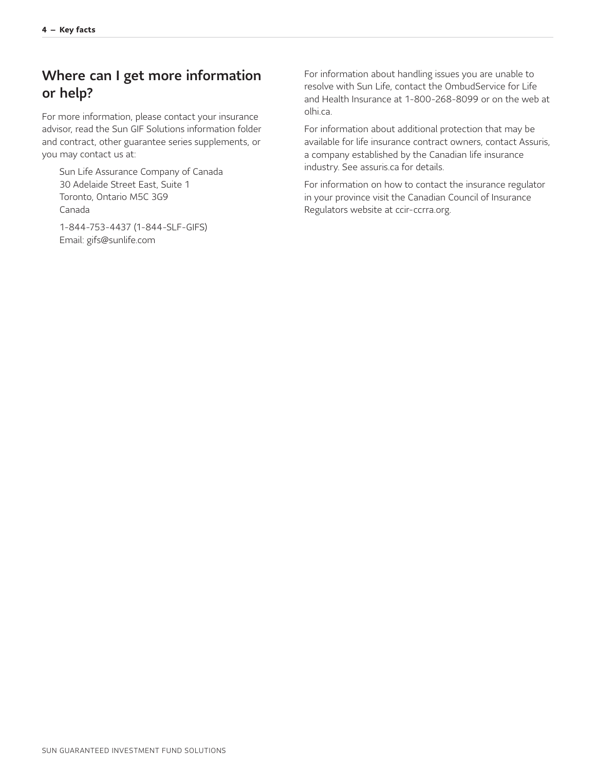## Where can I get more information or help?

For more information, please contact your insurance advisor, read the Sun GIF Solutions information folder and contract, other guarantee series supplements, or you may contact us at:

Sun Life Assurance Company of Canada
30 Adelaide Street East, Suite 1
Toronto, Ontario M5C 3G9
Canada

1-844-753-4437 (1-844-SLF-GIFS)
Email: gifs@sunlife.com

For information about handling issues you are unable to resolve with Sun Life, contact the OmbudService for Life and Health Insurance at 1-800-268-8099 or on the web at olhi.ca.

For information about additional protection that may be available for life insurance contract owners, contact Assuris, a company established by the Canadian life insurance industry. See assuris.ca for details.

For information on how to contact the insurance regulator in your province visit the Canadian Council of Insurance Regulators website at ccir-ccrra.org.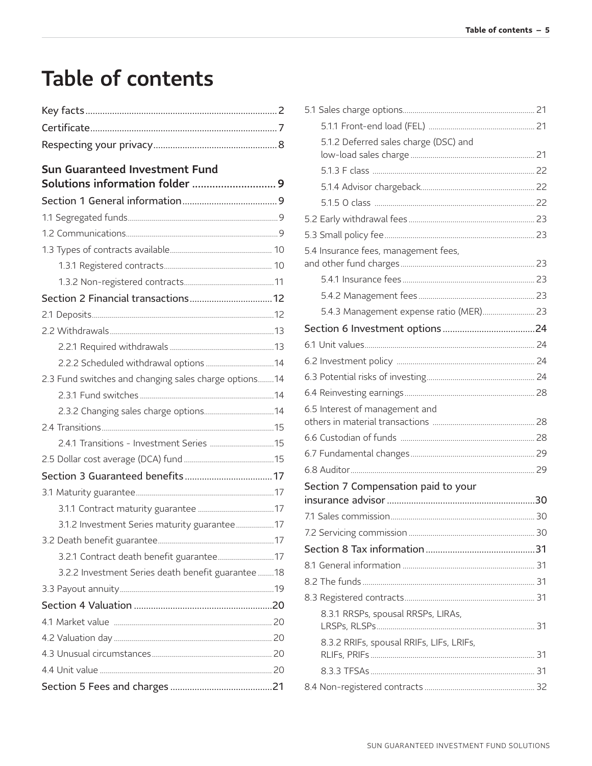# Table of contents

Key facts .......... 2
Certificate .......... 7
Respecting your privacy .......... 8

**Sun Guaranteed Investment Fund Solutions information folder .......... 9**

**Section 1 General information .......... 9**

1.1 Segregated funds .......... 9
1.2 Communications .......... 9
1.3 Types of contracts available .......... 10
- 1.3.1 Registered contracts .......... 10
- 1.3.2 Non-registered contracts .......... 11

**Section 2 Financial transactions .......... 12**

2.1 Deposits .......... 12
2.2 Withdrawals .......... 13
- 2.2.1 Required withdrawals .......... 13
- 2.2.2 Scheduled withdrawal options .......... 14

2.3 Fund switches and changing sales charge options .......... 14
- 2.3.1 Fund switches .......... 14
- 2.3.2 Changing sales charge options .......... 14

2.4 Transitions .......... 15
- 2.4.1 Transitions - Investment Series .......... 15

2.5 Dollar cost average (DCA) fund .......... 15

**Section 3 Guaranteed benefits .......... 17**

3.1 Maturity guarantee .......... 17
- 3.1.1 Contract maturity guarantee .......... 17
- 3.1.2 Investment Series maturity guarantee .......... 17

3.2 Death benefit guarantee .......... 17
- 3.2.1 Contract death benefit guarantee .......... 17
- 3.2.2 Investment Series death benefit guarantee .......... 18

3.3 Payout annuity .......... 19

**Section 4 Valuation .......... 20**

4.1 Market value .......... 20
4.2 Valuation day .......... 20
4.3 Unusual circumstances .......... 20
4.4 Unit value .......... 20

**Section 5 Fees and charges .......... 21**

5.1 Sales charge options .......... 21
- 5.1.1 Front-end load (FEL) .......... 21
- 5.1.2 Deferred sales charge (DSC) and low-load sales charge .......... 21
- 5.1.3 F class .......... 22
- 5.1.4 Advisor chargeback .......... 22
- 5.1.5 O class .......... 22

5.2 Early withdrawal fees .......... 23
5.3 Small policy fee .......... 23
5.4 Insurance fees, management fees, and other fund charges .......... 23
- 5.4.1 Insurance fees .......... 23
- 5.4.2 Management fees .......... 23
- 5.4.3 Management expense ratio (MER) .......... 23

**Section 6 Investment options .......... 24**

6.1 Unit values .......... 24
6.2 Investment policy .......... 24
6.3 Potential risks of investing .......... 24
6.4 Reinvesting earnings .......... 28
6.5 Interest of management and others in material transactions .......... 28
6.6 Custodian of funds .......... 28
6.7 Fundamental changes .......... 29
6.8 Auditor .......... 29

**Section 7 Compensation paid to your insurance advisor .......... 30**

7.1 Sales commission .......... 30
7.2 Servicing commission .......... 30

**Section 8 Tax information .......... 31**

8.1 General information .......... 31
8.2 The funds .......... 31
8.3 Registered contracts .......... 31
- 8.3.1 RRSPs, spousal RRSPs, LIRAs, LRSPs, RLSPs .......... 31
- 8.3.2 RRIFs, spousal RRIFs, LIFs, LRIFs, RLIFs, PRIFs .......... 31
- 8.3.3 TFSAs .......... 31

8.4 Non-registered contracts .......... 32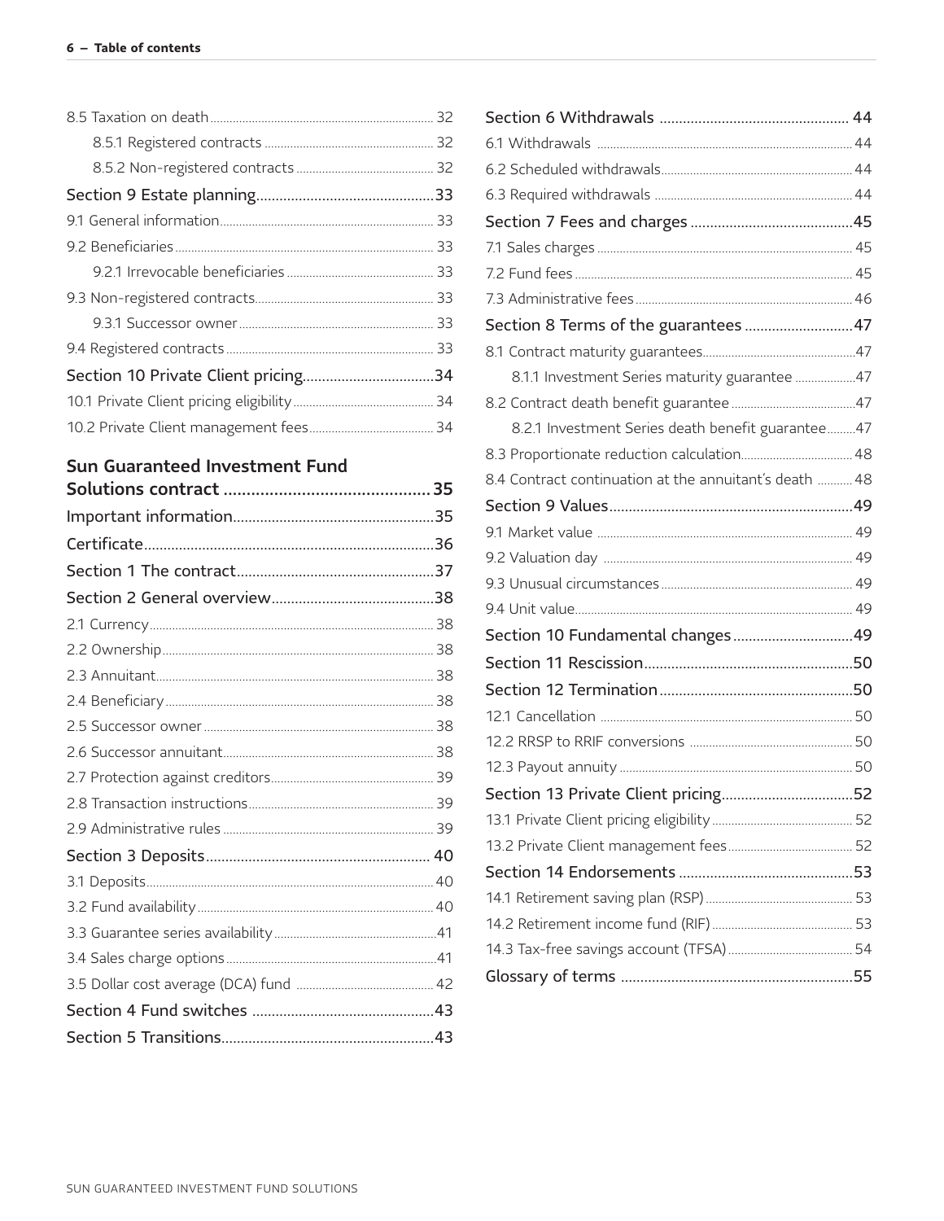8.5 Taxation on death ... 32

- 8.5.1 Registered contracts ... 32
- 8.5.2 Non-registered contracts ... 32

Section 9 Estate planning ... 33

9.1 General information ... 33

9.2 Beneficiaries ... 33

- 9.2.1 Irrevocable beneficiaries ... 33

9.3 Non-registered contracts ... 33

- 9.3.1 Successor owner ... 33

9.4 Registered contracts ... 33

Section 10 Private Client pricing ... 34

10.1 Private Client pricing eligibility ... 34

10.2 Private Client management fees ... 34

## Sun Guaranteed Investment Fund Solutions contract ... 35

Important information ... 35

Certificate ... 36

Section 1 The contract ... 37

Section 2 General overview ... 38

2.1 Currency ... 38

2.2 Ownership ... 38

2.3 Annuitant ... 38

2.4 Beneficiary ... 38

2.5 Successor owner ... 38

2.6 Successor annuitant ... 38

2.7 Protection against creditors ... 39

2.8 Transaction instructions ... 39

2.9 Administrative rules ... 39

Section 3 Deposits ... 40

3.1 Deposits ... 40

3.2 Fund availability ... 40

3.3 Guarantee series availability ... 41

3.4 Sales charge options ... 41

3.5 Dollar cost average (DCA) fund ... 42

Section 4 Fund switches ... 43

Section 5 Transitions ... 43

Section 6 Withdrawals ... 44

6.1 Withdrawals ... 44

6.2 Scheduled withdrawals ... 44

6.3 Required withdrawals ... 44

Section 7 Fees and charges ... 45

7.1 Sales charges ... 45

7.2 Fund fees ... 45

7.3 Administrative fees ... 46

Section 8 Terms of the guarantees ... 47

8.1 Contract maturity guarantees ... 47

- 8.1.1 Investment Series maturity guarantee ... 47

8.2 Contract death benefit guarantee ... 47

- 8.2.1 Investment Series death benefit guarantee ... 47

8.3 Proportionate reduction calculation ... 48

8.4 Contract continuation at the annuitant's death ... 48

Section 9 Values ... 49

9.1 Market value ... 49

9.2 Valuation day ... 49

9.3 Unusual circumstances ... 49

9.4 Unit value ... 49

Section 10 Fundamental changes ... 49

Section 11 Rescission ... 50

Section 12 Termination ... 50

12.1 Cancellation ... 50

12.2 RRSP to RRIF conversions ... 50

12.3 Payout annuity ... 50

Section 13 Private Client pricing ... 52

13.1 Private Client pricing eligibility ... 52

13.2 Private Client management fees ... 52

Section 14 Endorsements ... 53

14.1 Retirement saving plan (RSP) ... 53

14.2 Retirement income fund (RIF) ... 53

14.3 Tax-free savings account (TFSA) ... 54

Glossary of terms ... 55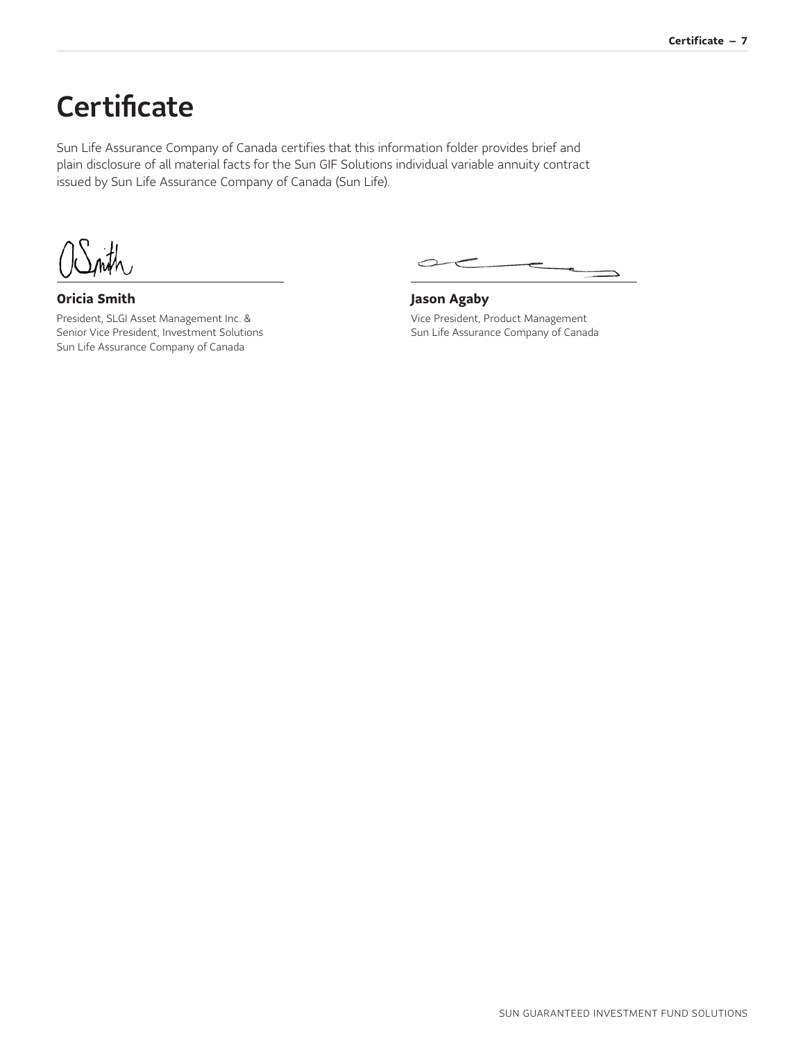# Certificate

Sun Life Assurance Company of Canada certifies that this information folder provides brief and plain disclosure of all material facts for the Sun GIF Solutions individual variable annuity contract issued by Sun Life Assurance Company of Canada (Sun Life).

**Oricia Smith**
President, SLGI Asset Management Inc. &
Senior Vice President, Investment Solutions
Sun Life Assurance Company of Canada

**Jason Agaby**
Vice President, Product Management
Sun Life Assurance Company of Canada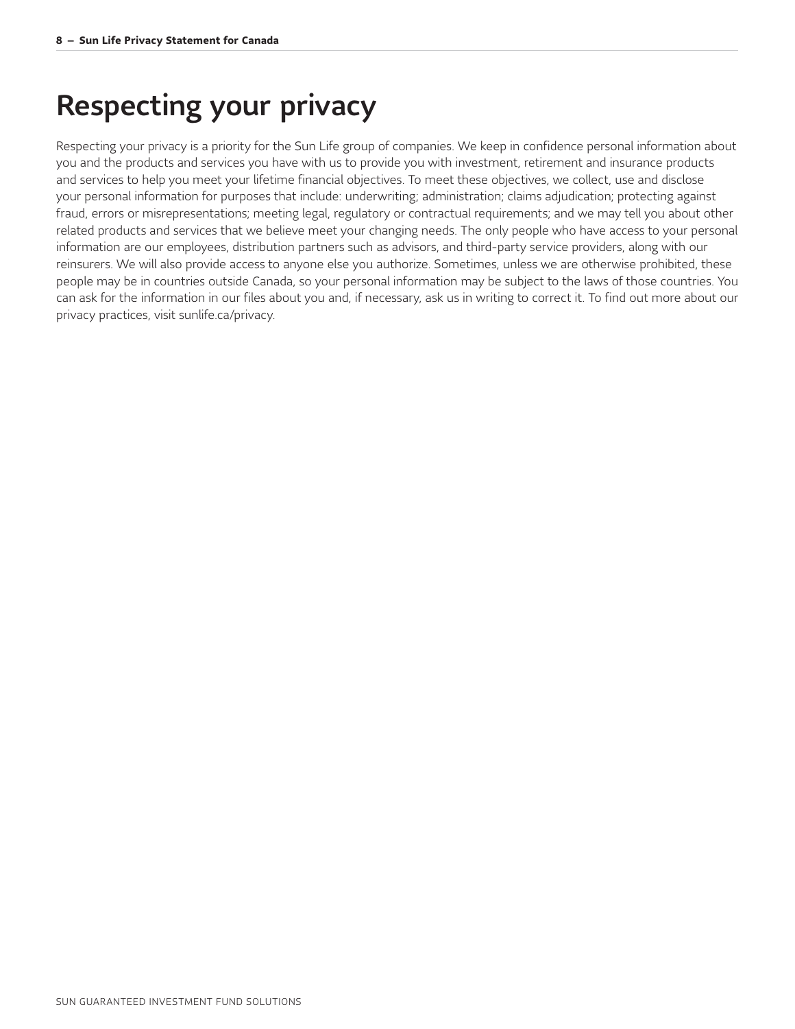# Respecting your privacy

Respecting your privacy is a priority for the Sun Life group of companies. We keep in confidence personal information about you and the products and services you have with us to provide you with investment, retirement and insurance products and services to help you meet your lifetime financial objectives. To meet these objectives, we collect, use and disclose your personal information for purposes that include: underwriting; administration; claims adjudication; protecting against fraud, errors or misrepresentations; meeting legal, regulatory or contractual requirements; and we may tell you about other related products and services that we believe meet your changing needs. The only people who have access to your personal information are our employees, distribution partners such as advisors, and third-party service providers, along with our reinsurers. We will also provide access to anyone else you authorize. Sometimes, unless we are otherwise prohibited, these people may be in countries outside Canada, so your personal information may be subject to the laws of those countries. You can ask for the information in our files about you and, if necessary, ask us in writing to correct it. To find out more about our privacy practices, visit sunlife.ca/privacy.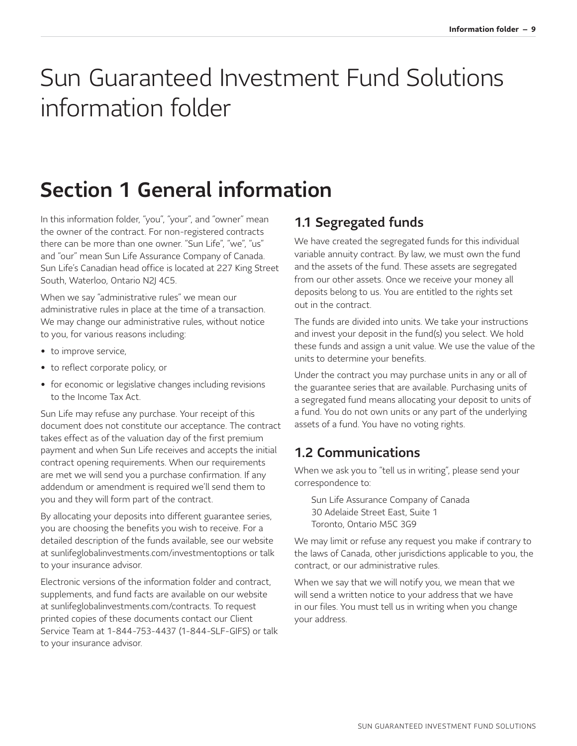# Sun Guaranteed Investment Fund Solutions information folder

## Section 1 General information

In this information folder, "you", "your", and "owner" mean the owner of the contract. For non-registered contracts there can be more than one owner. "Sun Life", "we", "us" and "our" mean Sun Life Assurance Company of Canada. Sun Life's Canadian head office is located at 227 King Street South, Waterloo, Ontario N2J 4C5.

When we say "administrative rules" we mean our administrative rules in place at the time of a transaction. We may change our administrative rules, without notice to you, for various reasons including:

- to improve service,
- to reflect corporate policy, or
- for economic or legislative changes including revisions to the Income Tax Act.

Sun Life may refuse any purchase. Your receipt of this document does not constitute our acceptance. The contract takes effect as of the valuation day of the first premium payment and when Sun Life receives and accepts the initial contract opening requirements. When our requirements are met we will send you a purchase confirmation. If any addendum or amendment is required we'll send them to you and they will form part of the contract.

By allocating your deposits into different guarantee series, you are choosing the benefits you wish to receive. For a detailed description of the funds available, see our website at sunlifeglobalinvestments.com/investmentoptions or talk to your insurance advisor.

Electronic versions of the information folder and contract, supplements, and fund facts are available on our website at sunlifeglobalinvestments.com/contracts. To request printed copies of these documents contact our Client Service Team at 1-844-753-4437 (1-844-SLF-GIFS) or talk to your insurance advisor.

### 1.1 Segregated funds

We have created the segregated funds for this individual variable annuity contract. By law, we must own the fund and the assets of the fund. These assets are segregated from our other assets. Once we receive your money all deposits belong to us. You are entitled to the rights set out in the contract.

The funds are divided into units. We take your instructions and invest your deposit in the fund(s) you select. We hold these funds and assign a unit value. We use the value of the units to determine your benefits.

Under the contract you may purchase units in any or all of the guarantee series that are available. Purchasing units of a segregated fund means allocating your deposit to units of a fund. You do not own units or any part of the underlying assets of a fund. You have no voting rights.

### 1.2 Communications

When we ask you to "tell us in writing", please send your correspondence to:

Sun Life Assurance Company of Canada
30 Adelaide Street East, Suite 1
Toronto, Ontario M5C 3G9

We may limit or refuse any request you make if contrary to the laws of Canada, other jurisdictions applicable to you, the contract, or our administrative rules.

When we say that we will notify you, we mean that we will send a written notice to your address that we have in our files. You must tell us in writing when you change your address.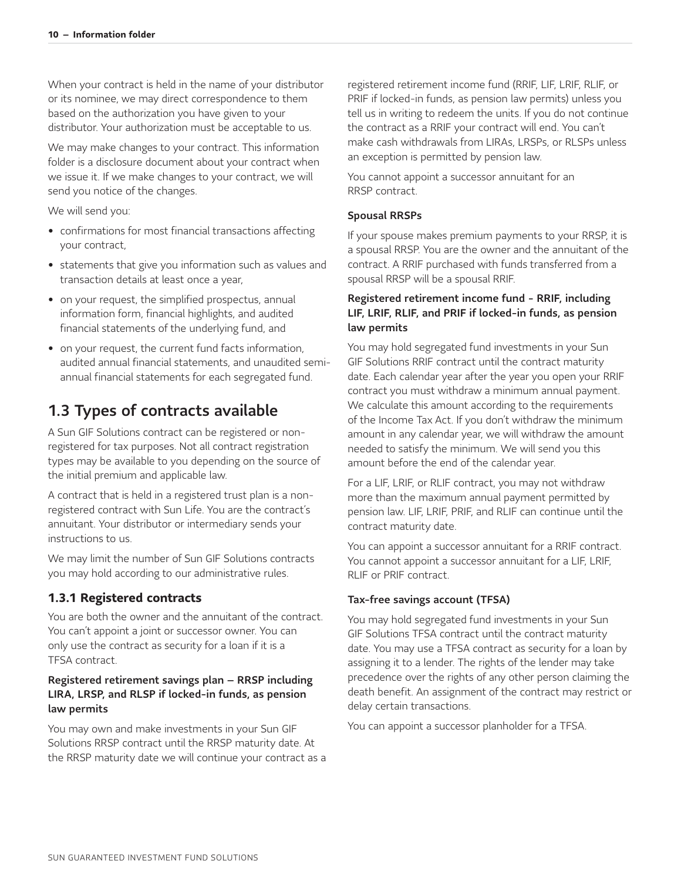When your contract is held in the name of your distributor or its nominee, we may direct correspondence to them based on the authorization you have given to your distributor. Your authorization must be acceptable to us.

We may make changes to your contract. This information folder is a disclosure document about your contract when we issue it. If we make changes to your contract, we will send you notice of the changes.

We will send you:

- confirmations for most financial transactions affecting your contract,
- statements that give you information such as values and transaction details at least once a year,
- on your request, the simplified prospectus, annual information form, financial highlights, and audited financial statements of the underlying fund, and
- on your request, the current fund facts information, audited annual financial statements, and unaudited semi-annual financial statements for each segregated fund.

## 1.3 Types of contracts available

A Sun GIF Solutions contract can be registered or non-registered for tax purposes. Not all contract registration types may be available to you depending on the source of the initial premium and applicable law.

A contract that is held in a registered trust plan is a non-registered contract with Sun Life. You are the contract's annuitant. Your distributor or intermediary sends your instructions to us.

We may limit the number of Sun GIF Solutions contracts you may hold according to our administrative rules.

### 1.3.1 Registered contracts

You are both the owner and the annuitant of the contract. You can't appoint a joint or successor owner. You can only use the contract as security for a loan if it is a TFSA contract.

#### Registered retirement savings plan – RRSP including LIRA, LRSP, and RLSP if locked-in funds, as pension law permits

You may own and make investments in your Sun GIF Solutions RRSP contract until the RRSP maturity date. At the RRSP maturity date we will continue your contract as a registered retirement income fund (RRIF, LIF, LRIF, RLIF, or PRIF if locked-in funds, as pension law permits) unless you tell us in writing to redeem the units. If you do not continue the contract as a RRIF your contract will end. You can't make cash withdrawals from LIRAs, LRSPs, or RLSPs unless an exception is permitted by pension law.

You cannot appoint a successor annuitant for an RRSP contract.

#### Spousal RRSPs

If your spouse makes premium payments to your RRSP, it is a spousal RRSP. You are the owner and the annuitant of the contract. A RRIF purchased with funds transferred from a spousal RRSP will be a spousal RRIF.

#### Registered retirement income fund - RRIF, including LIF, LRIF, RLIF, and PRIF if locked-in funds, as pension law permits

You may hold segregated fund investments in your Sun GIF Solutions RRIF contract until the contract maturity date. Each calendar year after the year you open your RRIF contract you must withdraw a minimum annual payment. We calculate this amount according to the requirements of the Income Tax Act. If you don't withdraw the minimum amount in any calendar year, we will withdraw the amount needed to satisfy the minimum. We will send you this amount before the end of the calendar year.

For a LIF, LRIF, or RLIF contract, you may not withdraw more than the maximum annual payment permitted by pension law. LIF, LRIF, PRIF, and RLIF can continue until the contract maturity date.

You can appoint a successor annuitant for a RRIF contract. You cannot appoint a successor annuitant for a LIF, LRIF, RLIF or PRIF contract.

#### Tax-free savings account (TFSA)

You may hold segregated fund investments in your Sun GIF Solutions TFSA contract until the contract maturity date. You may use a TFSA contract as security for a loan by assigning it to a lender. The rights of the lender may take precedence over the rights of any other person claiming the death benefit. An assignment of the contract may restrict or delay certain transactions.

You can appoint a successor planholder for a TFSA.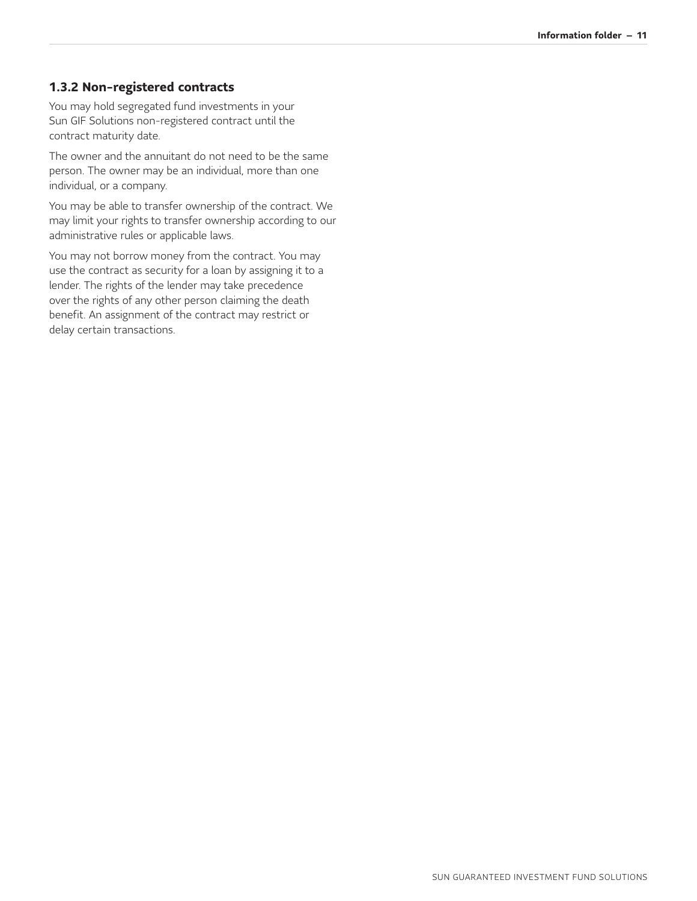### 1.3.2 Non-registered contracts

You may hold segregated fund investments in your Sun GIF Solutions non-registered contract until the contract maturity date.

The owner and the annuitant do not need to be the same person. The owner may be an individual, more than one individual, or a company.

You may be able to transfer ownership of the contract. We may limit your rights to transfer ownership according to our administrative rules or applicable laws.

You may not borrow money from the contract. You may use the contract as security for a loan by assigning it to a lender. The rights of the lender may take precedence over the rights of any other person claiming the death benefit. An assignment of the contract may restrict or delay certain transactions.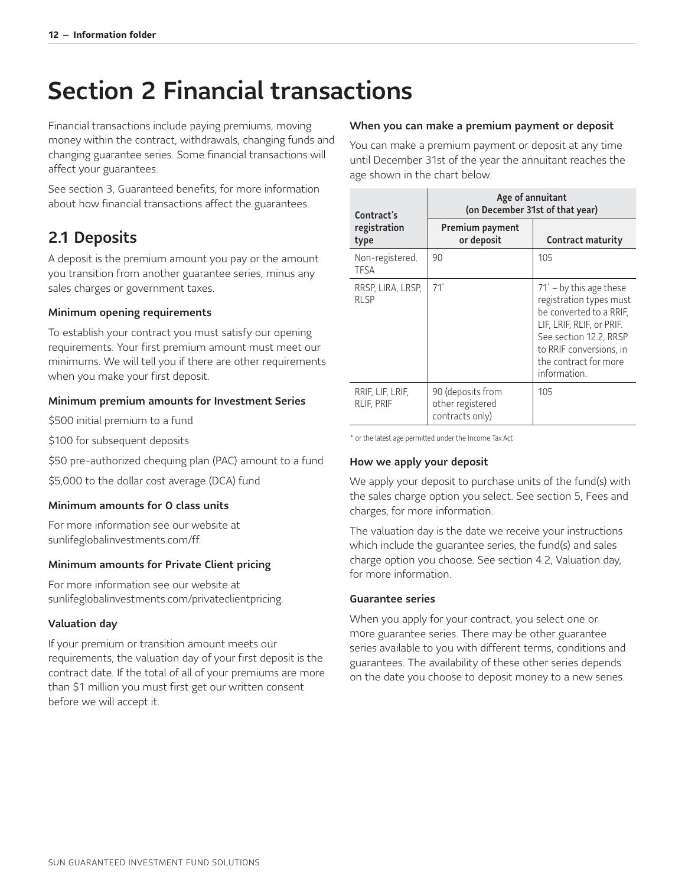# Section 2 Financial transactions

Financial transactions include paying premiums, moving money within the contract, withdrawals, changing funds and changing guarantee series. Some financial transactions will affect your guarantees.

See section 3, Guaranteed benefits, for more information about how financial transactions affect the guarantees.

## 2.1 Deposits

A deposit is the premium amount you pay or the amount you transition from another guarantee series, minus any sales charges or government taxes.

### Minimum opening requirements

To establish your contract you must satisfy our opening requirements. Your first premium amount must meet our minimums. We will tell you if there are other requirements when you make your first deposit.

### Minimum premium amounts for Investment Series

$500 initial premium to a fund

$100 for subsequent deposits

$50 pre-authorized chequing plan (PAC) amount to a fund

$5,000 to the dollar cost average (DCA) fund

### Minimum amounts for O class units

For more information see our website at sunlifeglobalinvestments.com/ff.

### Minimum amounts for Private Client pricing

For more information see our website at sunlifeglobalinvestments.com/privateclientpricing.

### Valuation day

If your premium or transition amount meets our requirements, the valuation day of your first deposit is the contract date. If the total of all of your premiums are more than $1 million you must first get our written consent before we will accept it.

### When you can make a premium payment or deposit

You can make a premium payment or deposit at any time until December 31st of the year the annuitant reaches the age shown in the chart below.

| Contract's registration type | Age of annuitant (on December 31st of that year) | |
|---|---|---|
| | Premium payment or deposit | Contract maturity |
| Non-registered, TFSA | 90 | 105 |
| RRSP, LIRA, LRSP, RLSP | 71* | 71* – by this age these registration types must be converted to a RRIF, LIF, LRIF, RLIF, or PRIF. See section 12.2, RRSP to RRIF conversions, in the contract for more information. |
| RRIF, LIF, LRIF, RLIF, PRIF | 90 (deposits from other registered contracts only) | 105 |

* or the latest age permitted under the Income Tax Act

### How we apply your deposit

We apply your deposit to purchase units of the fund(s) with the sales charge option you select. See section 5, Fees and charges, for more information.

The valuation day is the date we receive your instructions which include the guarantee series, the fund(s) and sales charge option you choose. See section 4.2, Valuation day, for more information.

### Guarantee series

When you apply for your contract, you select one or more guarantee series. There may be other guarantee series available to you with different terms, conditions and guarantees. The availability of these other series depends on the date you choose to deposit money to a new series.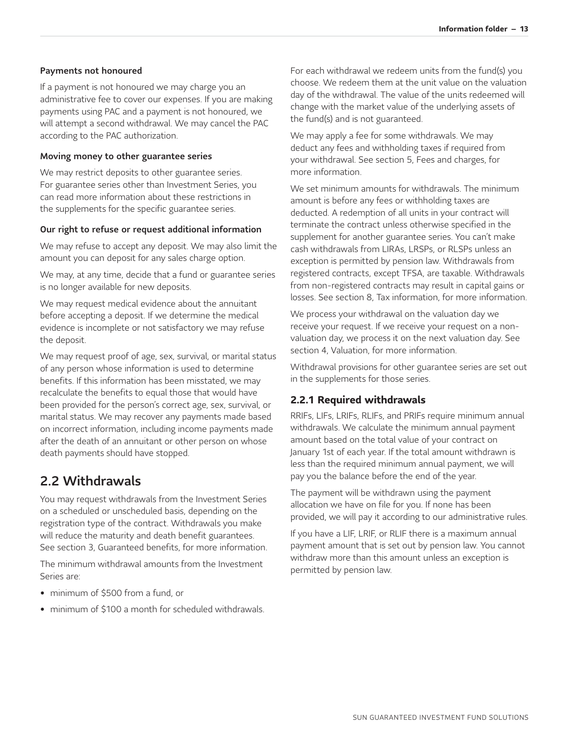#### Payments not honoured

If a payment is not honoured we may charge you an administrative fee to cover our expenses. If you are making payments using PAC and a payment is not honoured, we will attempt a second withdrawal. We may cancel the PAC according to the PAC authorization.

#### Moving money to other guarantee series

We may restrict deposits to other guarantee series. For guarantee series other than Investment Series, you can read more information about these restrictions in the supplements for the specific guarantee series.

#### Our right to refuse or request additional information

We may refuse to accept any deposit. We may also limit the amount you can deposit for any sales charge option.

We may, at any time, decide that a fund or guarantee series is no longer available for new deposits.

We may request medical evidence about the annuitant before accepting a deposit. If we determine the medical evidence is incomplete or not satisfactory we may refuse the deposit.

We may request proof of age, sex, survival, or marital status of any person whose information is used to determine benefits. If this information has been misstated, we may recalculate the benefits to equal those that would have been provided for the person's correct age, sex, survival, or marital status. We may recover any payments made based on incorrect information, including income payments made after the death of an annuitant or other person on whose death payments should have stopped.

## 2.2 Withdrawals

You may request withdrawals from the Investment Series on a scheduled or unscheduled basis, depending on the registration type of the contract. Withdrawals you make will reduce the maturity and death benefit guarantees. See section 3, Guaranteed benefits, for more information.

The minimum withdrawal amounts from the Investment Series are:

- minimum of $500 from a fund, or
- minimum of $100 a month for scheduled withdrawals.

For each withdrawal we redeem units from the fund(s) you choose. We redeem them at the unit value on the valuation day of the withdrawal. The value of the units redeemed will change with the market value of the underlying assets of the fund(s) and is not guaranteed.

We may apply a fee for some withdrawals. We may deduct any fees and withholding taxes if required from your withdrawal. See section 5, Fees and charges, for more information.

We set minimum amounts for withdrawals. The minimum amount is before any fees or withholding taxes are deducted. A redemption of all units in your contract will terminate the contract unless otherwise specified in the supplement for another guarantee series. You can't make cash withdrawals from LIRAs, LRSPs, or RLSPs unless an exception is permitted by pension law. Withdrawals from registered contracts, except TFSA, are taxable. Withdrawals from non-registered contracts may result in capital gains or losses. See section 8, Tax information, for more information.

We process your withdrawal on the valuation day we receive your request. If we receive your request on a non-valuation day, we process it on the next valuation day. See section 4, Valuation, for more information.

Withdrawal provisions for other guarantee series are set out in the supplements for those series.

### 2.2.1 Required withdrawals

RRIFs, LIFs, LRIFs, RLIFs, and PRIFs require minimum annual withdrawals. We calculate the minimum annual payment amount based on the total value of your contract on January 1st of each year. If the total amount withdrawn is less than the required minimum annual payment, we will pay you the balance before the end of the year.

The payment will be withdrawn using the payment allocation we have on file for you. If none has been provided, we will pay it according to our administrative rules.

If you have a LIF, LRIF, or RLIF there is a maximum annual payment amount that is set out by pension law. You cannot withdraw more than this amount unless an exception is permitted by pension law.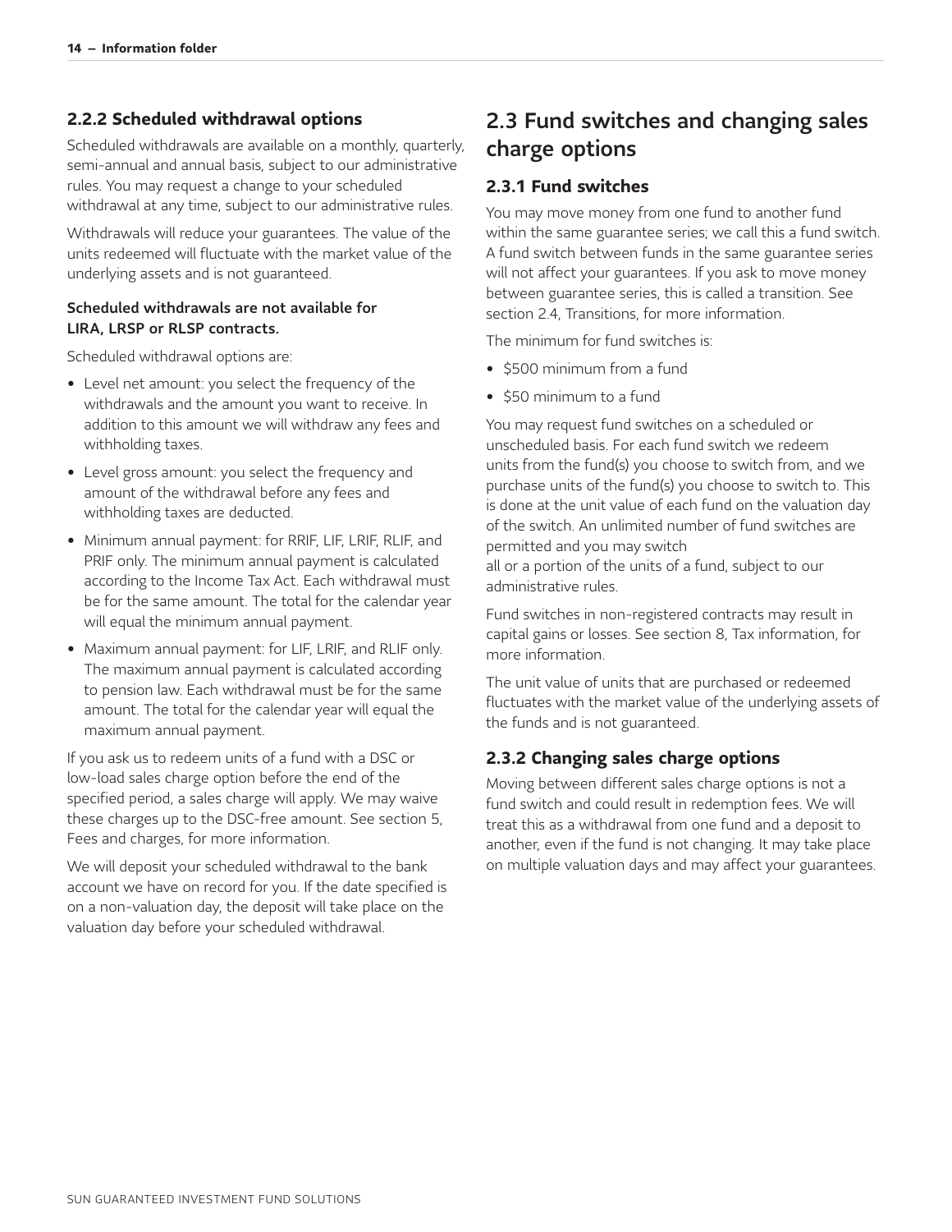### 2.2.2 Scheduled withdrawal options

Scheduled withdrawals are available on a monthly, quarterly, semi-annual and annual basis, subject to our administrative rules. You may request a change to your scheduled withdrawal at any time, subject to our administrative rules.

Withdrawals will reduce your guarantees. The value of the units redeemed will fluctuate with the market value of the underlying assets and is not guaranteed.

**Scheduled withdrawals are not available for LIRA, LRSP or RLSP contracts.**

Scheduled withdrawal options are:

- Level net amount: you select the frequency of the withdrawals and the amount you want to receive. In addition to this amount we will withdraw any fees and withholding taxes.
- Level gross amount: you select the frequency and amount of the withdrawal before any fees and withholding taxes are deducted.
- Minimum annual payment: for RRIF, LIF, LRIF, RLIF, and PRIF only. The minimum annual payment is calculated according to the Income Tax Act. Each withdrawal must be for the same amount. The total for the calendar year will equal the minimum annual payment.
- Maximum annual payment: for LIF, LRIF, and RLIF only. The maximum annual payment is calculated according to pension law. Each withdrawal must be for the same amount. The total for the calendar year will equal the maximum annual payment.

If you ask us to redeem units of a fund with a DSC or low-load sales charge option before the end of the specified period, a sales charge will apply. We may waive these charges up to the DSC-free amount. See section 5, Fees and charges, for more information.

We will deposit your scheduled withdrawal to the bank account we have on record for you. If the date specified is on a non-valuation day, the deposit will take place on the valuation day before your scheduled withdrawal.

## 2.3 Fund switches and changing sales charge options

### 2.3.1 Fund switches

You may move money from one fund to another fund within the same guarantee series; we call this a fund switch. A fund switch between funds in the same guarantee series will not affect your guarantees. If you ask to move money between guarantee series, this is called a transition. See section 2.4, Transitions, for more information.

The minimum for fund switches is:

- $500 minimum from a fund
- $50 minimum to a fund

You may request fund switches on a scheduled or unscheduled basis. For each fund switch we redeem units from the fund(s) you choose to switch from, and we purchase units of the fund(s) you choose to switch to. This is done at the unit value of each fund on the valuation day of the switch. An unlimited number of fund switches are permitted and you may switch all or a portion of the units of a fund, subject to our administrative rules.

Fund switches in non-registered contracts may result in capital gains or losses. See section 8, Tax information, for more information.

The unit value of units that are purchased or redeemed fluctuates with the market value of the underlying assets of the funds and is not guaranteed.

### 2.3.2 Changing sales charge options

Moving between different sales charge options is not a fund switch and could result in redemption fees. We will treat this as a withdrawal from one fund and a deposit to another, even if the fund is not changing. It may take place on multiple valuation days and may affect your guarantees.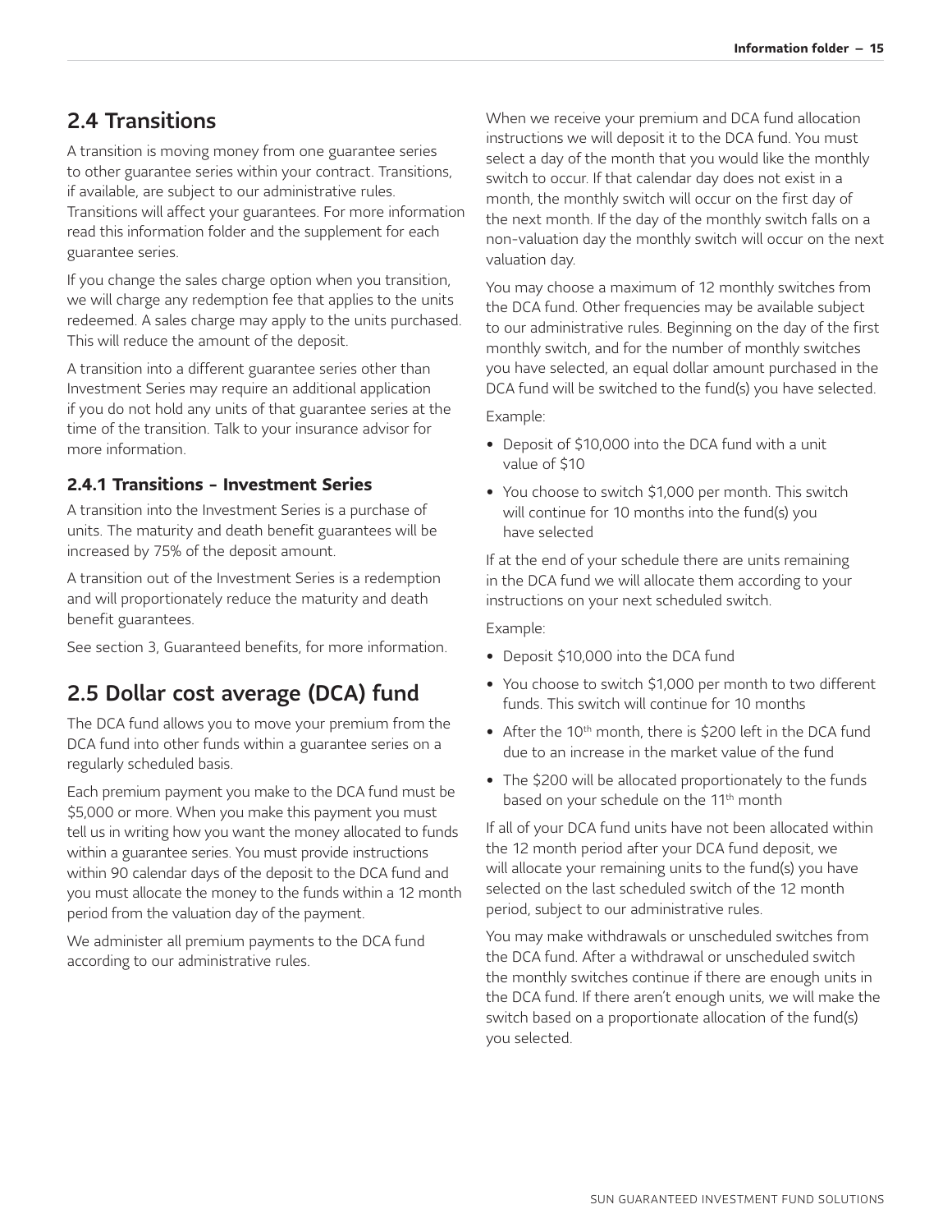## 2.4 Transitions

A transition is moving money from one guarantee series to other guarantee series within your contract. Transitions, if available, are subject to our administrative rules. Transitions will affect your guarantees. For more information read this information folder and the supplement for each guarantee series.

If you change the sales charge option when you transition, we will charge any redemption fee that applies to the units redeemed. A sales charge may apply to the units purchased. This will reduce the amount of the deposit.

A transition into a different guarantee series other than Investment Series may require an additional application if you do not hold any units of that guarantee series at the time of the transition. Talk to your insurance advisor for more information.

### 2.4.1 Transitions – Investment Series

A transition into the Investment Series is a purchase of units. The maturity and death benefit guarantees will be increased by 75% of the deposit amount.

A transition out of the Investment Series is a redemption and will proportionately reduce the maturity and death benefit guarantees.

See section 3, Guaranteed benefits, for more information.

## 2.5 Dollar cost average (DCA) fund

The DCA fund allows you to move your premium from the DCA fund into other funds within a guarantee series on a regularly scheduled basis.

Each premium payment you make to the DCA fund must be $5,000 or more. When you make this payment you must tell us in writing how you want the money allocated to funds within a guarantee series. You must provide instructions within 90 calendar days of the deposit to the DCA fund and you must allocate the money to the funds within a 12 month period from the valuation day of the payment.

We administer all premium payments to the DCA fund according to our administrative rules.

When we receive your premium and DCA fund allocation instructions we will deposit it to the DCA fund. You must select a day of the month that you would like the monthly switch to occur. If that calendar day does not exist in a month, the monthly switch will occur on the first day of the next month. If the day of the monthly switch falls on a non-valuation day the monthly switch will occur on the next valuation day.

You may choose a maximum of 12 monthly switches from the DCA fund. Other frequencies may be available subject to our administrative rules. Beginning on the day of the first monthly switch, and for the number of monthly switches you have selected, an equal dollar amount purchased in the DCA fund will be switched to the fund(s) you have selected.

Example:

- Deposit of $10,000 into the DCA fund with a unit value of $10
- You choose to switch $1,000 per month. This switch will continue for 10 months into the fund(s) you have selected

If at the end of your schedule there are units remaining in the DCA fund we will allocate them according to your instructions on your next scheduled switch.

Example:

- Deposit $10,000 into the DCA fund
- You choose to switch $1,000 per month to two different funds. This switch will continue for 10 months
- After the 10th month, there is $200 left in the DCA fund due to an increase in the market value of the fund
- The $200 will be allocated proportionately to the funds based on your schedule on the 11th month

If all of your DCA fund units have not been allocated within the 12 month period after your DCA fund deposit, we will allocate your remaining units to the fund(s) you have selected on the last scheduled switch of the 12 month period, subject to our administrative rules.

You may make withdrawals or unscheduled switches from the DCA fund. After a withdrawal or unscheduled switch the monthly switches continue if there are enough units in the DCA fund. If there aren't enough units, we will make the switch based on a proportionate allocation of the fund(s) you selected.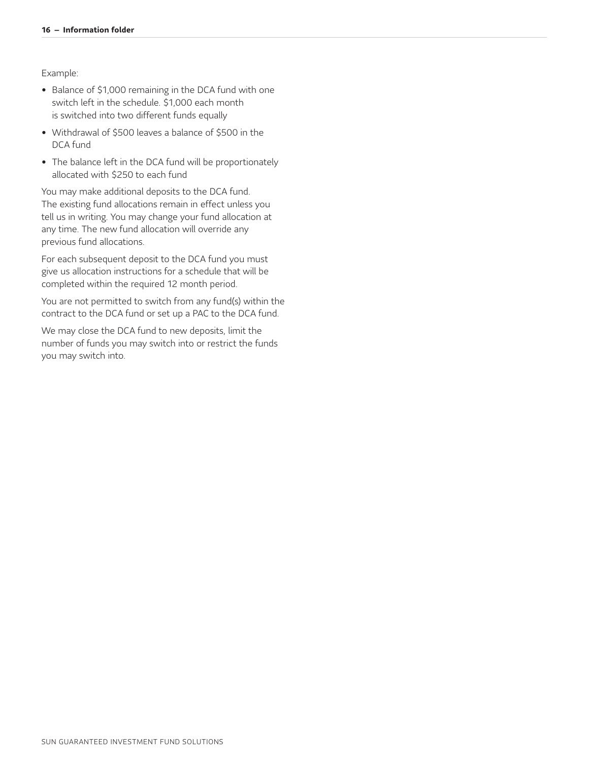Example:

- Balance of $1,000 remaining in the DCA fund with one switch left in the schedule. $1,000 each month is switched into two different funds equally
- Withdrawal of $500 leaves a balance of $500 in the DCA fund
- The balance left in the DCA fund will be proportionately allocated with $250 to each fund

You may make additional deposits to the DCA fund. The existing fund allocations remain in effect unless you tell us in writing. You may change your fund allocation at any time. The new fund allocation will override any previous fund allocations.

For each subsequent deposit to the DCA fund you must give us allocation instructions for a schedule that will be completed within the required 12 month period.

You are not permitted to switch from any fund(s) within the contract to the DCA fund or set up a PAC to the DCA fund.

We may close the DCA fund to new deposits, limit the number of funds you may switch into or restrict the funds you may switch into.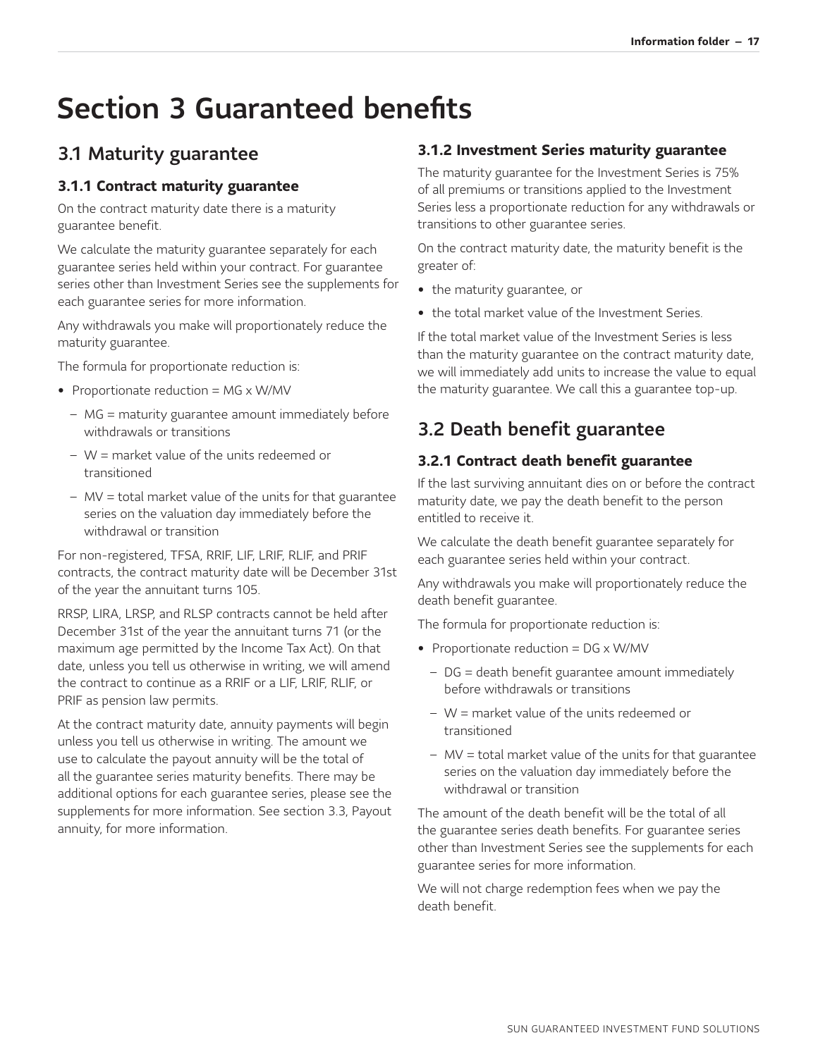# Section 3 Guaranteed benefits

## 3.1 Maturity guarantee

### 3.1.1 Contract maturity guarantee

On the contract maturity date there is a maturity guarantee benefit.

We calculate the maturity guarantee separately for each guarantee series held within your contract. For guarantee series other than Investment Series see the supplements for each guarantee series for more information.

Any withdrawals you make will proportionately reduce the maturity guarantee.

The formula for proportionate reduction is:

- Proportionate reduction = MG x W/MV
  - MG = maturity guarantee amount immediately before withdrawals or transitions
  - W = market value of the units redeemed or transitioned
  - MV = total market value of the units for that guarantee series on the valuation day immediately before the withdrawal or transition

For non-registered, TFSA, RRIF, LIF, LRIF, RLIF, and PRIF contracts, the contract maturity date will be December 31st of the year the annuitant turns 105.

RRSP, LIRA, LRSP, and RLSP contracts cannot be held after December 31st of the year the annuitant turns 71 (or the maximum age permitted by the Income Tax Act). On that date, unless you tell us otherwise in writing, we will amend the contract to continue as a RRIF or a LIF, LRIF, RLIF, or PRIF as pension law permits.

At the contract maturity date, annuity payments will begin unless you tell us otherwise in writing. The amount we use to calculate the payout annuity will be the total of all the guarantee series maturity benefits. There may be additional options for each guarantee series, please see the supplements for more information. See section 3.3, Payout annuity, for more information.

### 3.1.2 Investment Series maturity guarantee

The maturity guarantee for the Investment Series is 75% of all premiums or transitions applied to the Investment Series less a proportionate reduction for any withdrawals or transitions to other guarantee series.

On the contract maturity date, the maturity benefit is the greater of:

- the maturity guarantee, or
- the total market value of the Investment Series.

If the total market value of the Investment Series is less than the maturity guarantee on the contract maturity date, we will immediately add units to increase the value to equal the maturity guarantee. We call this a guarantee top-up.

## 3.2 Death benefit guarantee

### 3.2.1 Contract death benefit guarantee

If the last surviving annuitant dies on or before the contract maturity date, we pay the death benefit to the person entitled to receive it.

We calculate the death benefit guarantee separately for each guarantee series held within your contract.

Any withdrawals you make will proportionately reduce the death benefit guarantee.

The formula for proportionate reduction is:

- Proportionate reduction = DG x W/MV
  - DG = death benefit guarantee amount immediately before withdrawals or transitions
  - W = market value of the units redeemed or transitioned
  - MV = total market value of the units for that guarantee series on the valuation day immediately before the withdrawal or transition

The amount of the death benefit will be the total of all the guarantee series death benefits. For guarantee series other than Investment Series see the supplements for each guarantee series for more information.

We will not charge redemption fees when we pay the death benefit.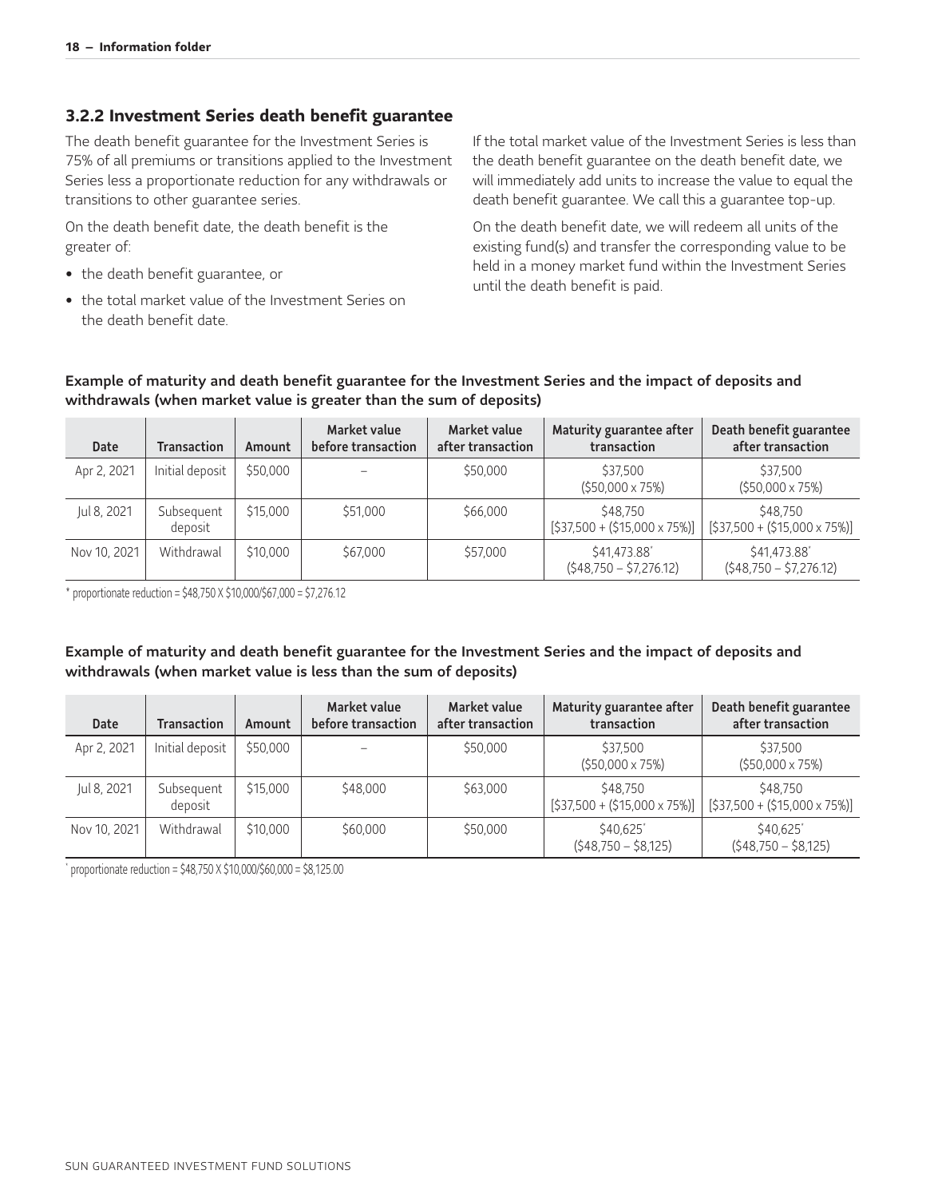### 3.2.2 Investment Series death benefit guarantee

The death benefit guarantee for the Investment Series is 75% of all premiums or transitions applied to the Investment Series less a proportionate reduction for any withdrawals or transitions to other guarantee series.

On the death benefit date, the death benefit is the greater of:

- the death benefit guarantee, or
- the total market value of the Investment Series on the death benefit date.

If the total market value of the Investment Series is less than the death benefit guarantee on the death benefit date, we will immediately add units to increase the value to equal the death benefit guarantee. We call this a guarantee top-up.

On the death benefit date, we will redeem all units of the existing fund(s) and transfer the corresponding value to be held in a money market fund within the Investment Series until the death benefit is paid.

**Example of maturity and death benefit guarantee for the Investment Series and the impact of deposits and withdrawals (when market value is greater than the sum of deposits)**

| Date | Transaction | Amount | Market value before transaction | Market value after transaction | Maturity guarantee after transaction | Death benefit guarantee after transaction |
|---|---|---|---|---|---|---|
| Apr 2, 2021 | Initial deposit | $50,000 | – | $50,000 | $37,500 ($50,000 x 75%) | $37,500 ($50,000 x 75%) |
| Jul 8, 2021 | Subsequent deposit | $15,000 | $51,000 | $66,000 | $48,750 [$37,500 + ($15,000 x 75%)] | $48,750 [$37,500 + ($15,000 x 75%)] |
| Nov 10, 2021 | Withdrawal | $10,000 | $67,000 | $57,000 | $41,473.88* ($48,750 – $7,276.12) | $41,473.88* ($48,750 – $7,276.12) |

* proportionate reduction = $48,750 X $10,000/$67,000 = $7,276.12

**Example of maturity and death benefit guarantee for the Investment Series and the impact of deposits and withdrawals (when market value is less than the sum of deposits)**

| Date | Transaction | Amount | Market value before transaction | Market value after transaction | Maturity guarantee after transaction | Death benefit guarantee after transaction |
|---|---|---|---|---|---|---|
| Apr 2, 2021 | Initial deposit | $50,000 | – | $50,000 | $37,500 ($50,000 x 75%) | $37,500 ($50,000 x 75%) |
| Jul 8, 2021 | Subsequent deposit | $15,000 | $48,000 | $63,000 | $48,750 [$37,500 + ($15,000 x 75%)] | $48,750 [$37,500 + ($15,000 x 75%)] |
| Nov 10, 2021 | Withdrawal | $10,000 | $60,000 | $50,000 | $40,625* ($48,750 – $8,125) | $40,625* ($48,750 – $8,125) |

* proportionate reduction = $48,750 X $10,000/$60,000 = $8,125.00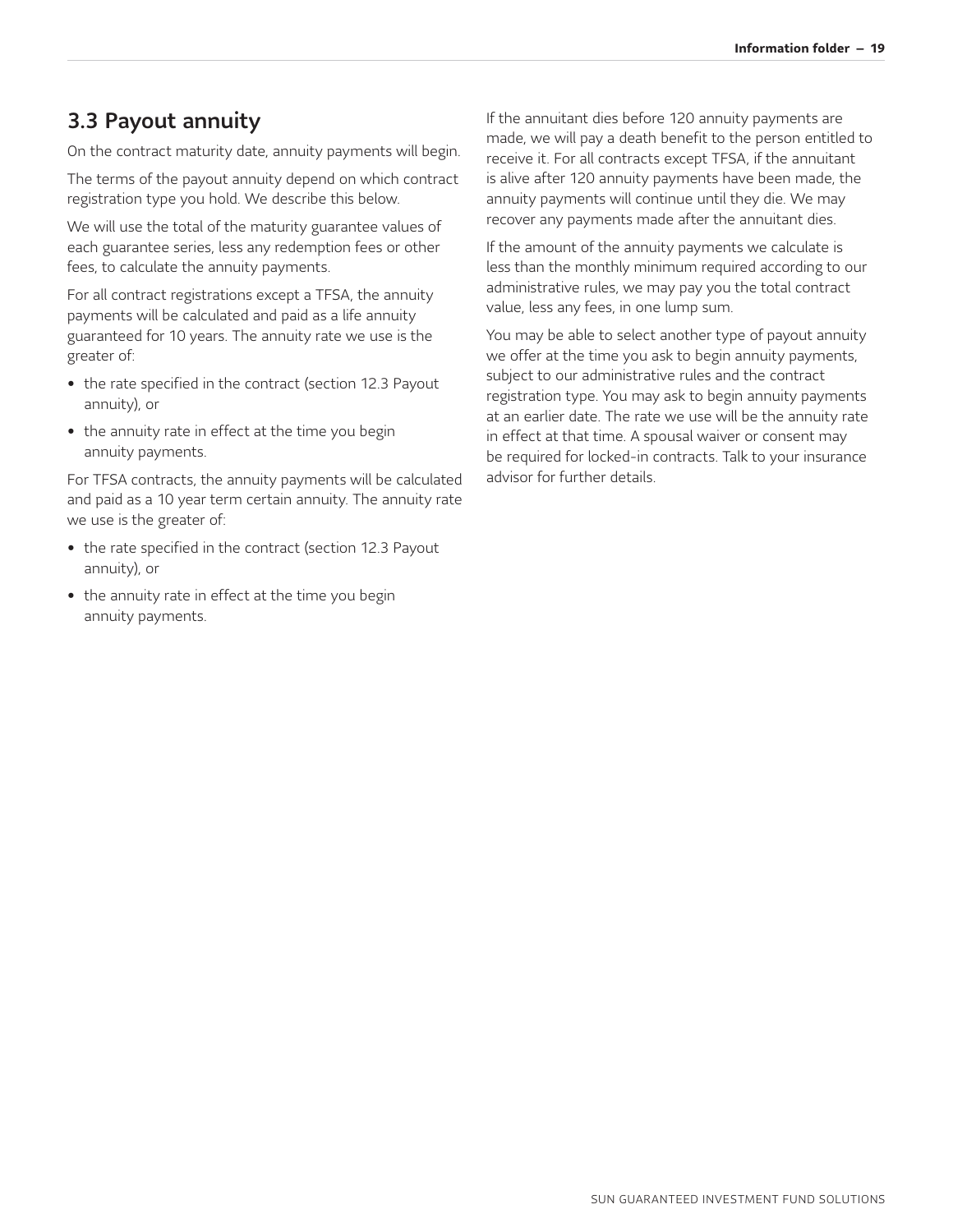## 3.3 Payout annuity

On the contract maturity date, annuity payments will begin.

The terms of the payout annuity depend on which contract registration type you hold. We describe this below.

We will use the total of the maturity guarantee values of each guarantee series, less any redemption fees or other fees, to calculate the annuity payments.

For all contract registrations except a TFSA, the annuity payments will be calculated and paid as a life annuity guaranteed for 10 years. The annuity rate we use is the greater of:

- the rate specified in the contract (section 12.3 Payout annuity), or
- the annuity rate in effect at the time you begin annuity payments.

For TFSA contracts, the annuity payments will be calculated and paid as a 10 year term certain annuity. The annuity rate we use is the greater of:

- the rate specified in the contract (section 12.3 Payout annuity), or
- the annuity rate in effect at the time you begin annuity payments.

If the annuitant dies before 120 annuity payments are made, we will pay a death benefit to the person entitled to receive it. For all contracts except TFSA, if the annuitant is alive after 120 annuity payments have been made, the annuity payments will continue until they die. We may recover any payments made after the annuitant dies.

If the amount of the annuity payments we calculate is less than the monthly minimum required according to our administrative rules, we may pay you the total contract value, less any fees, in one lump sum.

You may be able to select another type of payout annuity we offer at the time you ask to begin annuity payments, subject to our administrative rules and the contract registration type. You may ask to begin annuity payments at an earlier date. The rate we use will be the annuity rate in effect at that time. A spousal waiver or consent may be required for locked-in contracts. Talk to your insurance advisor for further details.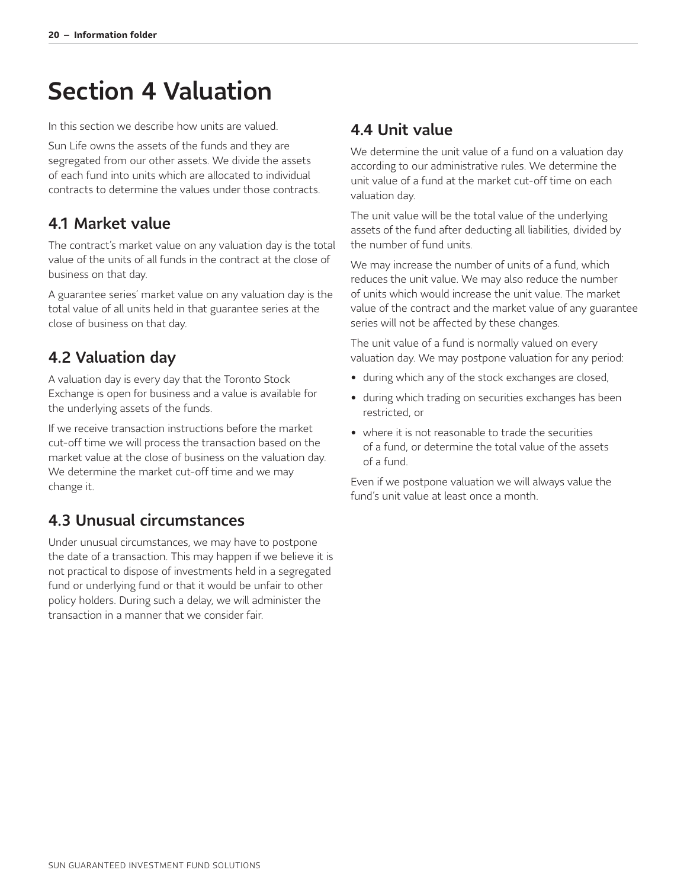# Section 4 Valuation

In this section we describe how units are valued.

Sun Life owns the assets of the funds and they are segregated from our other assets. We divide the assets of each fund into units which are allocated to individual contracts to determine the values under those contracts.

## 4.1 Market value

The contract's market value on any valuation day is the total value of the units of all funds in the contract at the close of business on that day.

A guarantee series' market value on any valuation day is the total value of all units held in that guarantee series at the close of business on that day.

## 4.2 Valuation day

A valuation day is every day that the Toronto Stock Exchange is open for business and a value is available for the underlying assets of the funds.

If we receive transaction instructions before the market cut-off time we will process the transaction based on the market value at the close of business on the valuation day. We determine the market cut-off time and we may change it.

## 4.3 Unusual circumstances

Under unusual circumstances, we may have to postpone the date of a transaction. This may happen if we believe it is not practical to dispose of investments held in a segregated fund or underlying fund or that it would be unfair to other policy holders. During such a delay, we will administer the transaction in a manner that we consider fair.

## 4.4 Unit value

We determine the unit value of a fund on a valuation day according to our administrative rules. We determine the unit value of a fund at the market cut-off time on each valuation day.

The unit value will be the total value of the underlying assets of the fund after deducting all liabilities, divided by the number of fund units.

We may increase the number of units of a fund, which reduces the unit value. We may also reduce the number of units which would increase the unit value. The market value of the contract and the market value of any guarantee series will not be affected by these changes.

The unit value of a fund is normally valued on every valuation day. We may postpone valuation for any period:

- during which any of the stock exchanges are closed,
- during which trading on securities exchanges has been restricted, or
- where it is not reasonable to trade the securities of a fund, or determine the total value of the assets of a fund.

Even if we postpone valuation we will always value the fund's unit value at least once a month.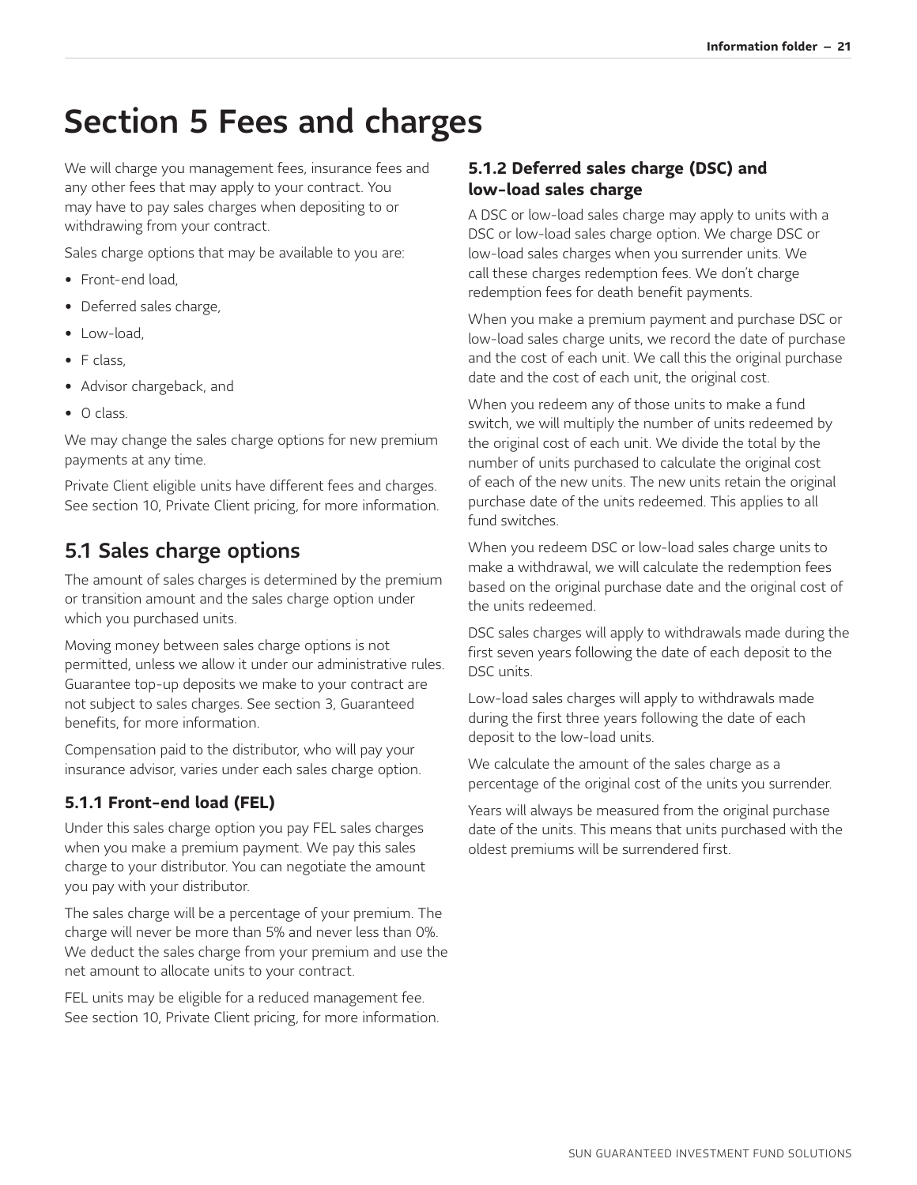# Section 5 Fees and charges

We will charge you management fees, insurance fees and any other fees that may apply to your contract. You may have to pay sales charges when depositing to or withdrawing from your contract.

Sales charge options that may be available to you are:

- Front-end load,
- Deferred sales charge,
- Low-load,
- F class,
- Advisor chargeback, and
- O class.

We may change the sales charge options for new premium payments at any time.

Private Client eligible units have different fees and charges. See section 10, Private Client pricing, for more information.

## 5.1 Sales charge options

The amount of sales charges is determined by the premium or transition amount and the sales charge option under which you purchased units.

Moving money between sales charge options is not permitted, unless we allow it under our administrative rules. Guarantee top-up deposits we make to your contract are not subject to sales charges. See section 3, Guaranteed benefits, for more information.

Compensation paid to the distributor, who will pay your insurance advisor, varies under each sales charge option.

### 5.1.1 Front-end load (FEL)

Under this sales charge option you pay FEL sales charges when you make a premium payment. We pay this sales charge to your distributor. You can negotiate the amount you pay with your distributor.

The sales charge will be a percentage of your premium. The charge will never be more than 5% and never less than 0%. We deduct the sales charge from your premium and use the net amount to allocate units to your contract.

FEL units may be eligible for a reduced management fee. See section 10, Private Client pricing, for more information.

### 5.1.2 Deferred sales charge (DSC) and low-load sales charge

A DSC or low-load sales charge may apply to units with a DSC or low-load sales charge option. We charge DSC or low-load sales charges when you surrender units. We call these charges redemption fees. We don't charge redemption fees for death benefit payments.

When you make a premium payment and purchase DSC or low-load sales charge units, we record the date of purchase and the cost of each unit. We call this the original purchase date and the cost of each unit, the original cost.

When you redeem any of those units to make a fund switch, we will multiply the number of units redeemed by the original cost of each unit. We divide the total by the number of units purchased to calculate the original cost of each of the new units. The new units retain the original purchase date of the units redeemed. This applies to all fund switches.

When you redeem DSC or low-load sales charge units to make a withdrawal, we will calculate the redemption fees based on the original purchase date and the original cost of the units redeemed.

DSC sales charges will apply to withdrawals made during the first seven years following the date of each deposit to the DSC units.

Low-load sales charges will apply to withdrawals made during the first three years following the date of each deposit to the low-load units.

We calculate the amount of the sales charge as a percentage of the original cost of the units you surrender.

Years will always be measured from the original purchase date of the units. This means that units purchased with the oldest premiums will be surrendered first.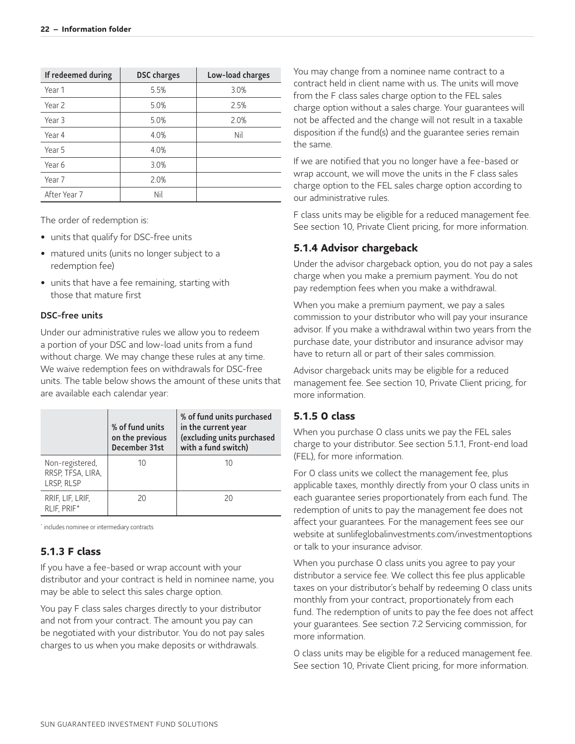| If redeemed during | DSC charges | Low-load charges |
|---|---|---|
| Year 1 | 5.5% | 3.0% |
| Year 2 | 5.0% | 2.5% |
| Year 3 | 5.0% | 2.0% |
| Year 4 | 4.0% | Nil |
| Year 5 | 4.0% | |
| Year 6 | 3.0% | |
| Year 7 | 2.0% | |
| After Year 7 | Nil | |

The order of redemption is:

- units that qualify for DSC-free units
- matured units (units no longer subject to a redemption fee)
- units that have a fee remaining, starting with those that mature first

#### DSC-free units

Under our administrative rules we allow you to redeem a portion of your DSC and low-load units from a fund without charge. We may change these rules at any time. We waive redemption fees on withdrawals for DSC-free units. The table below shows the amount of these units that are available each calendar year:

| | % of fund units on the previous December 31st | % of fund units purchased in the current year (excluding units purchased with a fund switch) |
|---|---|---|
| Non-registered, RRSP, TFSA, LIRA, LRSP, RLSP | 10 | 10 |
| RRIF, LIF, LRIF, RLIF, PRIF* | 20 | 20 |

* includes nominee or intermediary contracts

### 5.1.3 F class

If you have a fee-based or wrap account with your distributor and your contract is held in nominee name, you may be able to select this sales charge option.

You pay F class sales charges directly to your distributor and not from your contract. The amount you pay can be negotiated with your distributor. You do not pay sales charges to us when you make deposits or withdrawals.

You may change from a nominee name contract to a contract held in client name with us. The units will move from the F class sales charge option to the FEL sales charge option without a sales charge. Your guarantees will not be affected and the change will not result in a taxable disposition if the fund(s) and the guarantee series remain the same.

If we are notified that you no longer have a fee-based or wrap account, we will move the units in the F class sales charge option to the FEL sales charge option according to our administrative rules.

F class units may be eligible for a reduced management fee. See section 10, Private Client pricing, for more information.

### 5.1.4 Advisor chargeback

Under the advisor chargeback option, you do not pay a sales charge when you make a premium payment. You do not pay redemption fees when you make a withdrawal.

When you make a premium payment, we pay a sales commission to your distributor who will pay your insurance advisor. If you make a withdrawal within two years from the purchase date, your distributor and insurance advisor may have to return all or part of their sales commission.

Advisor chargeback units may be eligible for a reduced management fee. See section 10, Private Client pricing, for more information.

### 5.1.5 O class

When you purchase O class units we pay the FEL sales charge to your distributor. See section 5.1.1, Front-end load (FEL), for more information.

For O class units we collect the management fee, plus applicable taxes, monthly directly from your O class units in each guarantee series proportionately from each fund. The redemption of units to pay the management fee does not affect your guarantees. For the management fees see our website at sunlifeglobalinvestments.com/investmentoptions or talk to your insurance advisor.

When you purchase O class units you agree to pay your distributor a service fee. We collect this fee plus applicable taxes on your distributor's behalf by redeeming O class units monthly from your contract, proportionately from each fund. The redemption of units to pay the fee does not affect your guarantees. See section 7.2 Servicing commission, for more information.

O class units may be eligible for a reduced management fee. See section 10, Private Client pricing, for more information.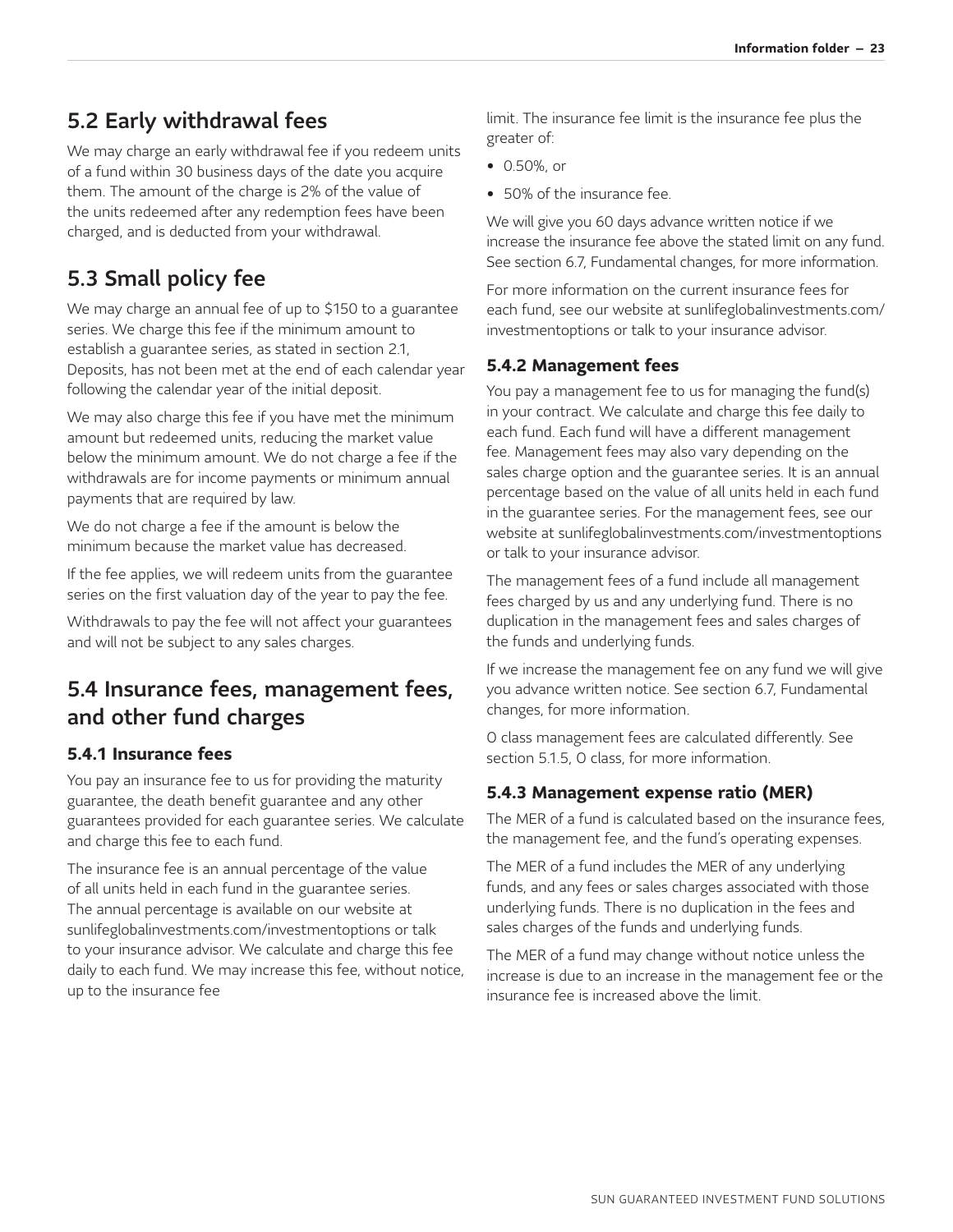## 5.2 Early withdrawal fees

We may charge an early withdrawal fee if you redeem units of a fund within 30 business days of the date you acquire them. The amount of the charge is 2% of the value of the units redeemed after any redemption fees have been charged, and is deducted from your withdrawal.

## 5.3 Small policy fee

We may charge an annual fee of up to $150 to a guarantee series. We charge this fee if the minimum amount to establish a guarantee series, as stated in section 2.1, Deposits, has not been met at the end of each calendar year following the calendar year of the initial deposit.

We may also charge this fee if you have met the minimum amount but redeemed units, reducing the market value below the minimum amount. We do not charge a fee if the withdrawals are for income payments or minimum annual payments that are required by law.

We do not charge a fee if the amount is below the minimum because the market value has decreased.

If the fee applies, we will redeem units from the guarantee series on the first valuation day of the year to pay the fee.

Withdrawals to pay the fee will not affect your guarantees and will not be subject to any sales charges.

## 5.4 Insurance fees, management fees, and other fund charges

### 5.4.1 Insurance fees

You pay an insurance fee to us for providing the maturity guarantee, the death benefit guarantee and any other guarantees provided for each guarantee series. We calculate and charge this fee to each fund.

The insurance fee is an annual percentage of the value of all units held in each fund in the guarantee series. The annual percentage is available on our website at sunlifeglobalinvestments.com/investmentoptions or talk to your insurance advisor. We calculate and charge this fee daily to each fund. We may increase this fee, without notice, up to the insurance fee limit. The insurance fee limit is the insurance fee plus the greater of:

- 0.50%, or
- 50% of the insurance fee.

We will give you 60 days advance written notice if we increase the insurance fee above the stated limit on any fund. See section 6.7, Fundamental changes, for more information.

For more information on the current insurance fees for each fund, see our website at sunlifeglobalinvestments.com/investmentoptions or talk to your insurance advisor.

### 5.4.2 Management fees

You pay a management fee to us for managing the fund(s) in your contract. We calculate and charge this fee daily to each fund. Each fund will have a different management fee. Management fees may also vary depending on the sales charge option and the guarantee series. It is an annual percentage based on the value of all units held in each fund in the guarantee series. For the management fees, see our website at sunlifeglobalinvestments.com/investmentoptions or talk to your insurance advisor.

The management fees of a fund include all management fees charged by us and any underlying fund. There is no duplication in the management fees and sales charges of the funds and underlying funds.

If we increase the management fee on any fund we will give you advance written notice. See section 6.7, Fundamental changes, for more information.

O class management fees are calculated differently. See section 5.1.5, O class, for more information.

### 5.4.3 Management expense ratio (MER)

The MER of a fund is calculated based on the insurance fees, the management fee, and the fund's operating expenses.

The MER of a fund includes the MER of any underlying funds, and any fees or sales charges associated with those underlying funds. There is no duplication in the fees and sales charges of the funds and underlying funds.

The MER of a fund may change without notice unless the increase is due to an increase in the management fee or the insurance fee is increased above the limit.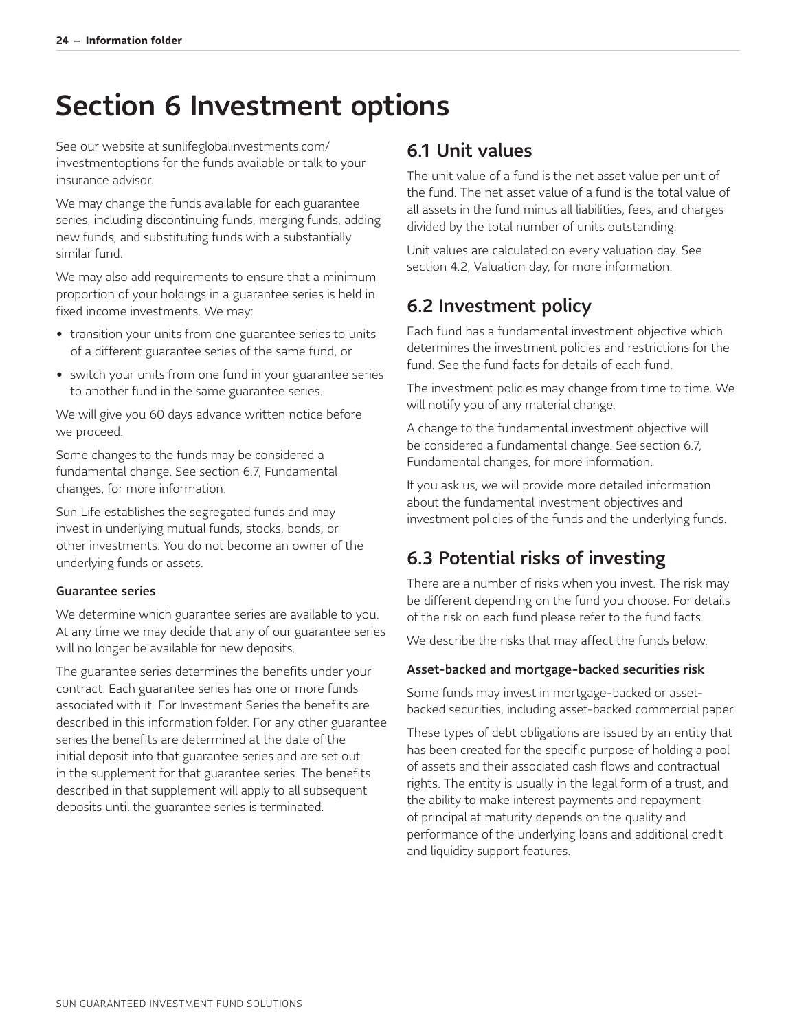# Section 6 Investment options

See our website at sunlifeglobalinvestments.com/investmentoptions for the funds available or talk to your insurance advisor.

We may change the funds available for each guarantee series, including discontinuing funds, merging funds, adding new funds, and substituting funds with a substantially similar fund.

We may also add requirements to ensure that a minimum proportion of your holdings in a guarantee series is held in fixed income investments. We may:

- transition your units from one guarantee series to units of a different guarantee series of the same fund, or
- switch your units from one fund in your guarantee series to another fund in the same guarantee series.

We will give you 60 days advance written notice before we proceed.

Some changes to the funds may be considered a fundamental change. See section 6.7, Fundamental changes, for more information.

Sun Life establishes the segregated funds and may invest in underlying mutual funds, stocks, bonds, or other investments. You do not become an owner of the underlying funds or assets.

#### Guarantee series

We determine which guarantee series are available to you. At any time we may decide that any of our guarantee series will no longer be available for new deposits.

The guarantee series determines the benefits under your contract. Each guarantee series has one or more funds associated with it. For Investment Series the benefits are described in this information folder. For any other guarantee series the benefits are determined at the date of the initial deposit into that guarantee series and are set out in the supplement for that guarantee series. The benefits described in that supplement will apply to all subsequent deposits until the guarantee series is terminated.

## 6.1 Unit values

The unit value of a fund is the net asset value per unit of the fund. The net asset value of a fund is the total value of all assets in the fund minus all liabilities, fees, and charges divided by the total number of units outstanding.

Unit values are calculated on every valuation day. See section 4.2, Valuation day, for more information.

## 6.2 Investment policy

Each fund has a fundamental investment objective which determines the investment policies and restrictions for the fund. See the fund facts for details of each fund.

The investment policies may change from time to time. We will notify you of any material change.

A change to the fundamental investment objective will be considered a fundamental change. See section 6.7, Fundamental changes, for more information.

If you ask us, we will provide more detailed information about the fundamental investment objectives and investment policies of the funds and the underlying funds.

## 6.3 Potential risks of investing

There are a number of risks when you invest. The risk may be different depending on the fund you choose. For details of the risk on each fund please refer to the fund facts.

We describe the risks that may affect the funds below.

#### Asset-backed and mortgage-backed securities risk

Some funds may invest in mortgage-backed or asset-backed securities, including asset-backed commercial paper.

These types of debt obligations are issued by an entity that has been created for the specific purpose of holding a pool of assets and their associated cash flows and contractual rights. The entity is usually in the legal form of a trust, and the ability to make interest payments and repayment of principal at maturity depends on the quality and performance of the underlying loans and additional credit and liquidity support features.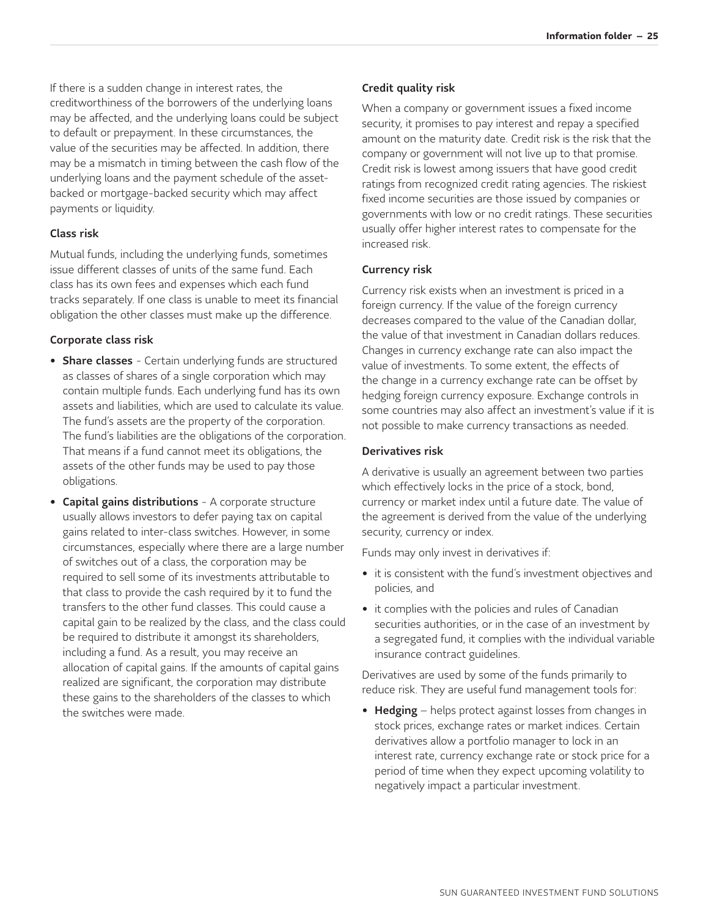If there is a sudden change in interest rates, the creditworthiness of the borrowers of the underlying loans may be affected, and the underlying loans could be subject to default or prepayment. In these circumstances, the value of the securities may be affected. In addition, there may be a mismatch in timing between the cash flow of the underlying loans and the payment schedule of the asset-backed or mortgage-backed security which may affect payments or liquidity.

#### Class risk

Mutual funds, including the underlying funds, sometimes issue different classes of units of the same fund. Each class has its own fees and expenses which each fund tracks separately. If one class is unable to meet its financial obligation the other classes must make up the difference.

#### Corporate class risk

- **Share classes** - Certain underlying funds are structured as classes of shares of a single corporation which may contain multiple funds. Each underlying fund has its own assets and liabilities, which are used to calculate its value. The fund's assets are the property of the corporation. The fund's liabilities are the obligations of the corporation. That means if a fund cannot meet its obligations, the assets of the other funds may be used to pay those obligations.
- **Capital gains distributions** - A corporate structure usually allows investors to defer paying tax on capital gains related to inter-class switches. However, in some circumstances, especially where there are a large number of switches out of a class, the corporation may be required to sell some of its investments attributable to that class to provide the cash required by it to fund the transfers to the other fund classes. This could cause a capital gain to be realized by the class, and the class could be required to distribute it amongst its shareholders, including a fund. As a result, you may receive an allocation of capital gains. If the amounts of capital gains realized are significant, the corporation may distribute these gains to the shareholders of the classes to which the switches were made.

#### Credit quality risk

When a company or government issues a fixed income security, it promises to pay interest and repay a specified amount on the maturity date. Credit risk is the risk that the company or government will not live up to that promise. Credit risk is lowest among issuers that have good credit ratings from recognized credit rating agencies. The riskiest fixed income securities are those issued by companies or governments with low or no credit ratings. These securities usually offer higher interest rates to compensate for the increased risk.

#### Currency risk

Currency risk exists when an investment is priced in a foreign currency. If the value of the foreign currency decreases compared to the value of the Canadian dollar, the value of that investment in Canadian dollars reduces. Changes in currency exchange rate can also impact the value of investments. To some extent, the effects of the change in a currency exchange rate can be offset by hedging foreign currency exposure. Exchange controls in some countries may also affect an investment's value if it is not possible to make currency transactions as needed.

#### Derivatives risk

A derivative is usually an agreement between two parties which effectively locks in the price of a stock, bond, currency or market index until a future date. The value of the agreement is derived from the value of the underlying security, currency or index.

Funds may only invest in derivatives if:

- it is consistent with the fund's investment objectives and policies, and
- it complies with the policies and rules of Canadian securities authorities, or in the case of an investment by a segregated fund, it complies with the individual variable insurance contract guidelines.

Derivatives are used by some of the funds primarily to reduce risk. They are useful fund management tools for:

- **Hedging** – helps protect against losses from changes in stock prices, exchange rates or market indices. Certain derivatives allow a portfolio manager to lock in an interest rate, currency exchange rate or stock price for a period of time when they expect upcoming volatility to negatively impact a particular investment.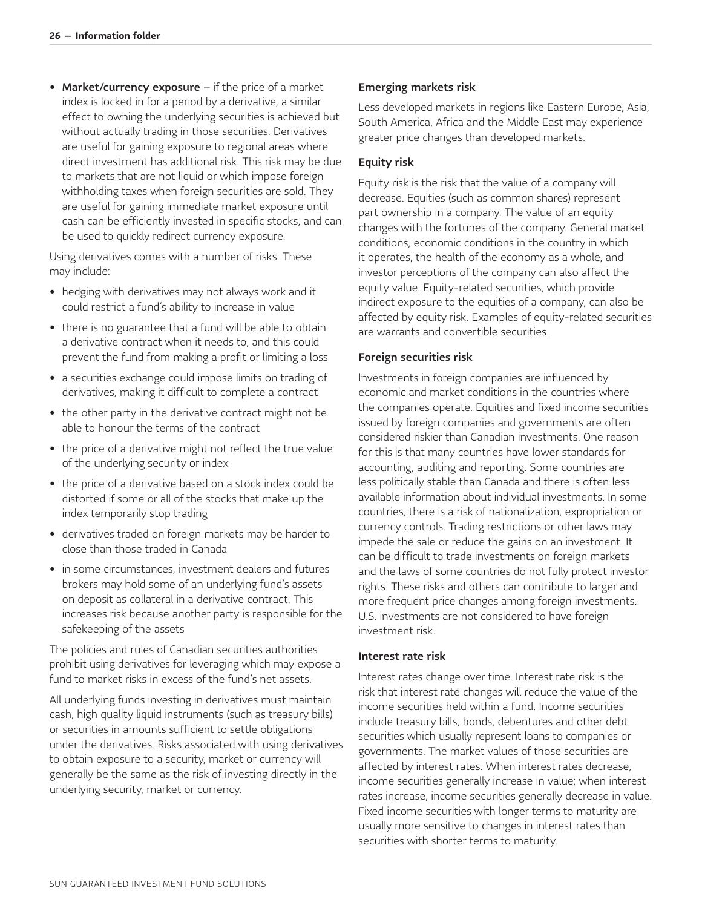- **Market/currency exposure** – if the price of a market index is locked in for a period by a derivative, a similar effect to owning the underlying securities is achieved but without actually trading in those securities. Derivatives are useful for gaining exposure to regional areas where direct investment has additional risk. This risk may be due to markets that are not liquid or which impose foreign withholding taxes when foreign securities are sold. They are useful for gaining immediate market exposure until cash can be efficiently invested in specific stocks, and can be used to quickly redirect currency exposure.

Using derivatives comes with a number of risks. These may include:

- hedging with derivatives may not always work and it could restrict a fund's ability to increase in value
- there is no guarantee that a fund will be able to obtain a derivative contract when it needs to, and this could prevent the fund from making a profit or limiting a loss
- a securities exchange could impose limits on trading of derivatives, making it difficult to complete a contract
- the other party in the derivative contract might not be able to honour the terms of the contract
- the price of a derivative might not reflect the true value of the underlying security or index
- the price of a derivative based on a stock index could be distorted if some or all of the stocks that make up the index temporarily stop trading
- derivatives traded on foreign markets may be harder to close than those traded in Canada
- in some circumstances, investment dealers and futures brokers may hold some of an underlying fund's assets on deposit as collateral in a derivative contract. This increases risk because another party is responsible for the safekeeping of the assets

The policies and rules of Canadian securities authorities prohibit using derivatives for leveraging which may expose a fund to market risks in excess of the fund's net assets.

All underlying funds investing in derivatives must maintain cash, high quality liquid instruments (such as treasury bills) or securities in amounts sufficient to settle obligations under the derivatives. Risks associated with using derivatives to obtain exposure to a security, market or currency will generally be the same as the risk of investing directly in the underlying security, market or currency.

### Emerging markets risk

Less developed markets in regions like Eastern Europe, Asia, South America, Africa and the Middle East may experience greater price changes than developed markets.

### Equity risk

Equity risk is the risk that the value of a company will decrease. Equities (such as common shares) represent part ownership in a company. The value of an equity changes with the fortunes of the company. General market conditions, economic conditions in the country in which it operates, the health of the economy as a whole, and investor perceptions of the company can also affect the equity value. Equity-related securities, which provide indirect exposure to the equities of a company, can also be affected by equity risk. Examples of equity-related securities are warrants and convertible securities.

### Foreign securities risk

Investments in foreign companies are influenced by economic and market conditions in the countries where the companies operate. Equities and fixed income securities issued by foreign companies and governments are often considered riskier than Canadian investments. One reason for this is that many countries have lower standards for accounting, auditing and reporting. Some countries are less politically stable than Canada and there is often less available information about individual investments. In some countries, there is a risk of nationalization, expropriation or currency controls. Trading restrictions or other laws may impede the sale or reduce the gains on an investment. It can be difficult to trade investments on foreign markets and the laws of some countries do not fully protect investor rights. These risks and others can contribute to larger and more frequent price changes among foreign investments. U.S. investments are not considered to have foreign investment risk.

### Interest rate risk

Interest rates change over time. Interest rate risk is the risk that interest rate changes will reduce the value of the income securities held within a fund. Income securities include treasury bills, bonds, debentures and other debt securities which usually represent loans to companies or governments. The market values of those securities are affected by interest rates. When interest rates decrease, income securities generally increase in value; when interest rates increase, income securities generally decrease in value. Fixed income securities with longer terms to maturity are usually more sensitive to changes in interest rates than securities with shorter terms to maturity.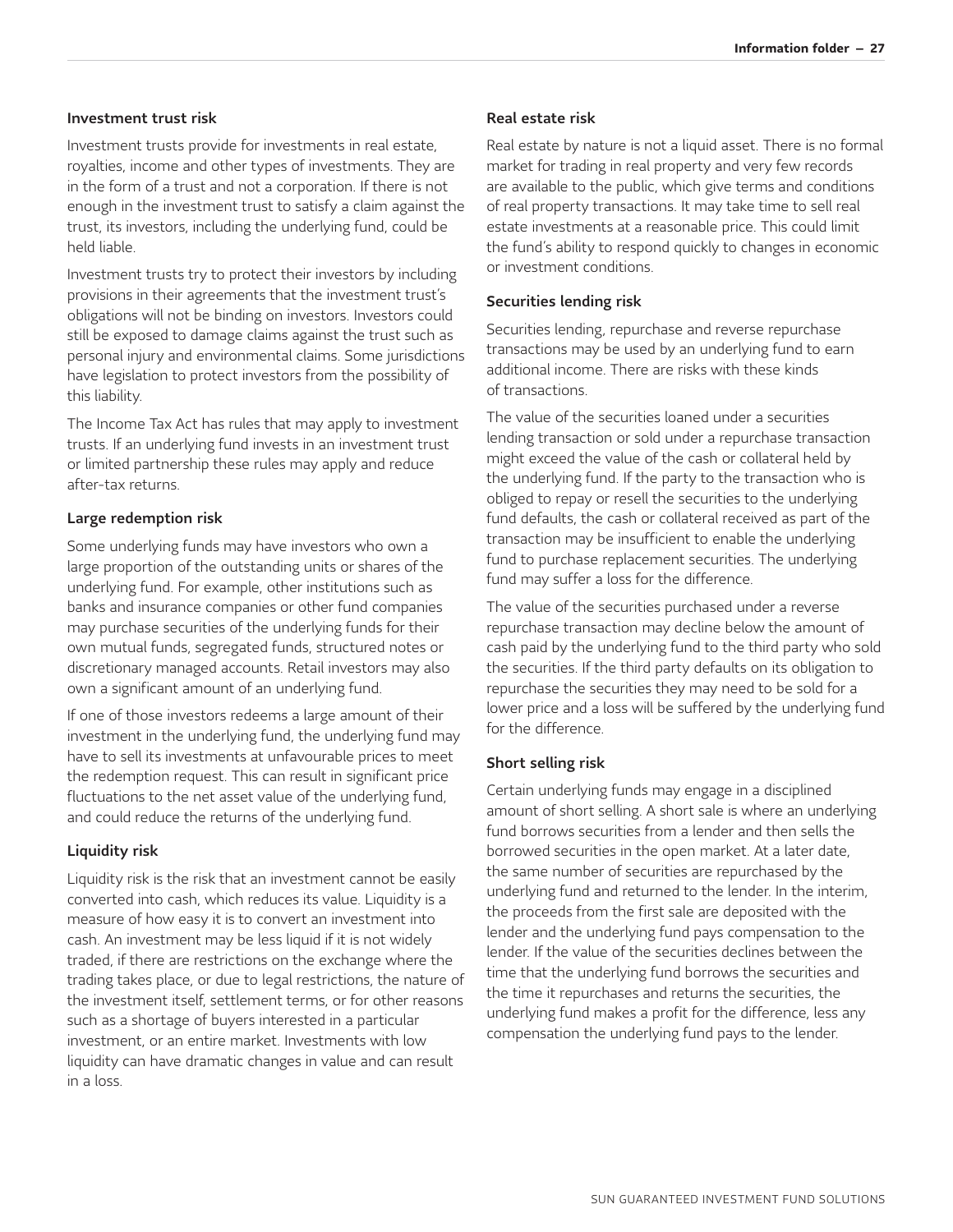### Investment trust risk

Investment trusts provide for investments in real estate, royalties, income and other types of investments. They are in the form of a trust and not a corporation. If there is not enough in the investment trust to satisfy a claim against the trust, its investors, including the underlying fund, could be held liable.

Investment trusts try to protect their investors by including provisions in their agreements that the investment trust's obligations will not be binding on investors. Investors could still be exposed to damage claims against the trust such as personal injury and environmental claims. Some jurisdictions have legislation to protect investors from the possibility of this liability.

The Income Tax Act has rules that may apply to investment trusts. If an underlying fund invests in an investment trust or limited partnership these rules may apply and reduce after-tax returns.

### Large redemption risk

Some underlying funds may have investors who own a large proportion of the outstanding units or shares of the underlying fund. For example, other institutions such as banks and insurance companies or other fund companies may purchase securities of the underlying funds for their own mutual funds, segregated funds, structured notes or discretionary managed accounts. Retail investors may also own a significant amount of an underlying fund.

If one of those investors redeems a large amount of their investment in the underlying fund, the underlying fund may have to sell its investments at unfavourable prices to meet the redemption request. This can result in significant price fluctuations to the net asset value of the underlying fund, and could reduce the returns of the underlying fund.

### Liquidity risk

Liquidity risk is the risk that an investment cannot be easily converted into cash, which reduces its value. Liquidity is a measure of how easy it is to convert an investment into cash. An investment may be less liquid if it is not widely traded, if there are restrictions on the exchange where the trading takes place, or due to legal restrictions, the nature of the investment itself, settlement terms, or for other reasons such as a shortage of buyers interested in a particular investment, or an entire market. Investments with low liquidity can have dramatic changes in value and can result in a loss.

### Real estate risk

Real estate by nature is not a liquid asset. There is no formal market for trading in real property and very few records are available to the public, which give terms and conditions of real property transactions. It may take time to sell real estate investments at a reasonable price. This could limit the fund's ability to respond quickly to changes in economic or investment conditions.

### Securities lending risk

Securities lending, repurchase and reverse repurchase transactions may be used by an underlying fund to earn additional income. There are risks with these kinds of transactions.

The value of the securities loaned under a securities lending transaction or sold under a repurchase transaction might exceed the value of the cash or collateral held by the underlying fund. If the party to the transaction who is obliged to repay or resell the securities to the underlying fund defaults, the cash or collateral received as part of the transaction may be insufficient to enable the underlying fund to purchase replacement securities. The underlying fund may suffer a loss for the difference.

The value of the securities purchased under a reverse repurchase transaction may decline below the amount of cash paid by the underlying fund to the third party who sold the securities. If the third party defaults on its obligation to repurchase the securities they may need to be sold for a lower price and a loss will be suffered by the underlying fund for the difference.

### Short selling risk

Certain underlying funds may engage in a disciplined amount of short selling. A short sale is where an underlying fund borrows securities from a lender and then sells the borrowed securities in the open market. At a later date, the same number of securities are repurchased by the underlying fund and returned to the lender. In the interim, the proceeds from the first sale are deposited with the lender and the underlying fund pays compensation to the lender. If the value of the securities declines between the time that the underlying fund borrows the securities and the time it repurchases and returns the securities, the underlying fund makes a profit for the difference, less any compensation the underlying fund pays to the lender.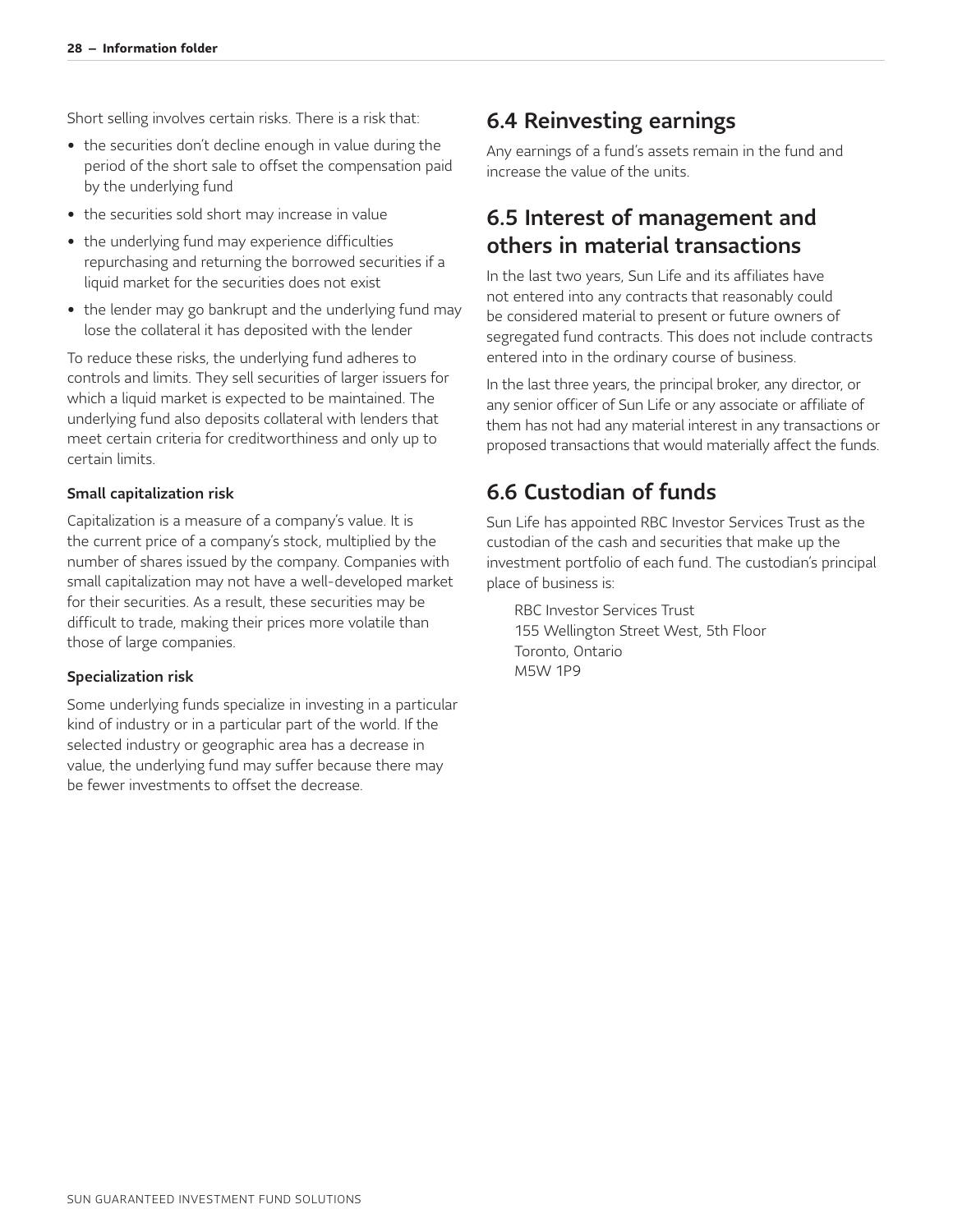Short selling involves certain risks. There is a risk that:

- the securities don't decline enough in value during the period of the short sale to offset the compensation paid by the underlying fund
- the securities sold short may increase in value
- the underlying fund may experience difficulties repurchasing and returning the borrowed securities if a liquid market for the securities does not exist
- the lender may go bankrupt and the underlying fund may lose the collateral it has deposited with the lender

To reduce these risks, the underlying fund adheres to controls and limits. They sell securities of larger issuers for which a liquid market is expected to be maintained. The underlying fund also deposits collateral with lenders that meet certain criteria for creditworthiness and only up to certain limits.

**Small capitalization risk**

Capitalization is a measure of a company's value. It is the current price of a company's stock, multiplied by the number of shares issued by the company. Companies with small capitalization may not have a well-developed market for their securities. As a result, these securities may be difficult to trade, making their prices more volatile than those of large companies.

**Specialization risk**

Some underlying funds specialize in investing in a particular kind of industry or in a particular part of the world. If the selected industry or geographic area has a decrease in value, the underlying fund may suffer because there may be fewer investments to offset the decrease.

## 6.4 Reinvesting earnings

Any earnings of a fund's assets remain in the fund and increase the value of the units.

## 6.5 Interest of management and others in material transactions

In the last two years, Sun Life and its affiliates have not entered into any contracts that reasonably could be considered material to present or future owners of segregated fund contracts. This does not include contracts entered into in the ordinary course of business.

In the last three years, the principal broker, any director, or any senior officer of Sun Life or any associate or affiliate of them has not had any material interest in any transactions or proposed transactions that would materially affect the funds.

## 6.6 Custodian of funds

Sun Life has appointed RBC Investor Services Trust as the custodian of the cash and securities that make up the investment portfolio of each fund. The custodian's principal place of business is:

RBC Investor Services Trust
155 Wellington Street West, 5th Floor
Toronto, Ontario
M5W 1P9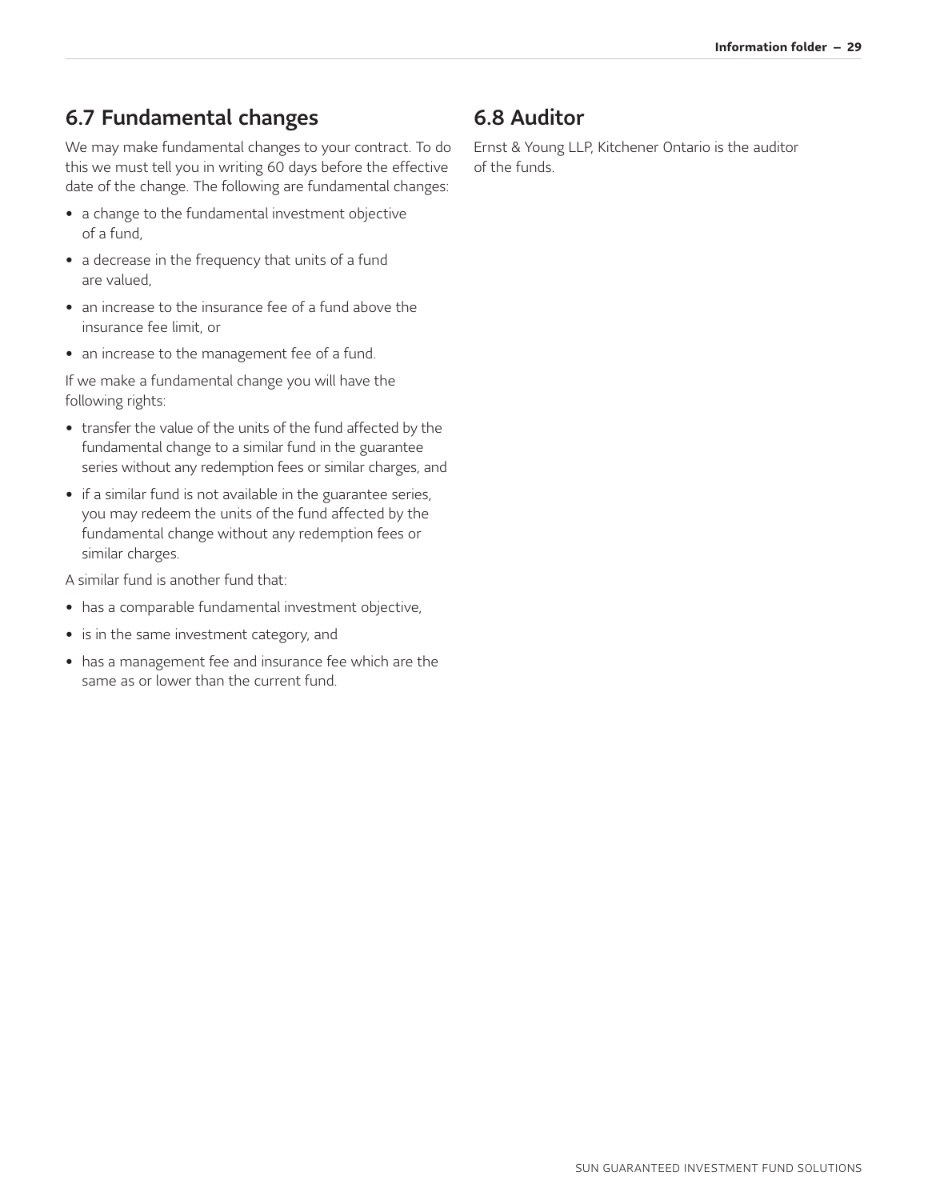## 6.7 Fundamental changes

We may make fundamental changes to your contract. To do this we must tell you in writing 60 days before the effective date of the change. The following are fundamental changes:

- a change to the fundamental investment objective of a fund,
- a decrease in the frequency that units of a fund are valued,
- an increase to the insurance fee of a fund above the insurance fee limit, or
- an increase to the management fee of a fund.

If we make a fundamental change you will have the following rights:

- transfer the value of the units of the fund affected by the fundamental change to a similar fund in the guarantee series without any redemption fees or similar charges, and
- if a similar fund is not available in the guarantee series, you may redeem the units of the fund affected by the fundamental change without any redemption fees or similar charges.

A similar fund is another fund that:

- has a comparable fundamental investment objective,
- is in the same investment category, and
- has a management fee and insurance fee which are the same as or lower than the current fund.

## 6.8 Auditor

Ernst & Young LLP, Kitchener Ontario is the auditor of the funds.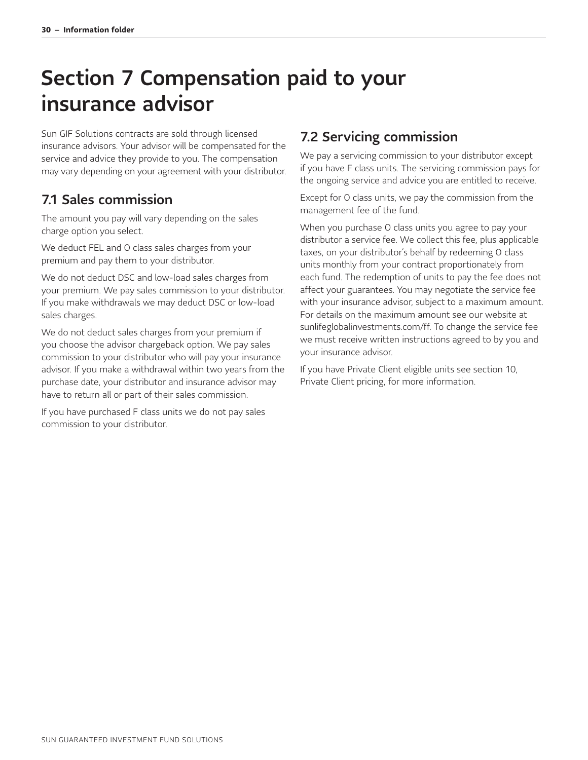# Section 7 Compensation paid to your insurance advisor

Sun GIF Solutions contracts are sold through licensed insurance advisors. Your advisor will be compensated for the service and advice they provide to you. The compensation may vary depending on your agreement with your distributor.

## 7.1 Sales commission

The amount you pay will vary depending on the sales charge option you select.

We deduct FEL and O class sales charges from your premium and pay them to your distributor.

We do not deduct DSC and low-load sales charges from your premium. We pay sales commission to your distributor. If you make withdrawals we may deduct DSC or low-load sales charges.

We do not deduct sales charges from your premium if you choose the advisor chargeback option. We pay sales commission to your distributor who will pay your insurance advisor. If you make a withdrawal within two years from the purchase date, your distributor and insurance advisor may have to return all or part of their sales commission.

If you have purchased F class units we do not pay sales commission to your distributor.

## 7.2 Servicing commission

We pay a servicing commission to your distributor except if you have F class units. The servicing commission pays for the ongoing service and advice you are entitled to receive.

Except for O class units, we pay the commission from the management fee of the fund.

When you purchase O class units you agree to pay your distributor a service fee. We collect this fee, plus applicable taxes, on your distributor's behalf by redeeming O class units monthly from your contract proportionately from each fund. The redemption of units to pay the fee does not affect your guarantees. You may negotiate the service fee with your insurance advisor, subject to a maximum amount. For details on the maximum amount see our website at sunlifeglobalinvestments.com/ff. To change the service fee we must receive written instructions agreed to by you and your insurance advisor.

If you have Private Client eligible units see section 10, Private Client pricing, for more information.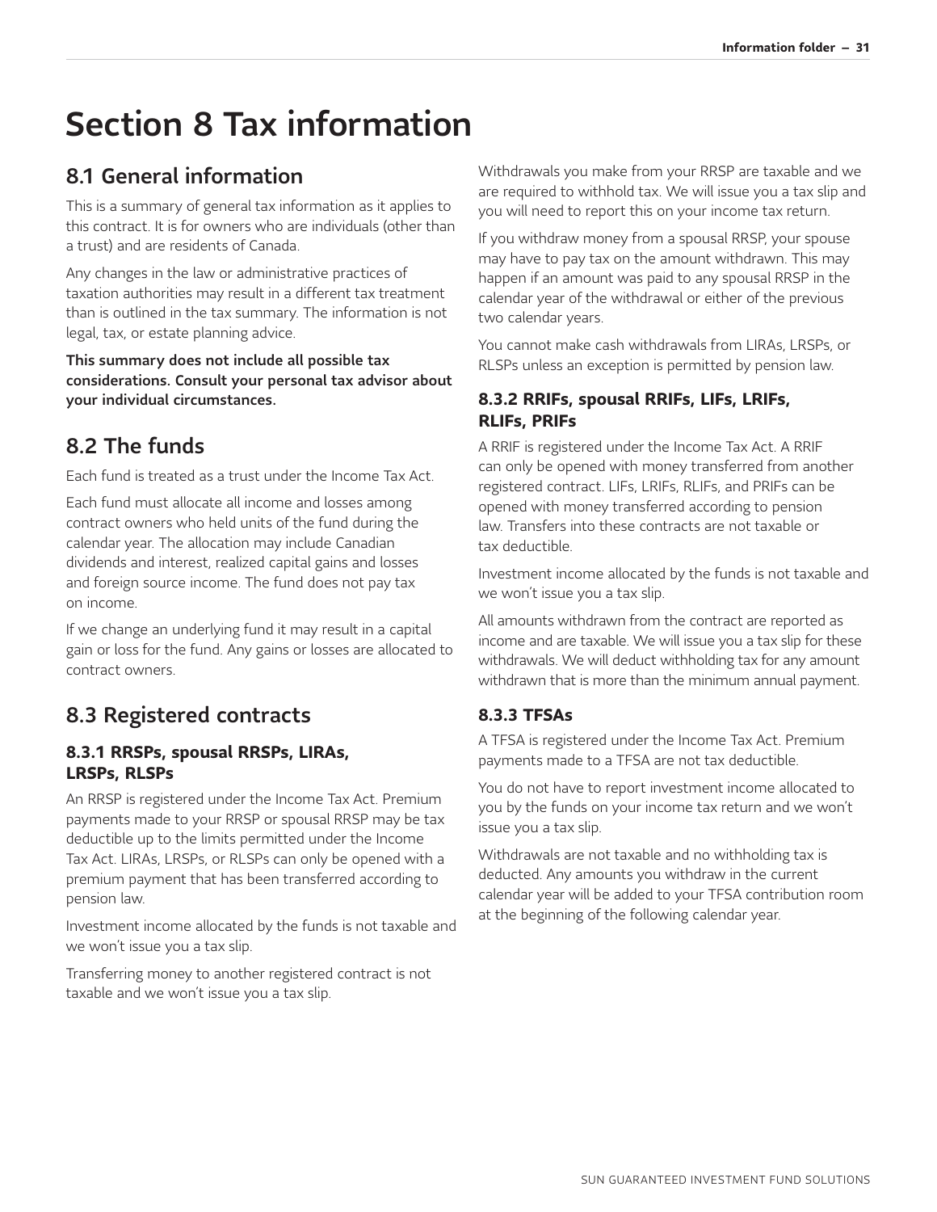# Section 8 Tax information

## 8.1 General information

This is a summary of general tax information as it applies to this contract. It is for owners who are individuals (other than a trust) and are residents of Canada.

Any changes in the law or administrative practices of taxation authorities may result in a different tax treatment than is outlined in the tax summary. The information is not legal, tax, or estate planning advice.

**This summary does not include all possible tax considerations. Consult your personal tax advisor about your individual circumstances.**

## 8.2 The funds

Each fund is treated as a trust under the Income Tax Act.

Each fund must allocate all income and losses among contract owners who held units of the fund during the calendar year. The allocation may include Canadian dividends and interest, realized capital gains and losses and foreign source income. The fund does not pay tax on income.

If we change an underlying fund it may result in a capital gain or loss for the fund. Any gains or losses are allocated to contract owners.

## 8.3 Registered contracts

### 8.3.1 RRSPs, spousal RRSPs, LIRAs, LRSPs, RLSPs

An RRSP is registered under the Income Tax Act. Premium payments made to your RRSP or spousal RRSP may be tax deductible up to the limits permitted under the Income Tax Act. LIRAs, LRSPs, or RLSPs can only be opened with a premium payment that has been transferred according to pension law.

Investment income allocated by the funds is not taxable and we won't issue you a tax slip.

Transferring money to another registered contract is not taxable and we won't issue you a tax slip.

Withdrawals you make from your RRSP are taxable and we are required to withhold tax. We will issue you a tax slip and you will need to report this on your income tax return.

If you withdraw money from a spousal RRSP, your spouse may have to pay tax on the amount withdrawn. This may happen if an amount was paid to any spousal RRSP in the calendar year of the withdrawal or either of the previous two calendar years.

You cannot make cash withdrawals from LIRAs, LRSPs, or RLSPs unless an exception is permitted by pension law.

### 8.3.2 RRIFs, spousal RRIFs, LIFs, LRIFs, RLIFs, PRIFs

A RRIF is registered under the Income Tax Act. A RRIF can only be opened with money transferred from another registered contract. LIFs, LRIFs, RLIFs, and PRIFs can be opened with money transferred according to pension law. Transfers into these contracts are not taxable or tax deductible.

Investment income allocated by the funds is not taxable and we won't issue you a tax slip.

All amounts withdrawn from the contract are reported as income and are taxable. We will issue you a tax slip for these withdrawals. We will deduct withholding tax for any amount withdrawn that is more than the minimum annual payment.

### 8.3.3 TFSAs

A TFSA is registered under the Income Tax Act. Premium payments made to a TFSA are not tax deductible.

You do not have to report investment income allocated to you by the funds on your income tax return and we won't issue you a tax slip.

Withdrawals are not taxable and no withholding tax is deducted. Any amounts you withdraw in the current calendar year will be added to your TFSA contribution room at the beginning of the following calendar year.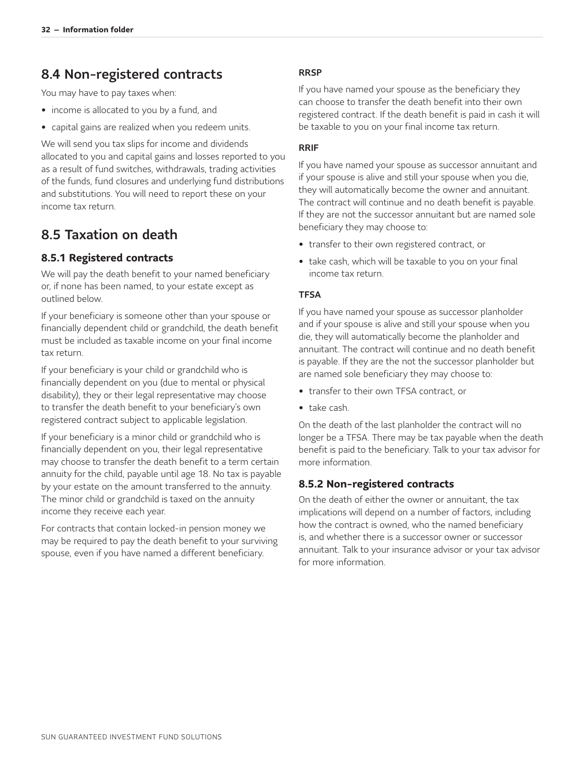## 8.4 Non-registered contracts

You may have to pay taxes when:

- income is allocated to you by a fund, and
- capital gains are realized when you redeem units.

We will send you tax slips for income and dividends allocated to you and capital gains and losses reported to you as a result of fund switches, withdrawals, trading activities of the funds, fund closures and underlying fund distributions and substitutions. You will need to report these on your income tax return.

## 8.5 Taxation on death

### 8.5.1 Registered contracts

We will pay the death benefit to your named beneficiary or, if none has been named, to your estate except as outlined below.

If your beneficiary is someone other than your spouse or financially dependent child or grandchild, the death benefit must be included as taxable income on your final income tax return.

If your beneficiary is your child or grandchild who is financially dependent on you (due to mental or physical disability), they or their legal representative may choose to transfer the death benefit to your beneficiary's own registered contract subject to applicable legislation.

If your beneficiary is a minor child or grandchild who is financially dependent on you, their legal representative may choose to transfer the death benefit to a term certain annuity for the child, payable until age 18. No tax is payable by your estate on the amount transferred to the annuity. The minor child or grandchild is taxed on the annuity income they receive each year.

For contracts that contain locked-in pension money we may be required to pay the death benefit to your surviving spouse, even if you have named a different beneficiary.

#### RRSP

If you have named your spouse as the beneficiary they can choose to transfer the death benefit into their own registered contract. If the death benefit is paid in cash it will be taxable to you on your final income tax return.

#### RRIF

If you have named your spouse as successor annuitant and if your spouse is alive and still your spouse when you die, they will automatically become the owner and annuitant. The contract will continue and no death benefit is payable. If they are not the successor annuitant but are named sole beneficiary they may choose to:

- transfer to their own registered contract, or
- take cash, which will be taxable to you on your final income tax return.

#### TFSA

If you have named your spouse as successor planholder and if your spouse is alive and still your spouse when you die, they will automatically become the planholder and annuitant. The contract will continue and no death benefit is payable. If they are the not the successor planholder but are named sole beneficiary they may choose to:

- transfer to their own TFSA contract, or
- take cash.

On the death of the last planholder the contract will no longer be a TFSA. There may be tax payable when the death benefit is paid to the beneficiary. Talk to your tax advisor for more information.

### 8.5.2 Non-registered contracts

On the death of either the owner or annuitant, the tax implications will depend on a number of factors, including how the contract is owned, who the named beneficiary is, and whether there is a successor owner or successor annuitant. Talk to your insurance advisor or your tax advisor for more information.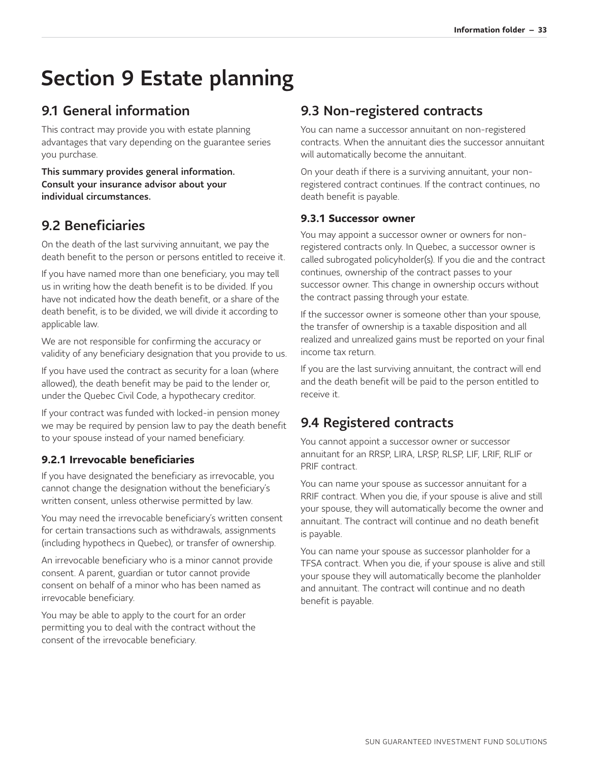# Section 9 Estate planning

## 9.1 General information

This contract may provide you with estate planning advantages that vary depending on the guarantee series you purchase.

**This summary provides general information. Consult your insurance advisor about your individual circumstances.**

## 9.2 Beneficiaries

On the death of the last surviving annuitant, we pay the death benefit to the person or persons entitled to receive it.

If you have named more than one beneficiary, you may tell us in writing how the death benefit is to be divided. If you have not indicated how the death benefit, or a share of the death benefit, is to be divided, we will divide it according to applicable law.

We are not responsible for confirming the accuracy or validity of any beneficiary designation that you provide to us.

If you have used the contract as security for a loan (where allowed), the death benefit may be paid to the lender or, under the Quebec Civil Code, a hypothecary creditor.

If your contract was funded with locked-in pension money we may be required by pension law to pay the death benefit to your spouse instead of your named beneficiary.

### 9.2.1 Irrevocable beneficiaries

If you have designated the beneficiary as irrevocable, you cannot change the designation without the beneficiary's written consent, unless otherwise permitted by law.

You may need the irrevocable beneficiary's written consent for certain transactions such as withdrawals, assignments (including hypothecs in Quebec), or transfer of ownership.

An irrevocable beneficiary who is a minor cannot provide consent. A parent, guardian or tutor cannot provide consent on behalf of a minor who has been named as irrevocable beneficiary.

You may be able to apply to the court for an order permitting you to deal with the contract without the consent of the irrevocable beneficiary.

## 9.3 Non-registered contracts

You can name a successor annuitant on non-registered contracts. When the annuitant dies the successor annuitant will automatically become the annuitant.

On your death if there is a surviving annuitant, your non-registered contract continues. If the contract continues, no death benefit is payable.

### 9.3.1 Successor owner

You may appoint a successor owner or owners for non-registered contracts only. In Quebec, a successor owner is called subrogated policyholder(s). If you die and the contract continues, ownership of the contract passes to your successor owner. This change in ownership occurs without the contract passing through your estate.

If the successor owner is someone other than your spouse, the transfer of ownership is a taxable disposition and all realized and unrealized gains must be reported on your final income tax return.

If you are the last surviving annuitant, the contract will end and the death benefit will be paid to the person entitled to receive it.

## 9.4 Registered contracts

You cannot appoint a successor owner or successor annuitant for an RRSP, LIRA, LRSP, RLSP, LIF, LRIF, RLIF or PRIF contract.

You can name your spouse as successor annuitant for a RRIF contract. When you die, if your spouse is alive and still your spouse, they will automatically become the owner and annuitant. The contract will continue and no death benefit is payable.

You can name your spouse as successor planholder for a TFSA contract. When you die, if your spouse is alive and still your spouse they will automatically become the planholder and annuitant. The contract will continue and no death benefit is payable.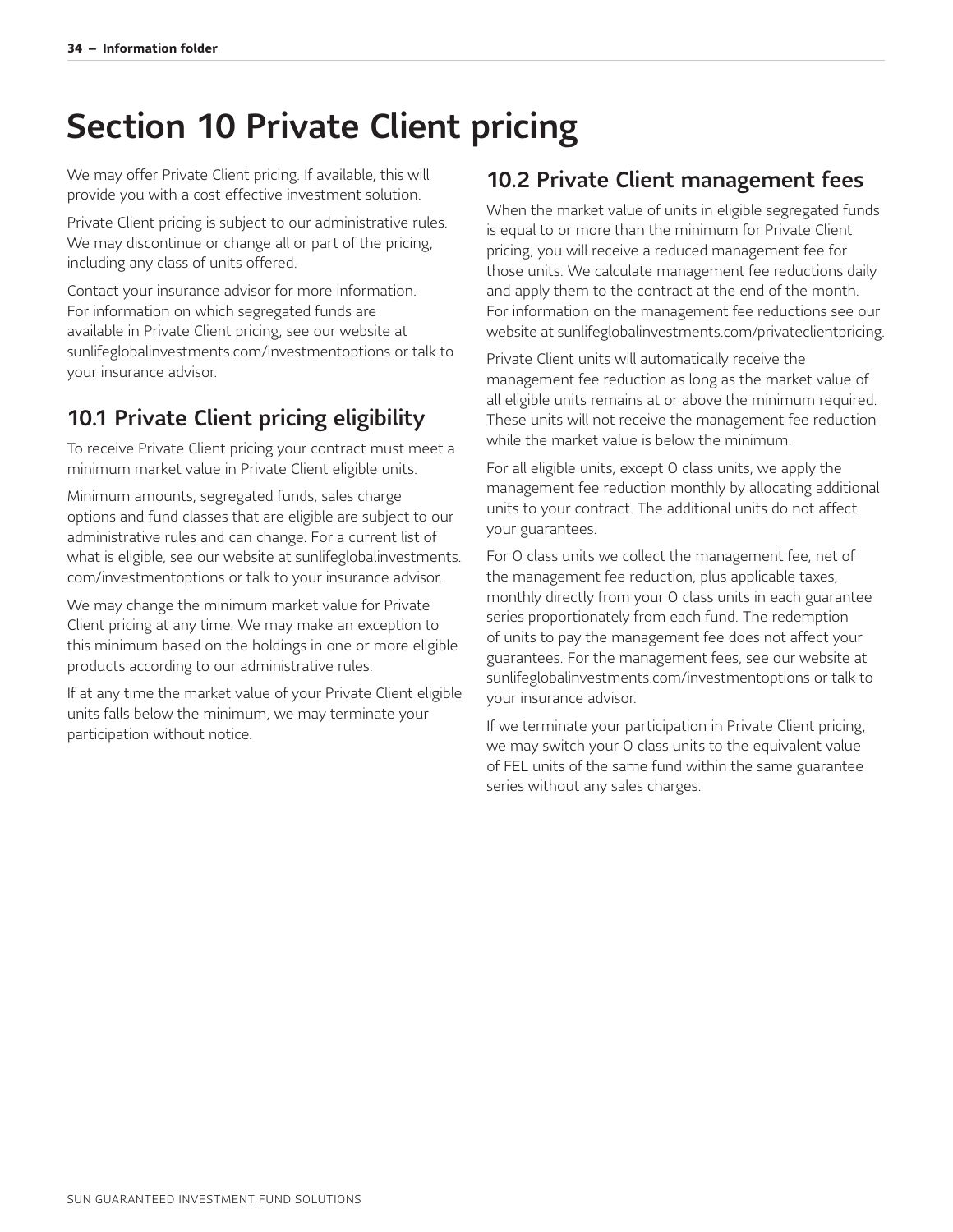# Section 10 Private Client pricing

We may offer Private Client pricing. If available, this will provide you with a cost effective investment solution.

Private Client pricing is subject to our administrative rules. We may discontinue or change all or part of the pricing, including any class of units offered.

Contact your insurance advisor for more information. For information on which segregated funds are available in Private Client pricing, see our website at sunlifeglobalinvestments.com/investmentoptions or talk to your insurance advisor.

## 10.1 Private Client pricing eligibility

To receive Private Client pricing your contract must meet a minimum market value in Private Client eligible units.

Minimum amounts, segregated funds, sales charge options and fund classes that are eligible are subject to our administrative rules and can change. For a current list of what is eligible, see our website at sunlifeglobalinvestments.com/investmentoptions or talk to your insurance advisor.

We may change the minimum market value for Private Client pricing at any time. We may make an exception to this minimum based on the holdings in one or more eligible products according to our administrative rules.

If at any time the market value of your Private Client eligible units falls below the minimum, we may terminate your participation without notice.

## 10.2 Private Client management fees

When the market value of units in eligible segregated funds is equal to or more than the minimum for Private Client pricing, you will receive a reduced management fee for those units. We calculate management fee reductions daily and apply them to the contract at the end of the month. For information on the management fee reductions see our website at sunlifeglobalinvestments.com/privateclientpricing.

Private Client units will automatically receive the management fee reduction as long as the market value of all eligible units remains at or above the minimum required. These units will not receive the management fee reduction while the market value is below the minimum.

For all eligible units, except O class units, we apply the management fee reduction monthly by allocating additional units to your contract. The additional units do not affect your guarantees.

For O class units we collect the management fee, net of the management fee reduction, plus applicable taxes, monthly directly from your O class units in each guarantee series proportionately from each fund. The redemption of units to pay the management fee does not affect your guarantees. For the management fees, see our website at sunlifeglobalinvestments.com/investmentoptions or talk to your insurance advisor.

If we terminate your participation in Private Client pricing, we may switch your O class units to the equivalent value of FEL units of the same fund within the same guarantee series without any sales charges.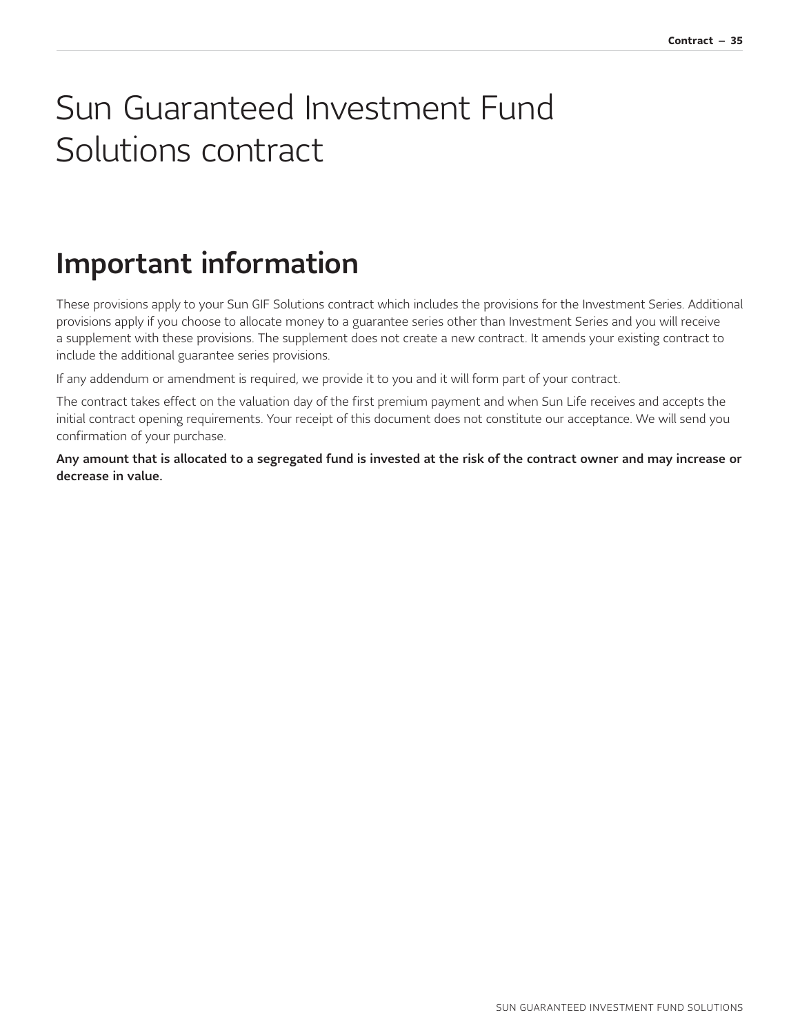# Sun Guaranteed Investment Fund Solutions contract

## Important information

These provisions apply to your Sun GIF Solutions contract which includes the provisions for the Investment Series. Additional provisions apply if you choose to allocate money to a guarantee series other than Investment Series and you will receive a supplement with these provisions. The supplement does not create a new contract. It amends your existing contract to include the additional guarantee series provisions.

If any addendum or amendment is required, we provide it to you and it will form part of your contract.

The contract takes effect on the valuation day of the first premium payment and when Sun Life receives and accepts the initial contract opening requirements. Your receipt of this document does not constitute our acceptance. We will send you confirmation of your purchase.

**Any amount that is allocated to a segregated fund is invested at the risk of the contract owner and may increase or decrease in value.**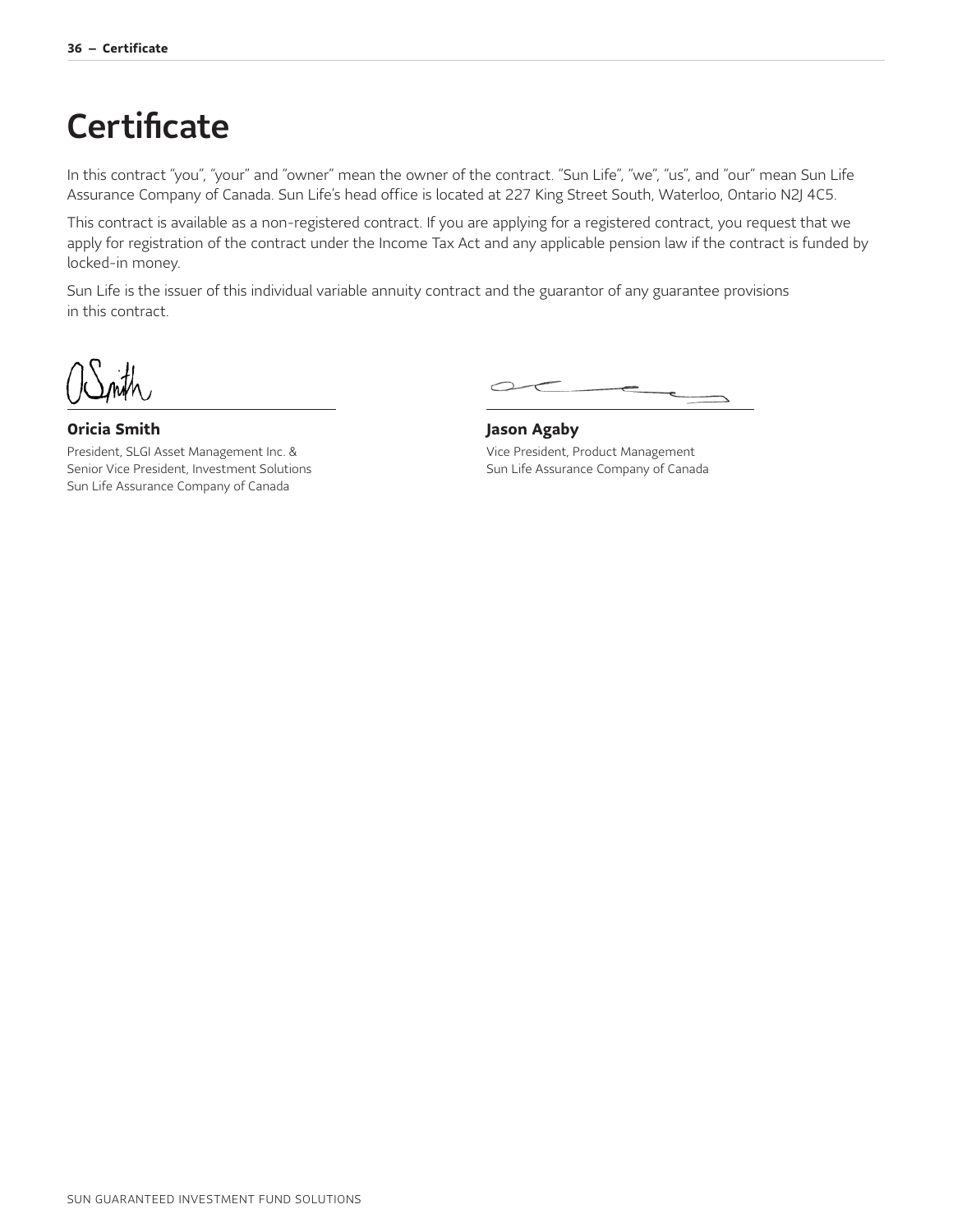# Certificate

In this contract "you", "your" and "owner" mean the owner of the contract. "Sun Life", "we", "us", and "our" mean Sun Life Assurance Company of Canada. Sun Life's head office is located at 227 King Street South, Waterloo, Ontario N2J 4C5.

This contract is available as a non-registered contract. If you are applying for a registered contract, you request that we apply for registration of the contract under the Income Tax Act and any applicable pension law if the contract is funded by locked-in money.

Sun Life is the issuer of this individual variable annuity contract and the guarantor of any guarantee provisions in this contract.

**Oricia Smith**
President, SLGI Asset Management Inc. &
Senior Vice President, Investment Solutions
Sun Life Assurance Company of Canada

**Jason Agaby**
Vice President, Product Management
Sun Life Assurance Company of Canada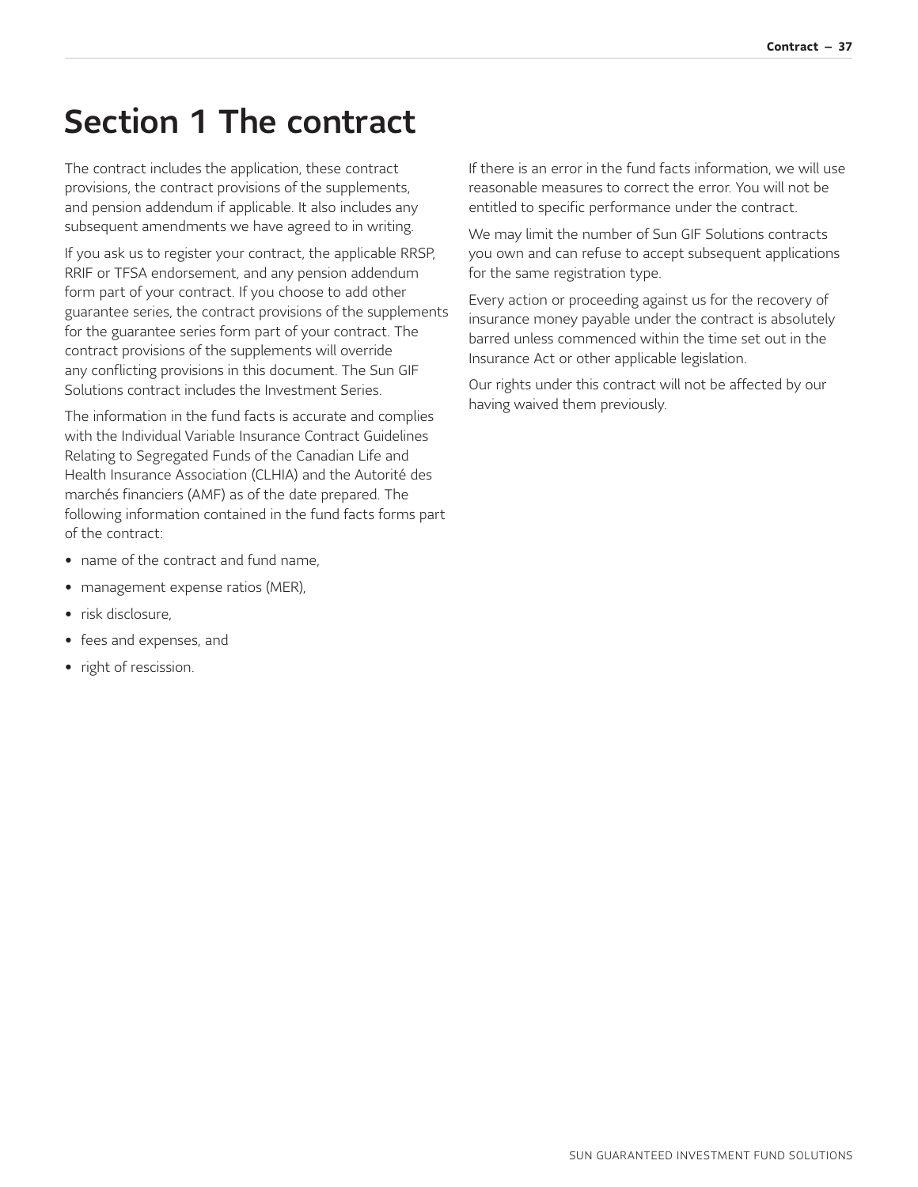# Section 1 The contract

The contract includes the application, these contract provisions, the contract provisions of the supplements, and pension addendum if applicable. It also includes any subsequent amendments we have agreed to in writing.

If you ask us to register your contract, the applicable RRSP, RRIF or TFSA endorsement, and any pension addendum form part of your contract. If you choose to add other guarantee series, the contract provisions of the supplements for the guarantee series form part of your contract. The contract provisions of the supplements will override any conflicting provisions in this document. The Sun GIF Solutions contract includes the Investment Series.

The information in the fund facts is accurate and complies with the Individual Variable Insurance Contract Guidelines Relating to Segregated Funds of the Canadian Life and Health Insurance Association (CLHIA) and the Autorité des marchés financiers (AMF) as of the date prepared. The following information contained in the fund facts forms part of the contract:

- name of the contract and fund name,
- management expense ratios (MER),
- risk disclosure,
- fees and expenses, and
- right of rescission.

If there is an error in the fund facts information, we will use reasonable measures to correct the error. You will not be entitled to specific performance under the contract.

We may limit the number of Sun GIF Solutions contracts you own and can refuse to accept subsequent applications for the same registration type.

Every action or proceeding against us for the recovery of insurance money payable under the contract is absolutely barred unless commenced within the time set out in the Insurance Act or other applicable legislation.

Our rights under this contract will not be affected by our having waived them previously.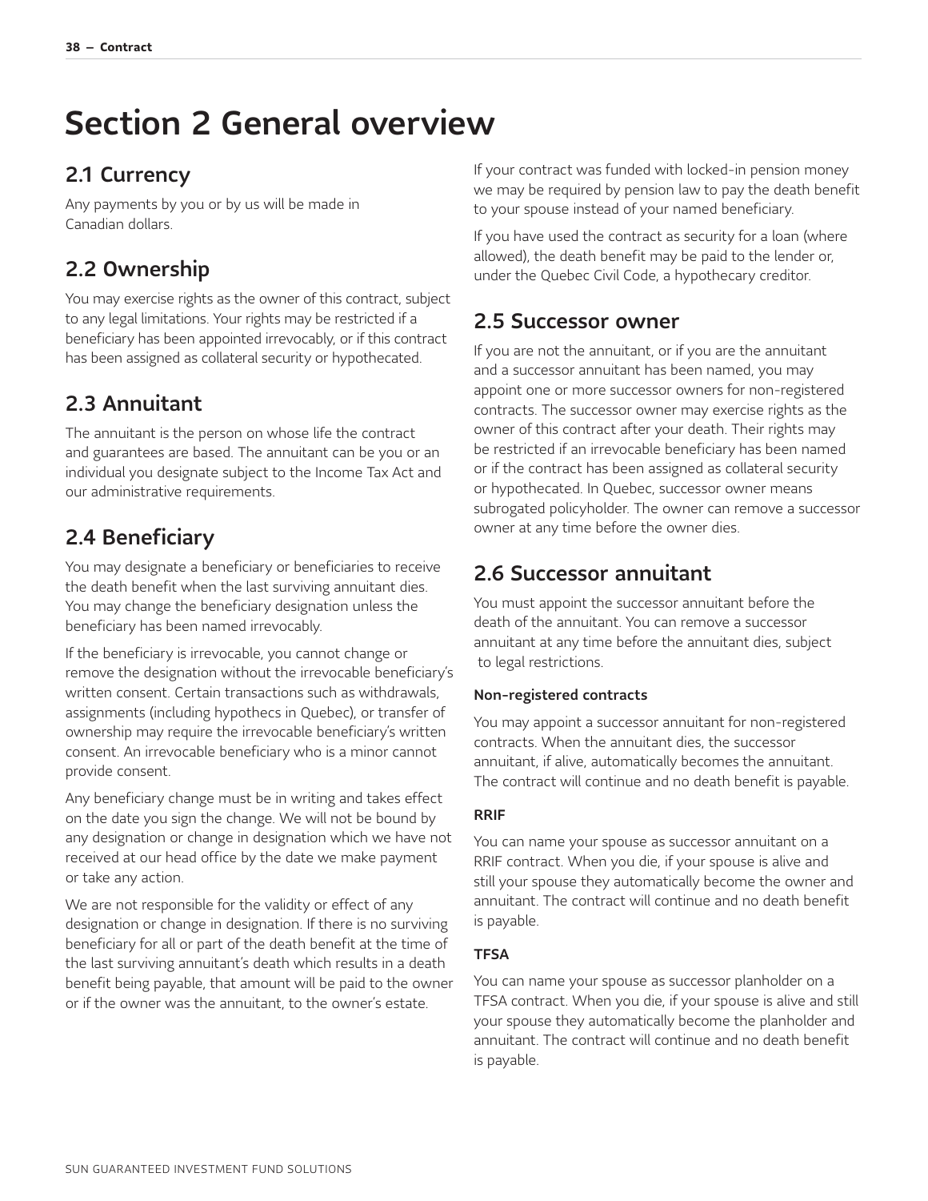# Section 2 General overview

## 2.1 Currency

Any payments by you or by us will be made in Canadian dollars.

## 2.2 Ownership

You may exercise rights as the owner of this contract, subject to any legal limitations. Your rights may be restricted if a beneficiary has been appointed irrevocably, or if this contract has been assigned as collateral security or hypothecated.

## 2.3 Annuitant

The annuitant is the person on whose life the contract and guarantees are based. The annuitant can be you or an individual you designate subject to the Income Tax Act and our administrative requirements.

## 2.4 Beneficiary

You may designate a beneficiary or beneficiaries to receive the death benefit when the last surviving annuitant dies. You may change the beneficiary designation unless the beneficiary has been named irrevocably.

If the beneficiary is irrevocable, you cannot change or remove the designation without the irrevocable beneficiary's written consent. Certain transactions such as withdrawals, assignments (including hypothecs in Quebec), or transfer of ownership may require the irrevocable beneficiary's written consent. An irrevocable beneficiary who is a minor cannot provide consent.

Any beneficiary change must be in writing and takes effect on the date you sign the change. We will not be bound by any designation or change in designation which we have not received at our head office by the date we make payment or take any action.

We are not responsible for the validity or effect of any designation or change in designation. If there is no surviving beneficiary for all or part of the death benefit at the time of the last surviving annuitant's death which results in a death benefit being payable, that amount will be paid to the owner or if the owner was the annuitant, to the owner's estate.

If your contract was funded with locked-in pension money we may be required by pension law to pay the death benefit to your spouse instead of your named beneficiary.

If you have used the contract as security for a loan (where allowed), the death benefit may be paid to the lender or, under the Quebec Civil Code, a hypothecary creditor.

## 2.5 Successor owner

If you are not the annuitant, or if you are the annuitant and a successor annuitant has been named, you may appoint one or more successor owners for non-registered contracts. The successor owner may exercise rights as the owner of this contract after your death. Their rights may be restricted if an irrevocable beneficiary has been named or if the contract has been assigned as collateral security or hypothecated. In Quebec, successor owner means subrogated policyholder. The owner can remove a successor owner at any time before the owner dies.

## 2.6 Successor annuitant

You must appoint the successor annuitant before the death of the annuitant. You can remove a successor annuitant at any time before the annuitant dies, subject to legal restrictions.

### Non-registered contracts

You may appoint a successor annuitant for non-registered contracts. When the annuitant dies, the successor annuitant, if alive, automatically becomes the annuitant. The contract will continue and no death benefit is payable.

### RRIF

You can name your spouse as successor annuitant on a RRIF contract. When you die, if your spouse is alive and still your spouse they automatically become the owner and annuitant. The contract will continue and no death benefit is payable.

### TFSA

You can name your spouse as successor planholder on a TFSA contract. When you die, if your spouse is alive and still your spouse they automatically become the planholder and annuitant. The contract will continue and no death benefit is payable.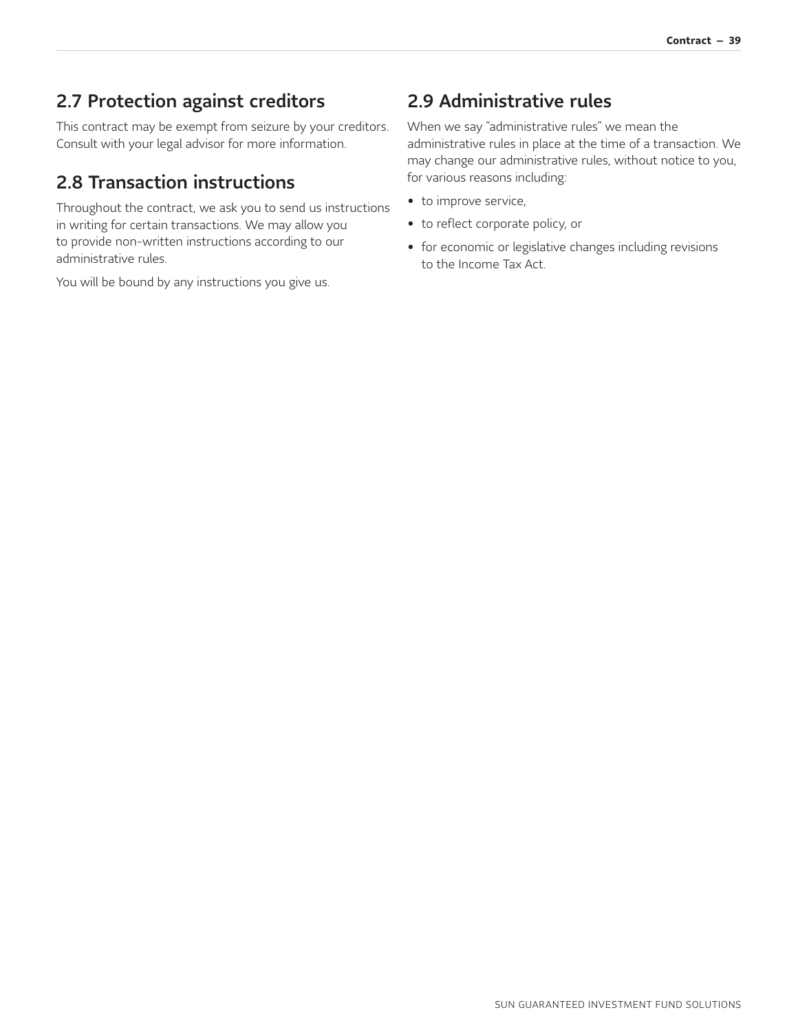## 2.7 Protection against creditors

This contract may be exempt from seizure by your creditors. Consult with your legal advisor for more information.

## 2.8 Transaction instructions

Throughout the contract, we ask you to send us instructions in writing for certain transactions. We may allow you to provide non-written instructions according to our administrative rules.

You will be bound by any instructions you give us.

## 2.9 Administrative rules

When we say "administrative rules" we mean the administrative rules in place at the time of a transaction. We may change our administrative rules, without notice to you, for various reasons including:

- to improve service,
- to reflect corporate policy, or
- for economic or legislative changes including revisions to the Income Tax Act.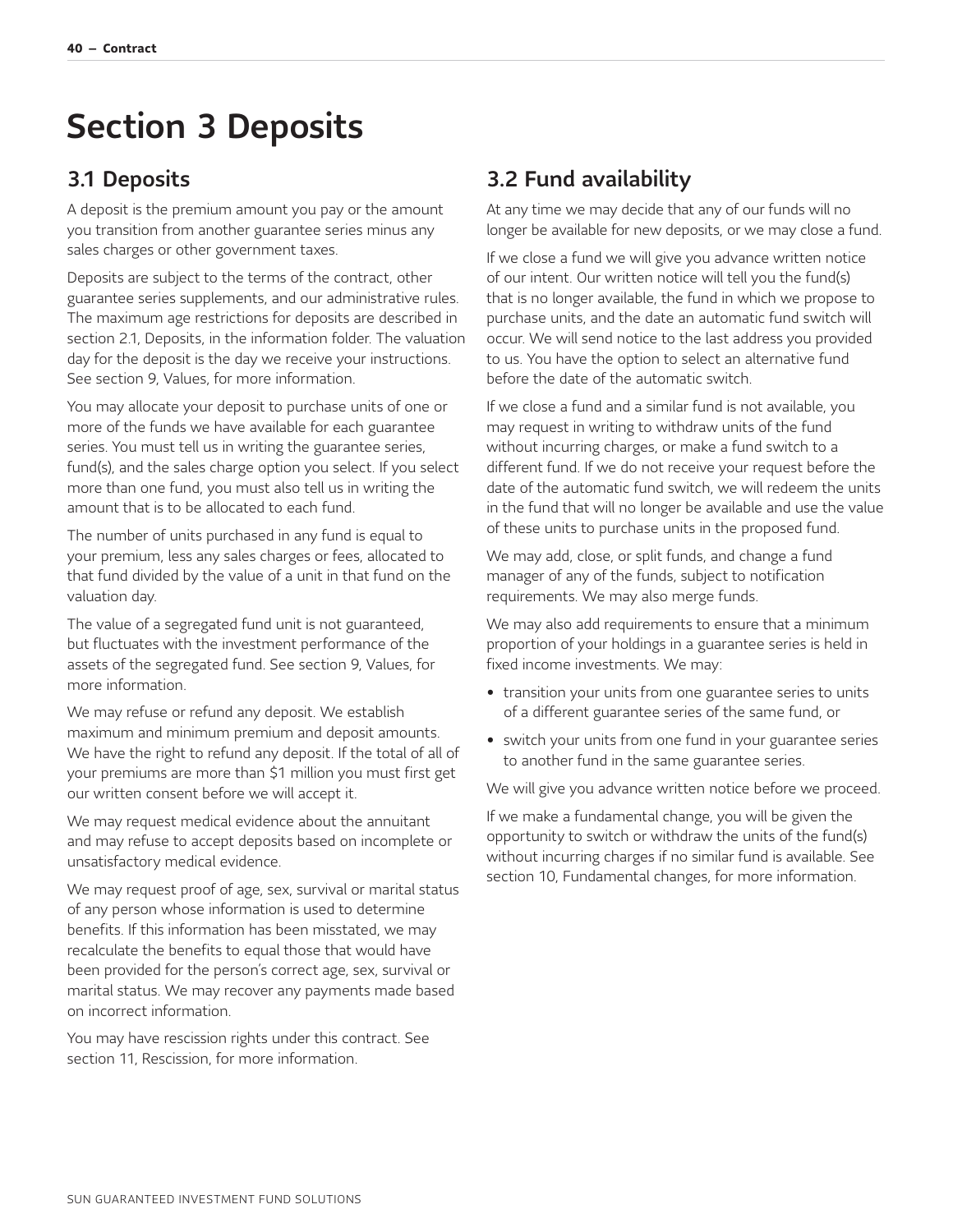# Section 3 Deposits

## 3.1 Deposits

A deposit is the premium amount you pay or the amount you transition from another guarantee series minus any sales charges or other government taxes.

Deposits are subject to the terms of the contract, other guarantee series supplements, and our administrative rules. The maximum age restrictions for deposits are described in section 2.1, Deposits, in the information folder. The valuation day for the deposit is the day we receive your instructions. See section 9, Values, for more information.

You may allocate your deposit to purchase units of one or more of the funds we have available for each guarantee series. You must tell us in writing the guarantee series, fund(s), and the sales charge option you select. If you select more than one fund, you must also tell us in writing the amount that is to be allocated to each fund.

The number of units purchased in any fund is equal to your premium, less any sales charges or fees, allocated to that fund divided by the value of a unit in that fund on the valuation day.

The value of a segregated fund unit is not guaranteed, but fluctuates with the investment performance of the assets of the segregated fund. See section 9, Values, for more information.

We may refuse or refund any deposit. We establish maximum and minimum premium and deposit amounts. We have the right to refund any deposit. If the total of all of your premiums are more than $1 million you must first get our written consent before we will accept it.

We may request medical evidence about the annuitant and may refuse to accept deposits based on incomplete or unsatisfactory medical evidence.

We may request proof of age, sex, survival or marital status of any person whose information is used to determine benefits. If this information has been misstated, we may recalculate the benefits to equal those that would have been provided for the person's correct age, sex, survival or marital status. We may recover any payments made based on incorrect information.

You may have rescission rights under this contract. See section 11, Rescission, for more information.

## 3.2 Fund availability

At any time we may decide that any of our funds will no longer be available for new deposits, or we may close a fund.

If we close a fund we will give you advance written notice of our intent. Our written notice will tell you the fund(s) that is no longer available, the fund in which we propose to purchase units, and the date an automatic fund switch will occur. We will send notice to the last address you provided to us. You have the option to select an alternative fund before the date of the automatic switch.

If we close a fund and a similar fund is not available, you may request in writing to withdraw units of the fund without incurring charges, or make a fund switch to a different fund. If we do not receive your request before the date of the automatic fund switch, we will redeem the units in the fund that will no longer be available and use the value of these units to purchase units in the proposed fund.

We may add, close, or split funds, and change a fund manager of any of the funds, subject to notification requirements. We may also merge funds.

We may also add requirements to ensure that a minimum proportion of your holdings in a guarantee series is held in fixed income investments. We may:

- transition your units from one guarantee series to units of a different guarantee series of the same fund, or
- switch your units from one fund in your guarantee series to another fund in the same guarantee series.

We will give you advance written notice before we proceed.

If we make a fundamental change, you will be given the opportunity to switch or withdraw the units of the fund(s) without incurring charges if no similar fund is available. See section 10, Fundamental changes, for more information.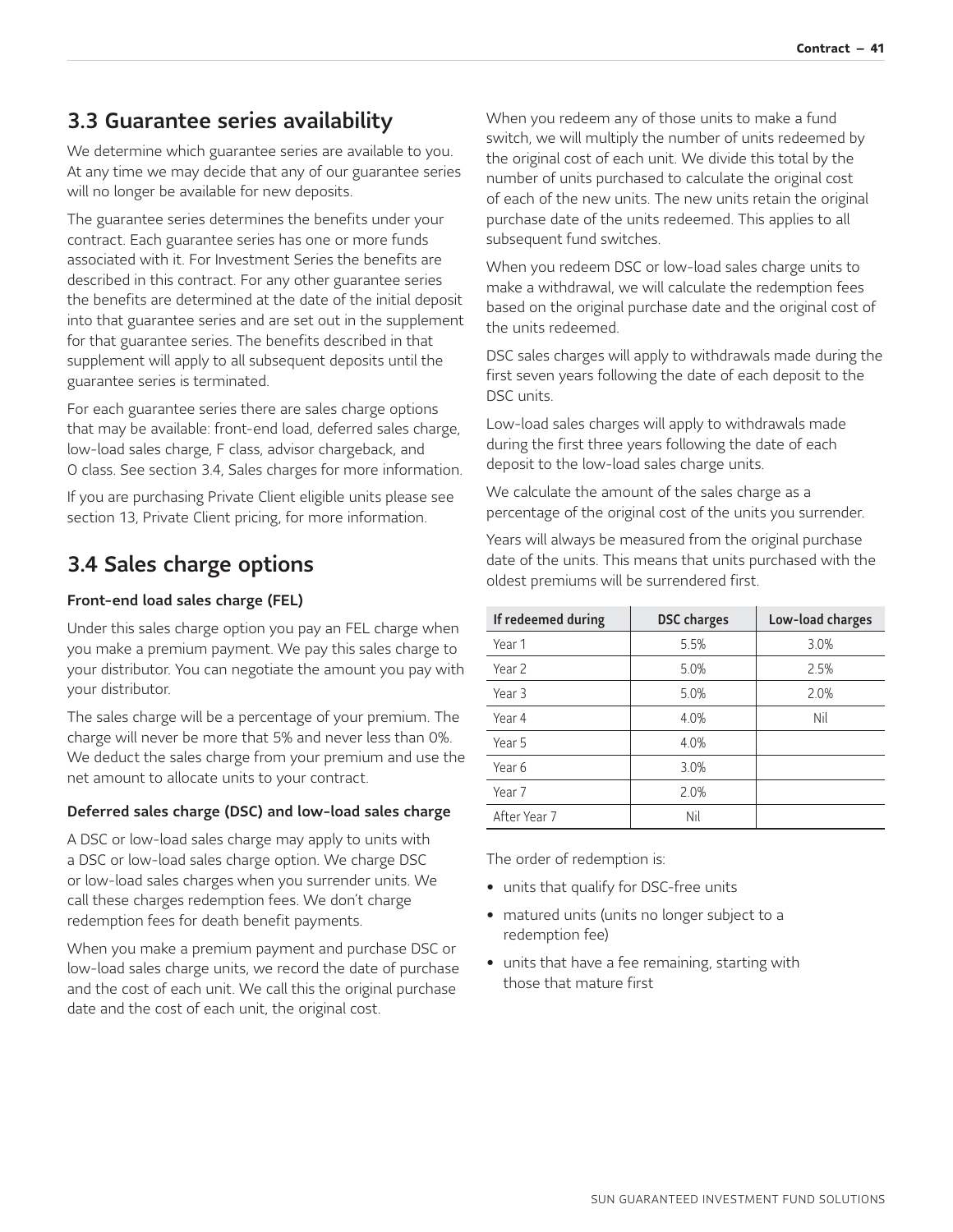## 3.3 Guarantee series availability

We determine which guarantee series are available to you. At any time we may decide that any of our guarantee series will no longer be available for new deposits.

The guarantee series determines the benefits under your contract. Each guarantee series has one or more funds associated with it. For Investment Series the benefits are described in this contract. For any other guarantee series the benefits are determined at the date of the initial deposit into that guarantee series and are set out in the supplement for that guarantee series. The benefits described in that supplement will apply to all subsequent deposits until the guarantee series is terminated.

For each guarantee series there are sales charge options that may be available: front-end load, deferred sales charge, low-load sales charge, F class, advisor chargeback, and O class. See section 3.4, Sales charges for more information.

If you are purchasing Private Client eligible units please see section 13, Private Client pricing, for more information.

## 3.4 Sales charge options

### Front-end load sales charge (FEL)

Under this sales charge option you pay an FEL charge when you make a premium payment. We pay this sales charge to your distributor. You can negotiate the amount you pay with your distributor.

The sales charge will be a percentage of your premium. The charge will never be more that 5% and never less than 0%. We deduct the sales charge from your premium and use the net amount to allocate units to your contract.

### Deferred sales charge (DSC) and low-load sales charge

A DSC or low-load sales charge may apply to units with a DSC or low-load sales charge option. We charge DSC or low-load sales charges when you surrender units. We call these charges redemption fees. We don't charge redemption fees for death benefit payments.

When you make a premium payment and purchase DSC or low-load sales charge units, we record the date of purchase and the cost of each unit. We call this the original purchase date and the cost of each unit, the original cost.

When you redeem any of those units to make a fund switch, we will multiply the number of units redeemed by the original cost of each unit. We divide this total by the number of units purchased to calculate the original cost of each of the new units. The new units retain the original purchase date of the units redeemed. This applies to all subsequent fund switches.

When you redeem DSC or low-load sales charge units to make a withdrawal, we will calculate the redemption fees based on the original purchase date and the original cost of the units redeemed.

DSC sales charges will apply to withdrawals made during the first seven years following the date of each deposit to the DSC units.

Low-load sales charges will apply to withdrawals made during the first three years following the date of each deposit to the low-load sales charge units.

We calculate the amount of the sales charge as a percentage of the original cost of the units you surrender.

Years will always be measured from the original purchase date of the units. This means that units purchased with the oldest premiums will be surrendered first.

| If redeemed during | DSC charges | Low-load charges |
|---|---|---|
| Year 1 | 5.5% | 3.0% |
| Year 2 | 5.0% | 2.5% |
| Year 3 | 5.0% | 2.0% |
| Year 4 | 4.0% | Nil |
| Year 5 | 4.0% | |
| Year 6 | 3.0% | |
| Year 7 | 2.0% | |
| After Year 7 | Nil | |

The order of redemption is:

- units that qualify for DSC-free units
- matured units (units no longer subject to a redemption fee)
- units that have a fee remaining, starting with those that mature first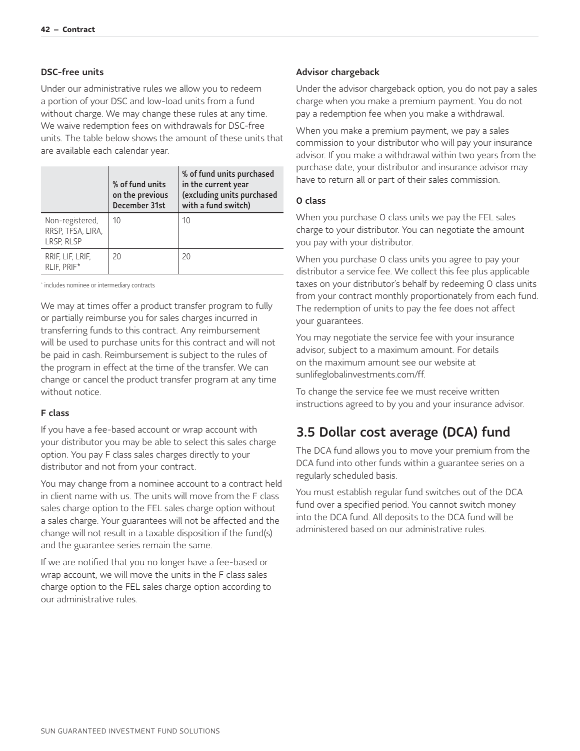#### DSC-free units

Under our administrative rules we allow you to redeem a portion of your DSC and low-load units from a fund without charge. We may change these rules at any time. We waive redemption fees on withdrawals for DSC-free units. The table below shows the amount of these units that are available each calendar year.

| | % of fund units on the previous December 31st | % of fund units purchased in the current year (excluding units purchased with a fund switch) |
|---|---|---|
| Non-registered, RRSP, TFSA, LIRA, LRSP, RLSP | 10 | 10 |
| RRIF, LIF, LRIF, RLIF, PRIF* | 20 | 20 |

* includes nominee or intermediary contracts

We may at times offer a product transfer program to fully or partially reimburse you for sales charges incurred in transferring funds to this contract. Any reimbursement will be used to purchase units for this contract and will not be paid in cash. Reimbursement is subject to the rules of the program in effect at the time of the transfer. We can change or cancel the product transfer program at any time without notice.

#### F class

If you have a fee-based account or wrap account with your distributor you may be able to select this sales charge option. You pay F class sales charges directly to your distributor and not from your contract.

You may change from a nominee account to a contract held in client name with us. The units will move from the F class sales charge option to the FEL sales charge option without a sales charge. Your guarantees will not be affected and the change will not result in a taxable disposition if the fund(s) and the guarantee series remain the same.

If we are notified that you no longer have a fee-based or wrap account, we will move the units in the F class sales charge option to the FEL sales charge option according to our administrative rules.

#### Advisor chargeback

Under the advisor chargeback option, you do not pay a sales charge when you make a premium payment. You do not pay a redemption fee when you make a withdrawal.

When you make a premium payment, we pay a sales commission to your distributor who will pay your insurance advisor. If you make a withdrawal within two years from the purchase date, your distributor and insurance advisor may have to return all or part of their sales commission.

#### O class

When you purchase O class units we pay the FEL sales charge to your distributor. You can negotiate the amount you pay with your distributor.

When you purchase O class units you agree to pay your distributor a service fee. We collect this fee plus applicable taxes on your distributor's behalf by redeeming O class units from your contract monthly proportionately from each fund. The redemption of units to pay the fee does not affect your guarantees.

You may negotiate the service fee with your insurance advisor, subject to a maximum amount. For details on the maximum amount see our website at sunlifeglobalinvestments.com/ff.

To change the service fee we must receive written instructions agreed to by you and your insurance advisor.

## 3.5 Dollar cost average (DCA) fund

The DCA fund allows you to move your premium from the DCA fund into other funds within a guarantee series on a regularly scheduled basis.

You must establish regular fund switches out of the DCA fund over a specified period. You cannot switch money into the DCA fund. All deposits to the DCA fund will be administered based on our administrative rules.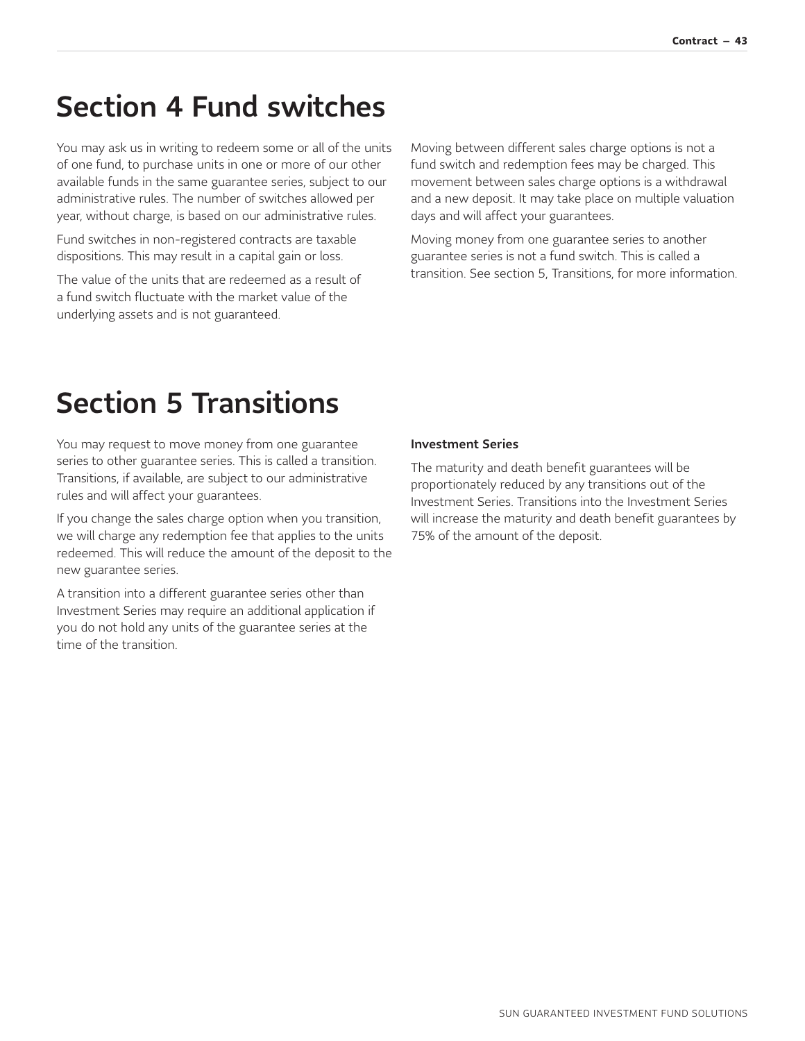# Section 4 Fund switches

You may ask us in writing to redeem some or all of the units of one fund, to purchase units in one or more of our other available funds in the same guarantee series, subject to our administrative rules. The number of switches allowed per year, without charge, is based on our administrative rules.

Fund switches in non-registered contracts are taxable dispositions. This may result in a capital gain or loss.

The value of the units that are redeemed as a result of a fund switch fluctuate with the market value of the underlying assets and is not guaranteed.

Moving between different sales charge options is not a fund switch and redemption fees may be charged. This movement between sales charge options is a withdrawal and a new deposit. It may take place on multiple valuation days and will affect your guarantees.

Moving money from one guarantee series to another guarantee series is not a fund switch. This is called a transition. See section 5, Transitions, for more information.

# Section 5 Transitions

You may request to move money from one guarantee series to other guarantee series. This is called a transition. Transitions, if available, are subject to our administrative rules and will affect your guarantees.

If you change the sales charge option when you transition, we will charge any redemption fee that applies to the units redeemed. This will reduce the amount of the deposit to the new guarantee series.

A transition into a different guarantee series other than Investment Series may require an additional application if you do not hold any units of the guarantee series at the time of the transition.

**Investment Series**

The maturity and death benefit guarantees will be proportionately reduced by any transitions out of the Investment Series. Transitions into the Investment Series will increase the maturity and death benefit guarantees by 75% of the amount of the deposit.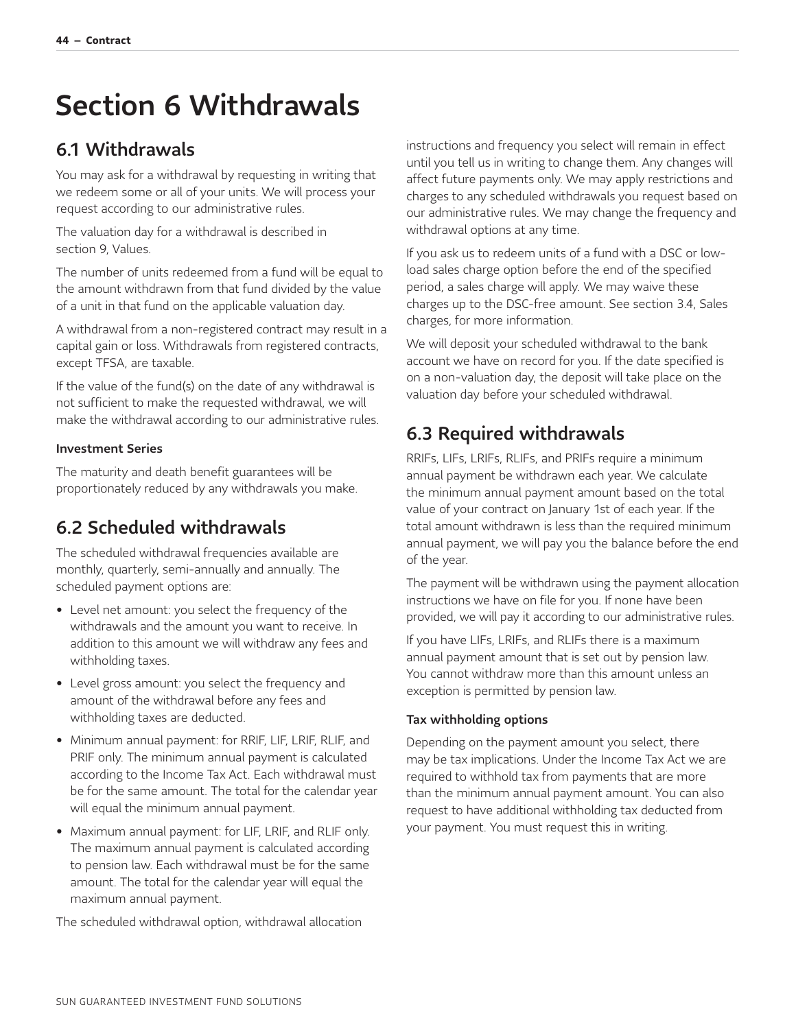# Section 6 Withdrawals

## 6.1 Withdrawals

You may ask for a withdrawal by requesting in writing that we redeem some or all of your units. We will process your request according to our administrative rules.

The valuation day for a withdrawal is described in section 9, Values.

The number of units redeemed from a fund will be equal to the amount withdrawn from that fund divided by the value of a unit in that fund on the applicable valuation day.

A withdrawal from a non-registered contract may result in a capital gain or loss. Withdrawals from registered contracts, except TFSA, are taxable.

If the value of the fund(s) on the date of any withdrawal is not sufficient to make the requested withdrawal, we will make the withdrawal according to our administrative rules.

#### Investment Series

The maturity and death benefit guarantees will be proportionately reduced by any withdrawals you make.

## 6.2 Scheduled withdrawals

The scheduled withdrawal frequencies available are monthly, quarterly, semi-annually and annually. The scheduled payment options are:

- Level net amount: you select the frequency of the withdrawals and the amount you want to receive. In addition to this amount we will withdraw any fees and withholding taxes.
- Level gross amount: you select the frequency and amount of the withdrawal before any fees and withholding taxes are deducted.
- Minimum annual payment: for RRIF, LIF, LRIF, RLIF, and PRIF only. The minimum annual payment is calculated according to the Income Tax Act. Each withdrawal must be for the same amount. The total for the calendar year will equal the minimum annual payment.
- Maximum annual payment: for LIF, LRIF, and RLIF only. The maximum annual payment is calculated according to pension law. Each withdrawal must be for the same amount. The total for the calendar year will equal the maximum annual payment.

The scheduled withdrawal option, withdrawal allocation instructions and frequency you select will remain in effect until you tell us in writing to change them. Any changes will affect future payments only. We may apply restrictions and charges to any scheduled withdrawals you request based on our administrative rules. We may change the frequency and withdrawal options at any time.

If you ask us to redeem units of a fund with a DSC or low-load sales charge option before the end of the specified period, a sales charge will apply. We may waive these charges up to the DSC-free amount. See section 3.4, Sales charges, for more information.

We will deposit your scheduled withdrawal to the bank account we have on record for you. If the date specified is on a non-valuation day, the deposit will take place on the valuation day before your scheduled withdrawal.

## 6.3 Required withdrawals

RRIFs, LIFs, LRIFs, RLIFs, and PRIFs require a minimum annual payment be withdrawn each year. We calculate the minimum annual payment amount based on the total value of your contract on January 1st of each year. If the total amount withdrawn is less than the required minimum annual payment, we will pay you the balance before the end of the year.

The payment will be withdrawn using the payment allocation instructions we have on file for you. If none have been provided, we will pay it according to our administrative rules.

If you have LIFs, LRIFs, and RLIFs there is a maximum annual payment amount that is set out by pension law. You cannot withdraw more than this amount unless an exception is permitted by pension law.

#### Tax withholding options

Depending on the payment amount you select, there may be tax implications. Under the Income Tax Act we are required to withhold tax from payments that are more than the minimum annual payment amount. You can also request to have additional withholding tax deducted from your payment. You must request this in writing.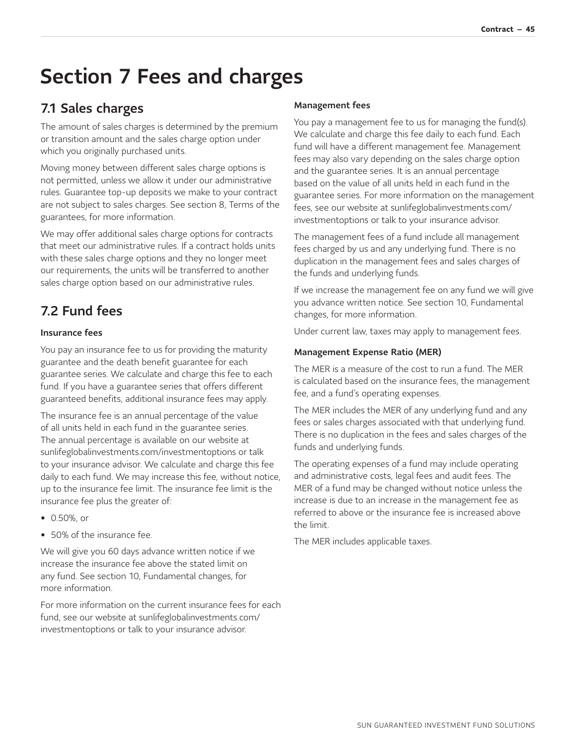# Section 7 Fees and charges

## 7.1 Sales charges

The amount of sales charges is determined by the premium or transition amount and the sales charge option under which you originally purchased units.

Moving money between different sales charge options is not permitted, unless we allow it under our administrative rules. Guarantee top-up deposits we make to your contract are not subject to sales charges. See section 8, Terms of the guarantees, for more information.

We may offer additional sales charge options for contracts that meet our administrative rules. If a contract holds units with these sales charge options and they no longer meet our requirements, the units will be transferred to another sales charge option based on our administrative rules.

## 7.2 Fund fees

### Insurance fees

You pay an insurance fee to us for providing the maturity guarantee and the death benefit guarantee for each guarantee series. We calculate and charge this fee to each fund. If you have a guarantee series that offers different guaranteed benefits, additional insurance fees may apply.

The insurance fee is an annual percentage of the value of all units held in each fund in the guarantee series. The annual percentage is available on our website at sunlifeglobalinvestments.com/investmentoptions or talk to your insurance advisor. We calculate and charge this fee daily to each fund. We may increase this fee, without notice, up to the insurance fee limit. The insurance fee limit is the insurance fee plus the greater of:

- 0.50%, or
- 50% of the insurance fee.

We will give you 60 days advance written notice if we increase the insurance fee above the stated limit on any fund. See section 10, Fundamental changes, for more information.

For more information on the current insurance fees for each fund, see our website at sunlifeglobalinvestments.com/investmentoptions or talk to your insurance advisor.

### Management fees

You pay a management fee to us for managing the fund(s). We calculate and charge this fee daily to each fund. Each fund will have a different management fee. Management fees may also vary depending on the sales charge option and the guarantee series. It is an annual percentage based on the value of all units held in each fund in the guarantee series. For more information on the management fees, see our website at sunlifeglobalinvestments.com/investmentoptions or talk to your insurance advisor.

The management fees of a fund include all management fees charged by us and any underlying fund. There is no duplication in the management fees and sales charges of the funds and underlying funds.

If we increase the management fee on any fund we will give you advance written notice. See section 10, Fundamental changes, for more information.

Under current law, taxes may apply to management fees.

### Management Expense Ratio (MER)

The MER is a measure of the cost to run a fund. The MER is calculated based on the insurance fees, the management fee, and a fund's operating expenses.

The MER includes the MER of any underlying fund and any fees or sales charges associated with that underlying fund. There is no duplication in the fees and sales charges of the funds and underlying funds.

The operating expenses of a fund may include operating and administrative costs, legal fees and audit fees. The MER of a fund may be changed without notice unless the increase is due to an increase in the management fee as referred to above or the insurance fee is increased above the limit.

The MER includes applicable taxes.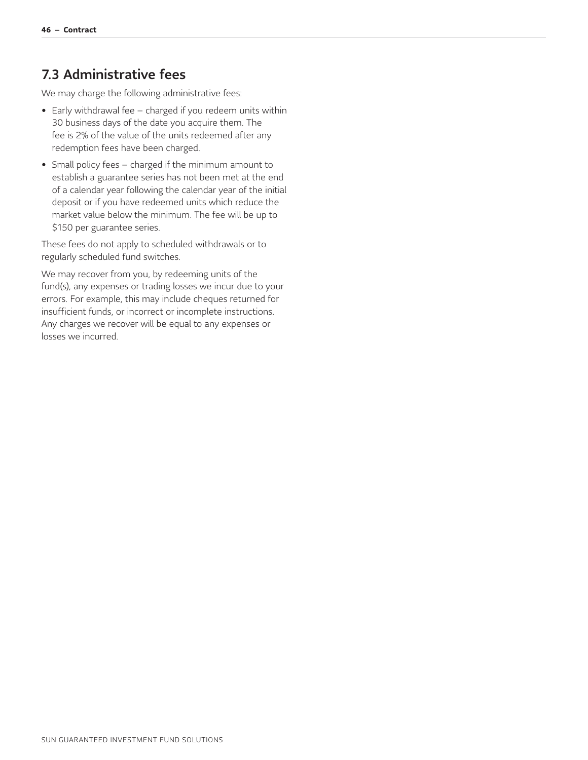## 7.3 Administrative fees

We may charge the following administrative fees:

- Early withdrawal fee – charged if you redeem units within 30 business days of the date you acquire them. The fee is 2% of the value of the units redeemed after any redemption fees have been charged.
- Small policy fees – charged if the minimum amount to establish a guarantee series has not been met at the end of a calendar year following the calendar year of the initial deposit or if you have redeemed units which reduce the market value below the minimum. The fee will be up to $150 per guarantee series.

These fees do not apply to scheduled withdrawals or to regularly scheduled fund switches.

We may recover from you, by redeeming units of the fund(s), any expenses or trading losses we incur due to your errors. For example, this may include cheques returned for insufficient funds, or incorrect or incomplete instructions. Any charges we recover will be equal to any expenses or losses we incurred.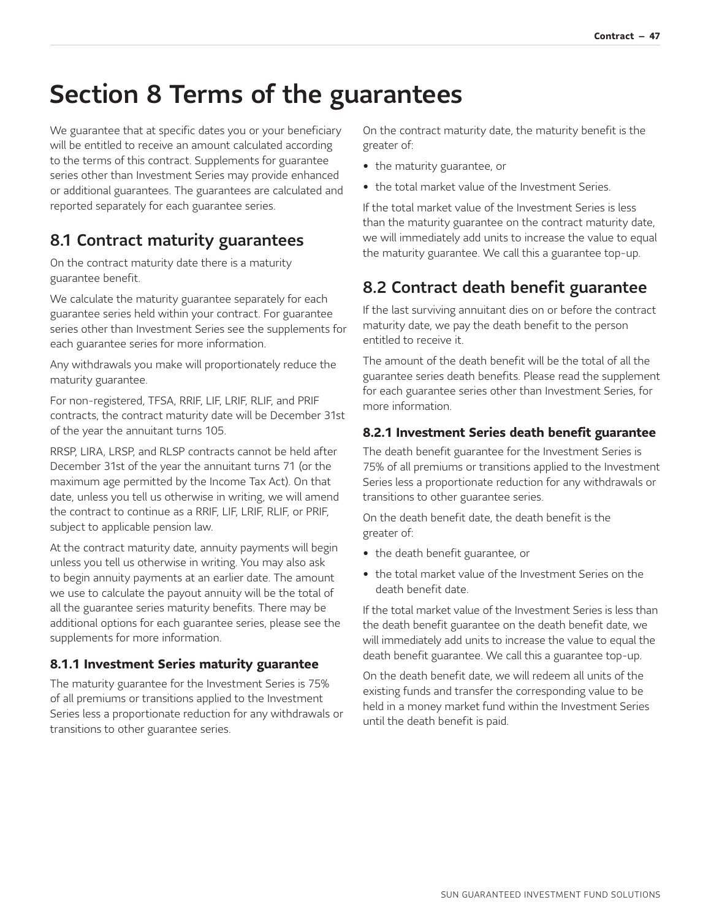# Section 8 Terms of the guarantees

We guarantee that at specific dates you or your beneficiary will be entitled to receive an amount calculated according to the terms of this contract. Supplements for guarantee series other than Investment Series may provide enhanced or additional guarantees. The guarantees are calculated and reported separately for each guarantee series.

## 8.1 Contract maturity guarantees

On the contract maturity date there is a maturity guarantee benefit.

We calculate the maturity guarantee separately for each guarantee series held within your contract. For guarantee series other than Investment Series see the supplements for each guarantee series for more information.

Any withdrawals you make will proportionately reduce the maturity guarantee.

For non-registered, TFSA, RRIF, LIF, LRIF, RLIF, and PRIF contracts, the contract maturity date will be December 31st of the year the annuitant turns 105.

RRSP, LIRA, LRSP, and RLSP contracts cannot be held after December 31st of the year the annuitant turns 71 (or the maximum age permitted by the Income Tax Act). On that date, unless you tell us otherwise in writing, we will amend the contract to continue as a RRIF, LIF, LRIF, RLIF, or PRIF, subject to applicable pension law.

At the contract maturity date, annuity payments will begin unless you tell us otherwise in writing. You may also ask to begin annuity payments at an earlier date. The amount we use to calculate the payout annuity will be the total of all the guarantee series maturity benefits. There may be additional options for each guarantee series, please see the supplements for more information.

### 8.1.1 Investment Series maturity guarantee

The maturity guarantee for the Investment Series is 75% of all premiums or transitions applied to the Investment Series less a proportionate reduction for any withdrawals or transitions to other guarantee series.

On the contract maturity date, the maturity benefit is the greater of:

- the maturity guarantee, or
- the total market value of the Investment Series.

If the total market value of the Investment Series is less than the maturity guarantee on the contract maturity date, we will immediately add units to increase the value to equal the maturity guarantee. We call this a guarantee top-up.

## 8.2 Contract death benefit guarantee

If the last surviving annuitant dies on or before the contract maturity date, we pay the death benefit to the person entitled to receive it.

The amount of the death benefit will be the total of all the guarantee series death benefits. Please read the supplement for each guarantee series other than Investment Series, for more information.

### 8.2.1 Investment Series death benefit guarantee

The death benefit guarantee for the Investment Series is 75% of all premiums or transitions applied to the Investment Series less a proportionate reduction for any withdrawals or transitions to other guarantee series.

On the death benefit date, the death benefit is the greater of:

- the death benefit guarantee, or
- the total market value of the Investment Series on the death benefit date.

If the total market value of the Investment Series is less than the death benefit guarantee on the death benefit date, we will immediately add units to increase the value to equal the death benefit guarantee. We call this a guarantee top-up.

On the death benefit date, we will redeem all units of the existing funds and transfer the corresponding value to be held in a money market fund within the Investment Series until the death benefit is paid.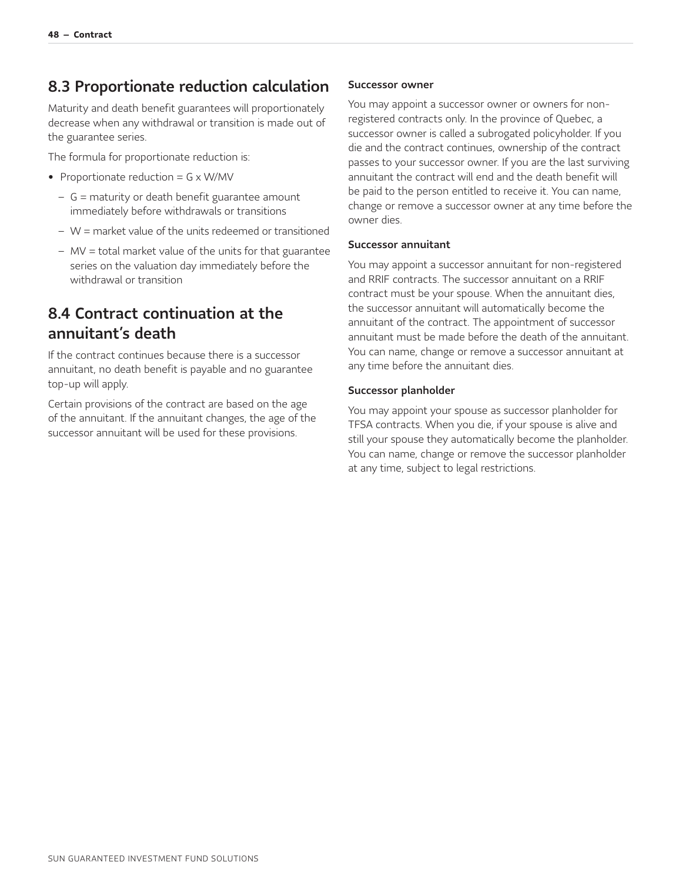## 8.3 Proportionate reduction calculation

Maturity and death benefit guarantees will proportionately decrease when any withdrawal or transition is made out of the guarantee series.

The formula for proportionate reduction is:

- Proportionate reduction = G x W/MV
  - G = maturity or death benefit guarantee amount immediately before withdrawals or transitions
  - W = market value of the units redeemed or transitioned
  - MV = total market value of the units for that guarantee series on the valuation day immediately before the withdrawal or transition

## 8.4 Contract continuation at the annuitant's death

If the contract continues because there is a successor annuitant, no death benefit is payable and no guarantee top-up will apply.

Certain provisions of the contract are based on the age of the annuitant. If the annuitant changes, the age of the successor annuitant will be used for these provisions.

#### Successor owner

You may appoint a successor owner or owners for non-registered contracts only. In the province of Quebec, a successor owner is called a subrogated policyholder. If you die and the contract continues, ownership of the contract passes to your successor owner. If you are the last surviving annuitant the contract will end and the death benefit will be paid to the person entitled to receive it. You can name, change or remove a successor owner at any time before the owner dies.

#### Successor annuitant

You may appoint a successor annuitant for non-registered and RRIF contracts. The successor annuitant on a RRIF contract must be your spouse. When the annuitant dies, the successor annuitant will automatically become the annuitant of the contract. The appointment of successor annuitant must be made before the death of the annuitant. You can name, change or remove a successor annuitant at any time before the annuitant dies.

#### Successor planholder

You may appoint your spouse as successor planholder for TFSA contracts. When you die, if your spouse is alive and still your spouse they automatically become the planholder. You can name, change or remove the successor planholder at any time, subject to legal restrictions.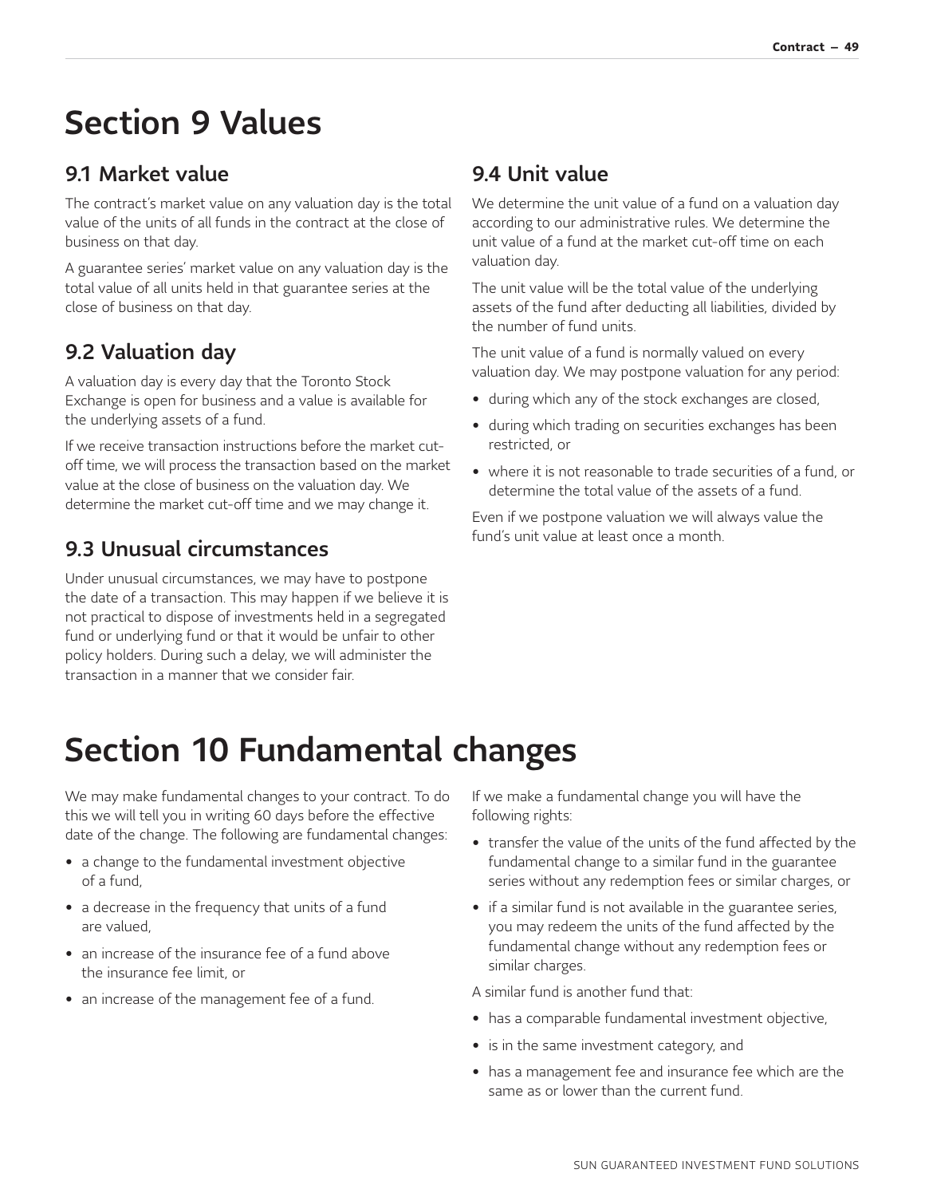# Section 9 Values

## 9.1 Market value

The contract's market value on any valuation day is the total value of the units of all funds in the contract at the close of business on that day.

A guarantee series' market value on any valuation day is the total value of all units held in that guarantee series at the close of business on that day.

## 9.2 Valuation day

A valuation day is every day that the Toronto Stock Exchange is open for business and a value is available for the underlying assets of a fund.

If we receive transaction instructions before the market cut-off time, we will process the transaction based on the market value at the close of business on the valuation day. We determine the market cut-off time and we may change it.

## 9.3 Unusual circumstances

Under unusual circumstances, we may have to postpone the date of a transaction. This may happen if we believe it is not practical to dispose of investments held in a segregated fund or underlying fund or that it would be unfair to other policy holders. During such a delay, we will administer the transaction in a manner that we consider fair.

## 9.4 Unit value

We determine the unit value of a fund on a valuation day according to our administrative rules. We determine the unit value of a fund at the market cut-off time on each valuation day.

The unit value will be the total value of the underlying assets of the fund after deducting all liabilities, divided by the number of fund units.

The unit value of a fund is normally valued on every valuation day. We may postpone valuation for any period:

- during which any of the stock exchanges are closed,
- during which trading on securities exchanges has been restricted, or
- where it is not reasonable to trade securities of a fund, or determine the total value of the assets of a fund.

Even if we postpone valuation we will always value the fund's unit value at least once a month.

# Section 10 Fundamental changes

We may make fundamental changes to your contract. To do this we will tell you in writing 60 days before the effective date of the change. The following are fundamental changes:

- a change to the fundamental investment objective of a fund,
- a decrease in the frequency that units of a fund are valued,
- an increase of the insurance fee of a fund above the insurance fee limit, or
- an increase of the management fee of a fund.

If we make a fundamental change you will have the following rights:

- transfer the value of the units of the fund affected by the fundamental change to a similar fund in the guarantee series without any redemption fees or similar charges, or
- if a similar fund is not available in the guarantee series, you may redeem the units of the fund affected by the fundamental change without any redemption fees or similar charges.

A similar fund is another fund that:

- has a comparable fundamental investment objective,
- is in the same investment category, and
- has a management fee and insurance fee which are the same as or lower than the current fund.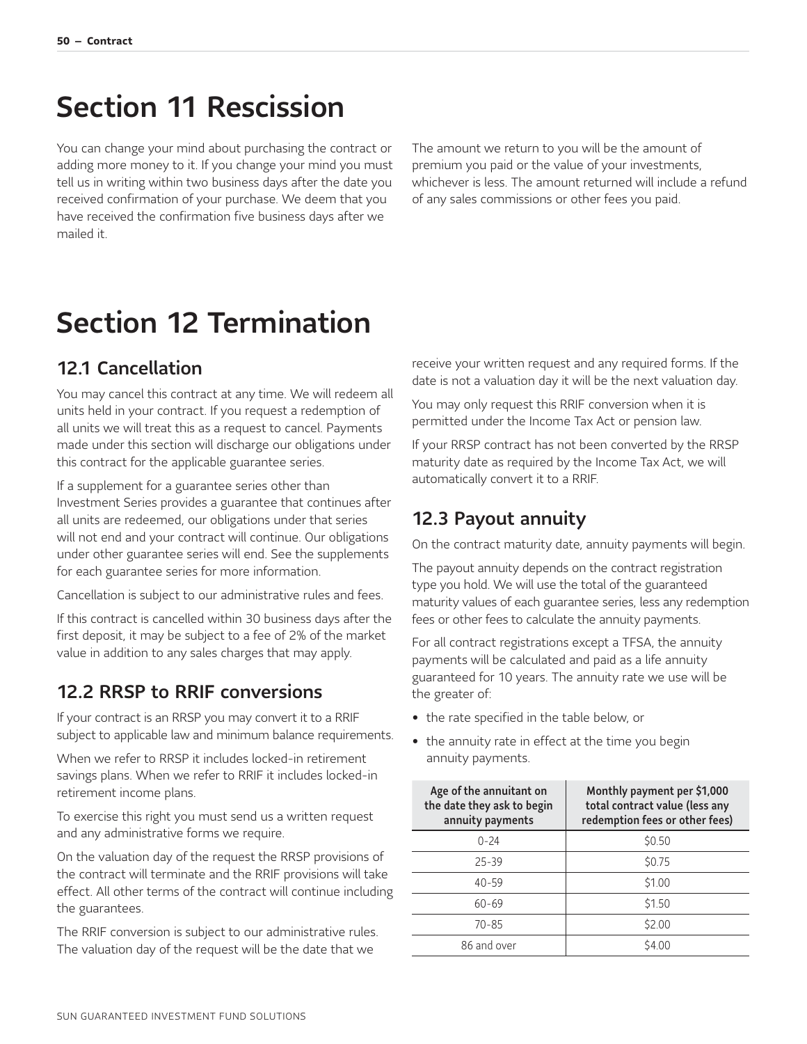# Section 11 Rescission

You can change your mind about purchasing the contract or adding more money to it. If you change your mind you must tell us in writing within two business days after the date you received confirmation of your purchase. We deem that you have received the confirmation five business days after we mailed it.

The amount we return to you will be the amount of premium you paid or the value of your investments, whichever is less. The amount returned will include a refund of any sales commissions or other fees you paid.

# Section 12 Termination

## 12.1 Cancellation

You may cancel this contract at any time. We will redeem all units held in your contract. If you request a redemption of all units we will treat this as a request to cancel. Payments made under this section will discharge our obligations under this contract for the applicable guarantee series.

If a supplement for a guarantee series other than Investment Series provides a guarantee that continues after all units are redeemed, our obligations under that series will not end and your contract will continue. Our obligations under other guarantee series will end. See the supplements for each guarantee series for more information.

Cancellation is subject to our administrative rules and fees.

If this contract is cancelled within 30 business days after the first deposit, it may be subject to a fee of 2% of the market value in addition to any sales charges that may apply.

## 12.2 RRSP to RRIF conversions

If your contract is an RRSP you may convert it to a RRIF subject to applicable law and minimum balance requirements.

When we refer to RRSP it includes locked-in retirement savings plans. When we refer to RRIF it includes locked-in retirement income plans.

To exercise this right you must send us a written request and any administrative forms we require.

On the valuation day of the request the RRSP provisions of the contract will terminate and the RRIF provisions will take effect. All other terms of the contract will continue including the guarantees.

The RRIF conversion is subject to our administrative rules. The valuation day of the request will be the date that we receive your written request and any required forms. If the date is not a valuation day it will be the next valuation day.

You may only request this RRIF conversion when it is permitted under the Income Tax Act or pension law.

If your RRSP contract has not been converted by the RRSP maturity date as required by the Income Tax Act, we will automatically convert it to a RRIF.

## 12.3 Payout annuity

On the contract maturity date, annuity payments will begin.

The payout annuity depends on the contract registration type you hold. We will use the total of the guaranteed maturity values of each guarantee series, less any redemption fees or other fees to calculate the annuity payments.

For all contract registrations except a TFSA, the annuity payments will be calculated and paid as a life annuity guaranteed for 10 years. The annuity rate we use will be the greater of:

- the rate specified in the table below, or
- the annuity rate in effect at the time you begin annuity payments.

| Age of the annuitant on the date they ask to begin annuity payments | Monthly payment per $1,000 total contract value (less any redemption fees or other fees) |
|---|---|
| 0-24 | $0.50 |
| 25-39 | $0.75 |
| 40-59 | $1.00 |
| 60-69 | $1.50 |
| 70-85 | $2.00 |
| 86 and over | $4.00 |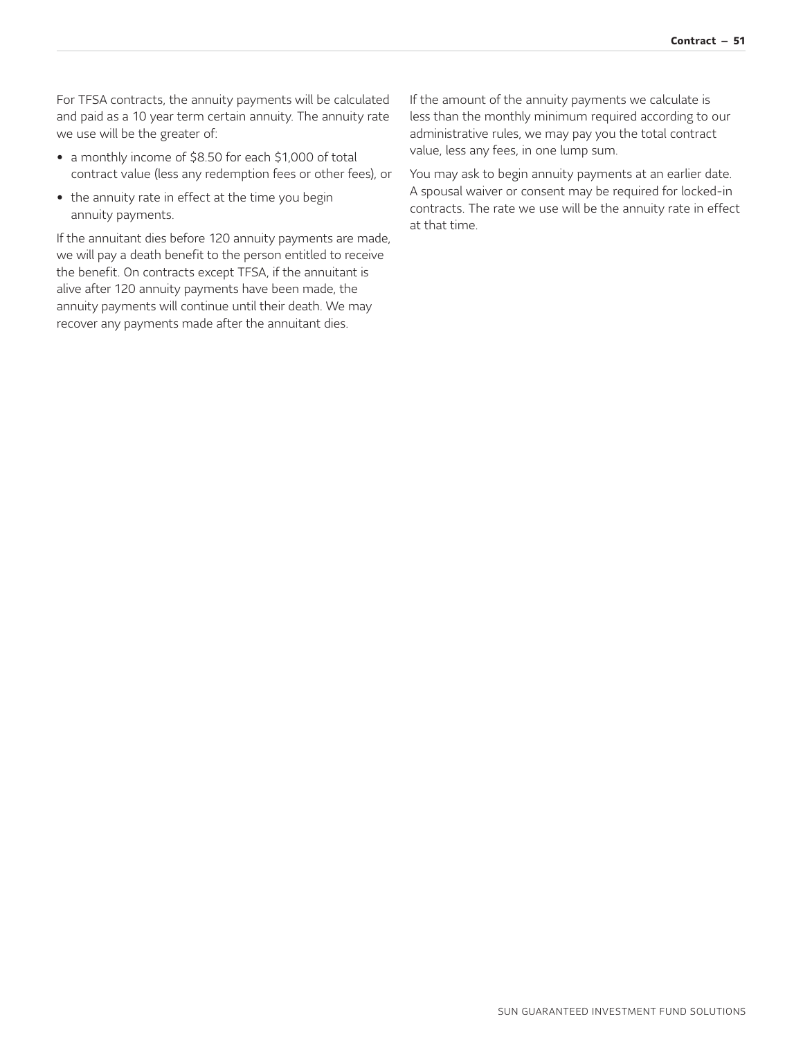For TFSA contracts, the annuity payments will be calculated and paid as a 10 year term certain annuity. The annuity rate we use will be the greater of:

- a monthly income of $8.50 for each $1,000 of total contract value (less any redemption fees or other fees), or
- the annuity rate in effect at the time you begin annuity payments.

If the annuitant dies before 120 annuity payments are made, we will pay a death benefit to the person entitled to receive the benefit. On contracts except TFSA, if the annuitant is alive after 120 annuity payments have been made, the annuity payments will continue until their death. We may recover any payments made after the annuitant dies.

If the amount of the annuity payments we calculate is less than the monthly minimum required according to our administrative rules, we may pay you the total contract value, less any fees, in one lump sum.

You may ask to begin annuity payments at an earlier date. A spousal waiver or consent may be required for locked-in contracts. The rate we use will be the annuity rate in effect at that time.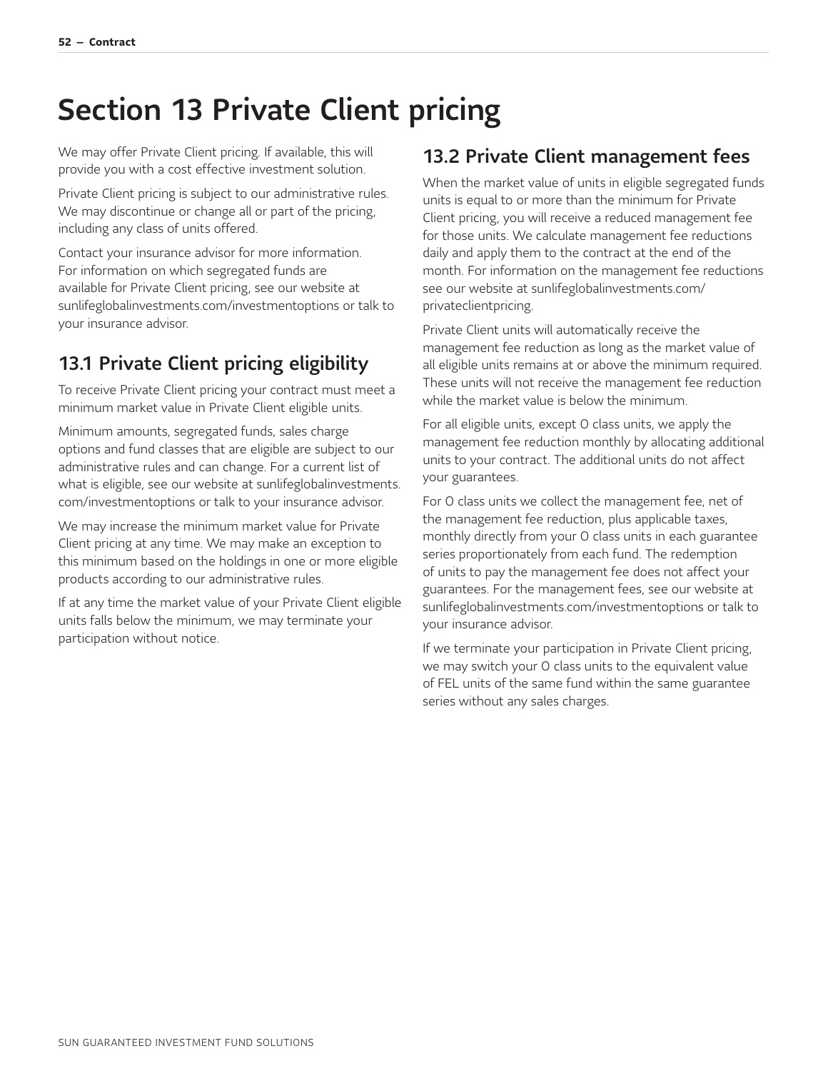# Section 13 Private Client pricing

We may offer Private Client pricing. If available, this will provide you with a cost effective investment solution.

Private Client pricing is subject to our administrative rules. We may discontinue or change all or part of the pricing, including any class of units offered.

Contact your insurance advisor for more information. For information on which segregated funds are available for Private Client pricing, see our website at sunlifeglobalinvestments.com/investmentoptions or talk to your insurance advisor.

## 13.1 Private Client pricing eligibility

To receive Private Client pricing your contract must meet a minimum market value in Private Client eligible units.

Minimum amounts, segregated funds, sales charge options and fund classes that are eligible are subject to our administrative rules and can change. For a current list of what is eligible, see our website at sunlifeglobalinvestments.com/investmentoptions or talk to your insurance advisor.

We may increase the minimum market value for Private Client pricing at any time. We may make an exception to this minimum based on the holdings in one or more eligible products according to our administrative rules.

If at any time the market value of your Private Client eligible units falls below the minimum, we may terminate your participation without notice.

## 13.2 Private Client management fees

When the market value of units in eligible segregated funds units is equal to or more than the minimum for Private Client pricing, you will receive a reduced management fee for those units. We calculate management fee reductions daily and apply them to the contract at the end of the month. For information on the management fee reductions see our website at sunlifeglobalinvestments.com/privateclientpricing.

Private Client units will automatically receive the management fee reduction as long as the market value of all eligible units remains at or above the minimum required. These units will not receive the management fee reduction while the market value is below the minimum.

For all eligible units, except O class units, we apply the management fee reduction monthly by allocating additional units to your contract. The additional units do not affect your guarantees.

For O class units we collect the management fee, net of the management fee reduction, plus applicable taxes, monthly directly from your O class units in each guarantee series proportionately from each fund. The redemption of units to pay the management fee does not affect your guarantees. For the management fees, see our website at sunlifeglobalinvestments.com/investmentoptions or talk to your insurance advisor.

If we terminate your participation in Private Client pricing, we may switch your O class units to the equivalent value of FEL units of the same fund within the same guarantee series without any sales charges.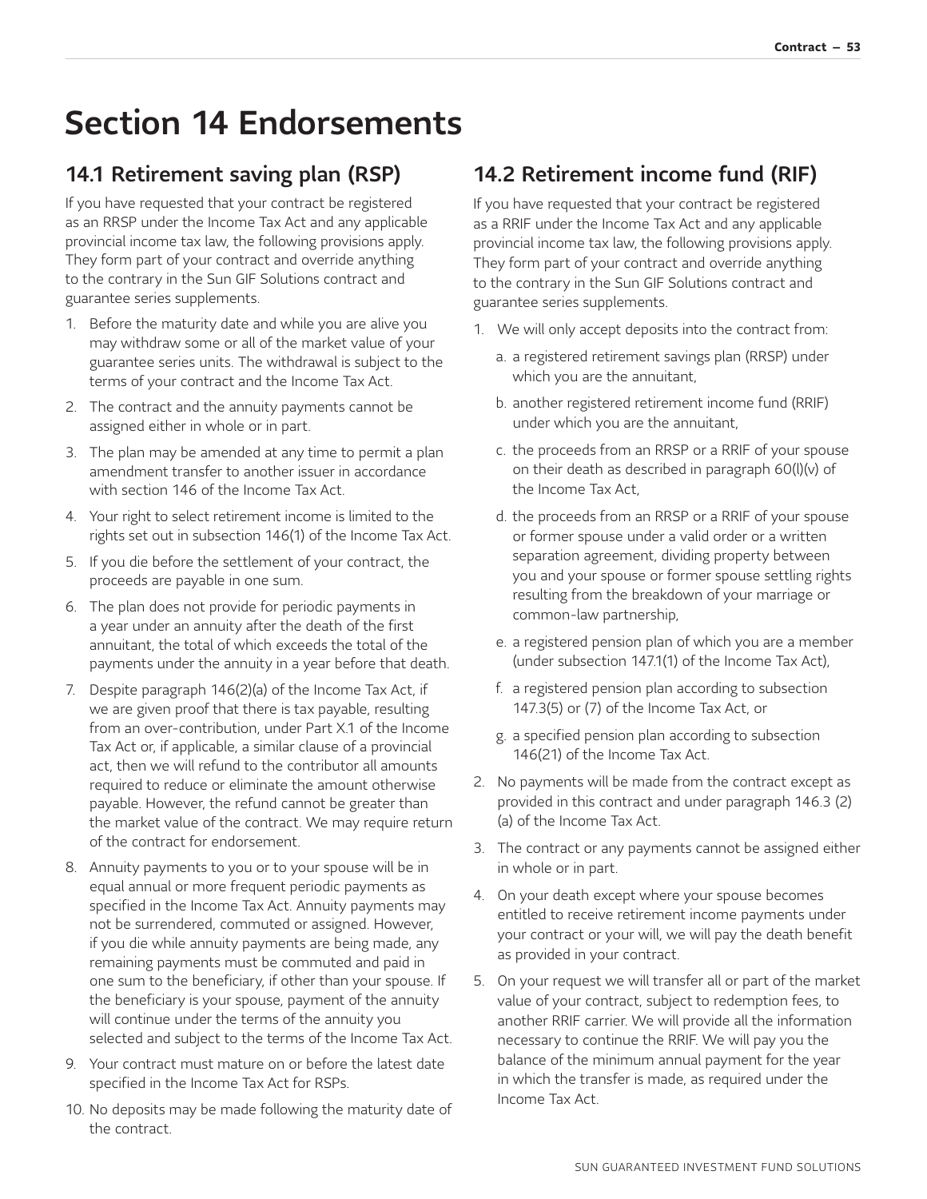# Section 14 Endorsements

## 14.1 Retirement saving plan (RSP)

If you have requested that your contract be registered as an RRSP under the Income Tax Act and any applicable provincial income tax law, the following provisions apply. They form part of your contract and override anything to the contrary in the Sun GIF Solutions contract and guarantee series supplements.

1. Before the maturity date and while you are alive you may withdraw some or all of the market value of your guarantee series units. The withdrawal is subject to the terms of your contract and the Income Tax Act.
2. The contract and the annuity payments cannot be assigned either in whole or in part.
3. The plan may be amended at any time to permit a plan amendment transfer to another issuer in accordance with section 146 of the Income Tax Act.
4. Your right to select retirement income is limited to the rights set out in subsection 146(1) of the Income Tax Act.
5. If you die before the settlement of your contract, the proceeds are payable in one sum.
6. The plan does not provide for periodic payments in a year under an annuity after the death of the first annuitant, the total of which exceeds the total of the payments under the annuity in a year before that death.
7. Despite paragraph 146(2)(a) of the Income Tax Act, if we are given proof that there is tax payable, resulting from an over-contribution, under Part X.1 of the Income Tax Act or, if applicable, a similar clause of a provincial act, then we will refund to the contributor all amounts required to reduce or eliminate the amount otherwise payable. However, the refund cannot be greater than the market value of the contract. We may require return of the contract for endorsement.
8. Annuity payments to you or to your spouse will be in equal annual or more frequent periodic payments as specified in the Income Tax Act. Annuity payments may not be surrendered, commuted or assigned. However, if you die while annuity payments are being made, any remaining payments must be commuted and paid in one sum to the beneficiary, if other than your spouse. If the beneficiary is your spouse, payment of the annuity will continue under the terms of the annuity you selected and subject to the terms of the Income Tax Act.
9. Your contract must mature on or before the latest date specified in the Income Tax Act for RSPs.
10. No deposits may be made following the maturity date of the contract.

## 14.2 Retirement income fund (RIF)

If you have requested that your contract be registered as a RRIF under the Income Tax Act and any applicable provincial income tax law, the following provisions apply. They form part of your contract and override anything to the contrary in the Sun GIF Solutions contract and guarantee series supplements.

1. We will only accept deposits into the contract from:
   a. a registered retirement savings plan (RRSP) under which you are the annuitant,
   b. another registered retirement income fund (RRIF) under which you are the annuitant,
   c. the proceeds from an RRSP or a RRIF of your spouse on their death as described in paragraph 60(l)(v) of the Income Tax Act,
   d. the proceeds from an RRSP or a RRIF of your spouse or former spouse under a valid order or a written separation agreement, dividing property between you and your spouse or former spouse settling rights resulting from the breakdown of your marriage or common-law partnership,
   e. a registered pension plan of which you are a member (under subsection 147.1(1) of the Income Tax Act),
   f. a registered pension plan according to subsection 147.3(5) or (7) of the Income Tax Act, or
   g. a specified pension plan according to subsection 146(21) of the Income Tax Act.
2. No payments will be made from the contract except as provided in this contract and under paragraph 146.3 (2) (a) of the Income Tax Act.
3. The contract or any payments cannot be assigned either in whole or in part.
4. On your death except where your spouse becomes entitled to receive retirement income payments under your contract or your will, we will pay the death benefit as provided in your contract.
5. On your request we will transfer all or part of the market value of your contract, subject to redemption fees, to another RRIF carrier. We will provide all the information necessary to continue the RRIF. We will pay you the balance of the minimum annual payment for the year in which the transfer is made, as required under the Income Tax Act.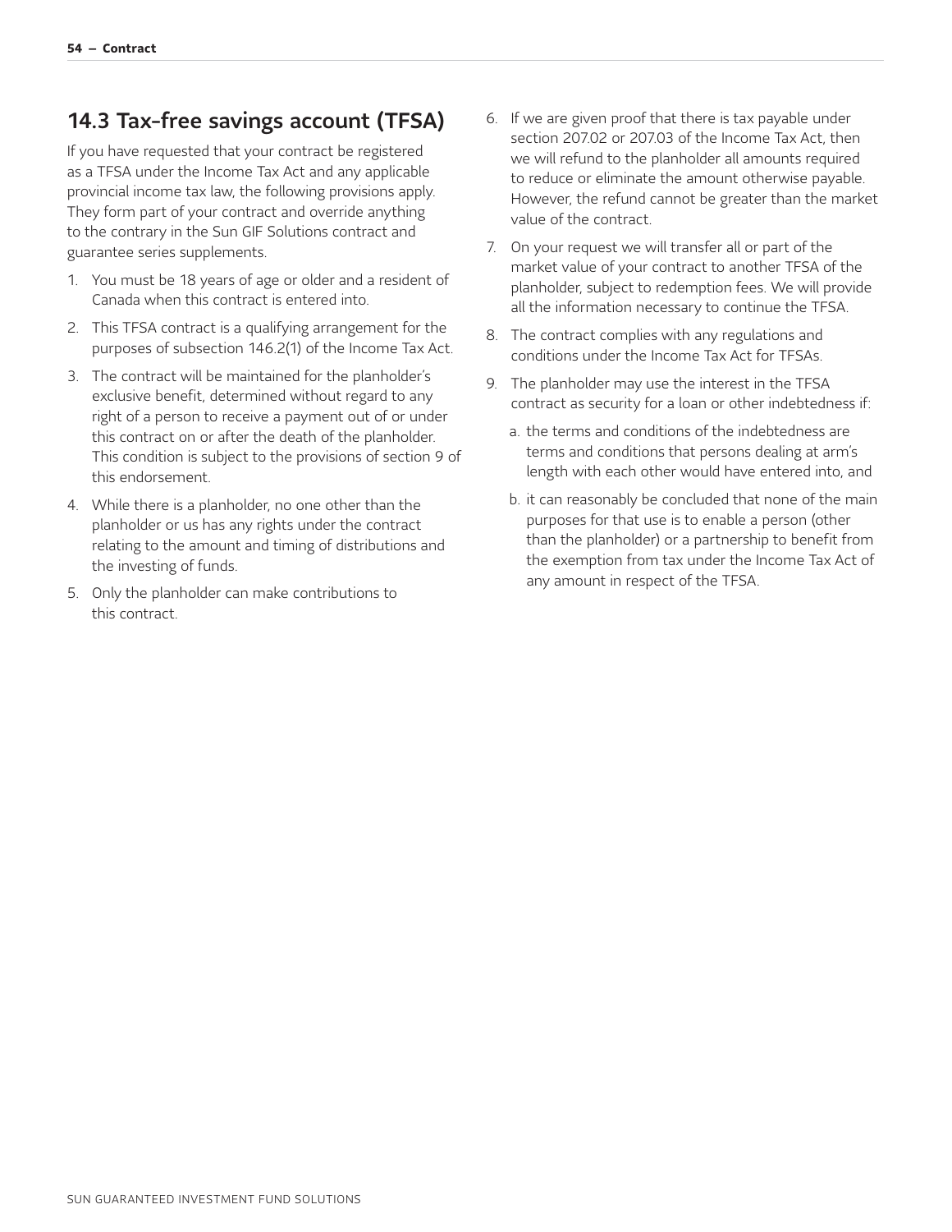## 14.3 Tax-free savings account (TFSA)

If you have requested that your contract be registered as a TFSA under the Income Tax Act and any applicable provincial income tax law, the following provisions apply. They form part of your contract and override anything to the contrary in the Sun GIF Solutions contract and guarantee series supplements.

1. You must be 18 years of age or older and a resident of Canada when this contract is entered into.
2. This TFSA contract is a qualifying arrangement for the purposes of subsection 146.2(1) of the Income Tax Act.
3. The contract will be maintained for the planholder's exclusive benefit, determined without regard to any right of a person to receive a payment out of or under this contract on or after the death of the planholder. This condition is subject to the provisions of section 9 of this endorsement.
4. While there is a planholder, no one other than the planholder or us has any rights under the contract relating to the amount and timing of distributions and the investing of funds.
5. Only the planholder can make contributions to this contract.
6. If we are given proof that there is tax payable under section 207.02 or 207.03 of the Income Tax Act, then we will refund to the planholder all amounts required to reduce or eliminate the amount otherwise payable. However, the refund cannot be greater than the market value of the contract.
7. On your request we will transfer all or part of the market value of your contract to another TFSA of the planholder, subject to redemption fees. We will provide all the information necessary to continue the TFSA.
8. The contract complies with any regulations and conditions under the Income Tax Act for TFSAs.
9. The planholder may use the interest in the TFSA contract as security for a loan or other indebtedness if:
   a. the terms and conditions of the indebtedness are terms and conditions that persons dealing at arm's length with each other would have entered into, and
   b. it can reasonably be concluded that none of the main purposes for that use is to enable a person (other than the planholder) or a partnership to benefit from the exemption from tax under the Income Tax Act of any amount in respect of the TFSA.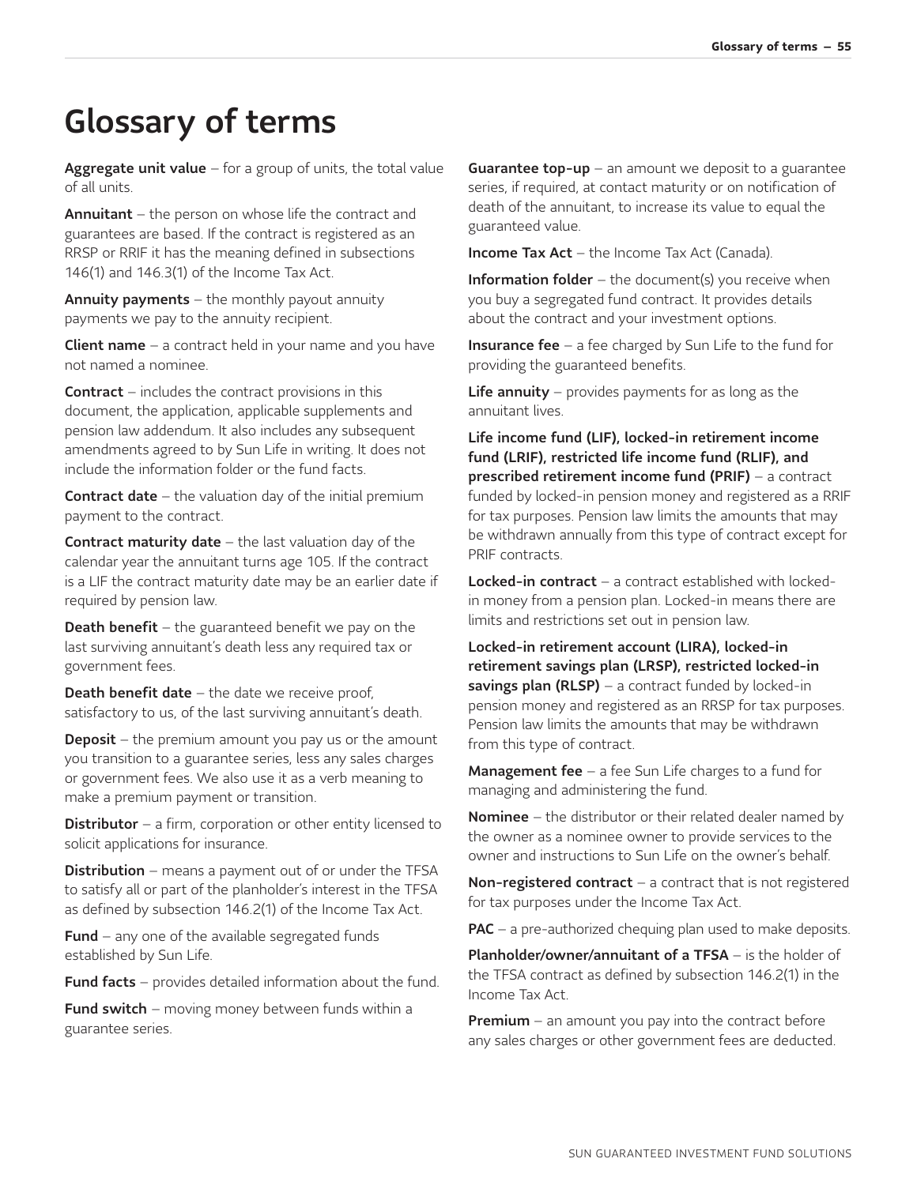# Glossary of terms

**Aggregate unit value** – for a group of units, the total value of all units.

**Annuitant** – the person on whose life the contract and guarantees are based. If the contract is registered as an RRSP or RRIF it has the meaning defined in subsections 146(1) and 146.3(1) of the Income Tax Act.

**Annuity payments** – the monthly payout annuity payments we pay to the annuity recipient.

**Client name** – a contract held in your name and you have not named a nominee.

**Contract** – includes the contract provisions in this document, the application, applicable supplements and pension law addendum. It also includes any subsequent amendments agreed to by Sun Life in writing. It does not include the information folder or the fund facts.

**Contract date** – the valuation day of the initial premium payment to the contract.

**Contract maturity date** – the last valuation day of the calendar year the annuitant turns age 105. If the contract is a LIF the contract maturity date may be an earlier date if required by pension law.

**Death benefit** – the guaranteed benefit we pay on the last surviving annuitant's death less any required tax or government fees.

**Death benefit date** – the date we receive proof, satisfactory to us, of the last surviving annuitant's death.

**Deposit** – the premium amount you pay us or the amount you transition to a guarantee series, less any sales charges or government fees. We also use it as a verb meaning to make a premium payment or transition.

**Distributor** – a firm, corporation or other entity licensed to solicit applications for insurance.

**Distribution** – means a payment out of or under the TFSA to satisfy all or part of the planholder's interest in the TFSA as defined by subsection 146.2(1) of the Income Tax Act.

**Fund** – any one of the available segregated funds established by Sun Life.

**Fund facts** – provides detailed information about the fund.

**Fund switch** – moving money between funds within a guarantee series.

**Guarantee top-up** – an amount we deposit to a guarantee series, if required, at contact maturity or on notification of death of the annuitant, to increase its value to equal the guaranteed value.

**Income Tax Act** – the Income Tax Act (Canada).

**Information folder** – the document(s) you receive when you buy a segregated fund contract. It provides details about the contract and your investment options.

**Insurance fee** – a fee charged by Sun Life to the fund for providing the guaranteed benefits.

**Life annuity** – provides payments for as long as the annuitant lives.

**Life income fund (LIF), locked-in retirement income fund (LRIF), restricted life income fund (RLIF), and prescribed retirement income fund (PRIF)** – a contract funded by locked-in pension money and registered as a RRIF for tax purposes. Pension law limits the amounts that may be withdrawn annually from this type of contract except for PRIF contracts.

**Locked-in contract** – a contract established with locked-in money from a pension plan. Locked-in means there are limits and restrictions set out in pension law.

**Locked-in retirement account (LIRA), locked-in retirement savings plan (LRSP), restricted locked-in savings plan (RLSP)** – a contract funded by locked-in pension money and registered as an RRSP for tax purposes. Pension law limits the amounts that may be withdrawn from this type of contract.

**Management fee** – a fee Sun Life charges to a fund for managing and administering the fund.

**Nominee** – the distributor or their related dealer named by the owner as a nominee owner to provide services to the owner and instructions to Sun Life on the owner's behalf.

**Non-registered contract** – a contract that is not registered for tax purposes under the Income Tax Act.

**PAC** – a pre-authorized chequing plan used to make deposits.

**Planholder/owner/annuitant of a TFSA** – is the holder of the TFSA contract as defined by subsection 146.2(1) in the Income Tax Act.

**Premium** – an amount you pay into the contract before any sales charges or other government fees are deducted.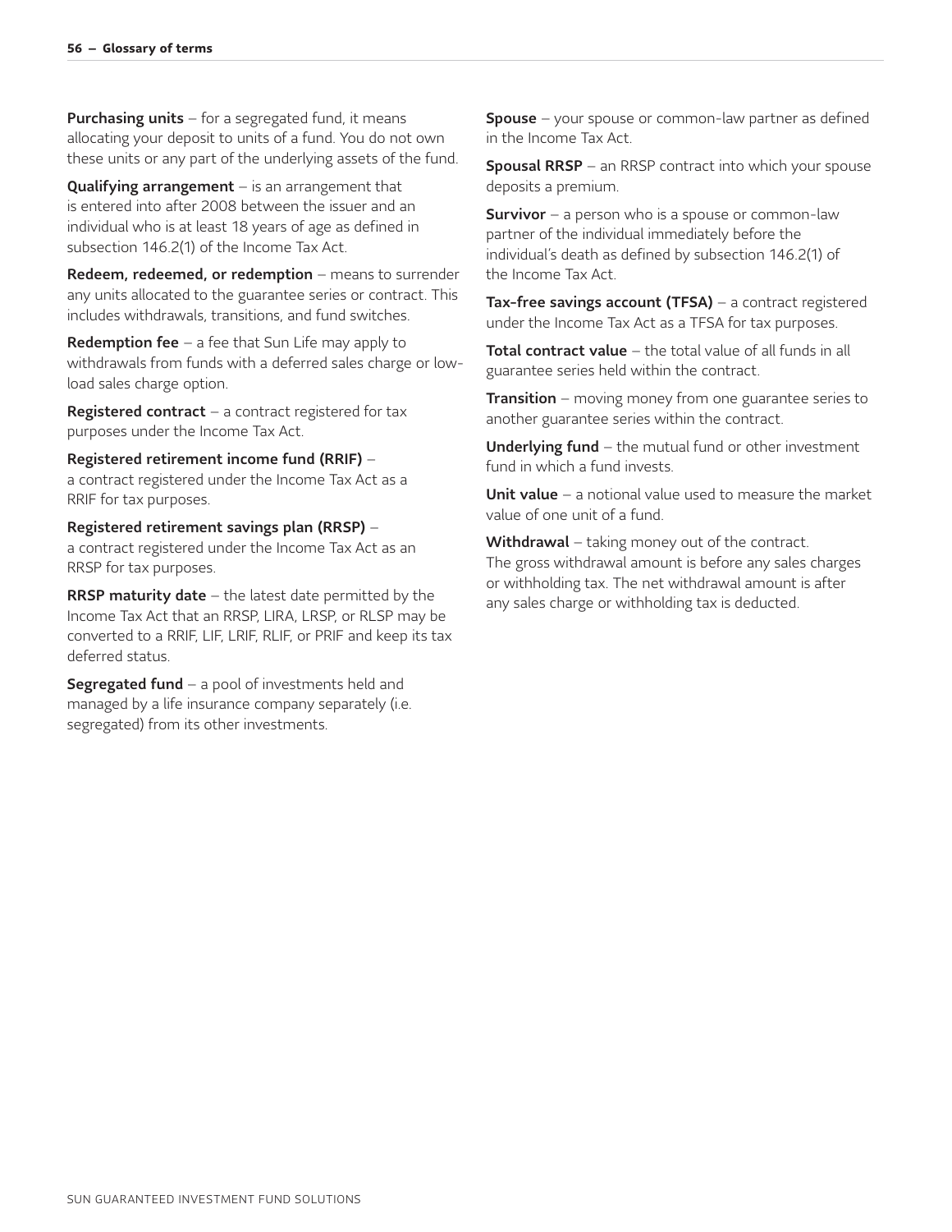**Purchasing units** – for a segregated fund, it means allocating your deposit to units of a fund. You do not own these units or any part of the underlying assets of the fund.

**Qualifying arrangement** – is an arrangement that is entered into after 2008 between the issuer and an individual who is at least 18 years of age as defined in subsection 146.2(1) of the Income Tax Act.

**Redeem, redeemed, or redemption** – means to surrender any units allocated to the guarantee series or contract. This includes withdrawals, transitions, and fund switches.

**Redemption fee** – a fee that Sun Life may apply to withdrawals from funds with a deferred sales charge or low-load sales charge option.

**Registered contract** – a contract registered for tax purposes under the Income Tax Act.

**Registered retirement income fund (RRIF)** – a contract registered under the Income Tax Act as a RRIF for tax purposes.

**Registered retirement savings plan (RRSP)** – a contract registered under the Income Tax Act as an RRSP for tax purposes.

**RRSP maturity date** – the latest date permitted by the Income Tax Act that an RRSP, LIRA, LRSP, or RLSP may be converted to a RRIF, LIF, LRIF, RLIF, or PRIF and keep its tax deferred status.

**Segregated fund** – a pool of investments held and managed by a life insurance company separately (i.e. segregated) from its other investments.

**Spouse** – your spouse or common-law partner as defined in the Income Tax Act.

**Spousal RRSP** – an RRSP contract into which your spouse deposits a premium.

**Survivor** – a person who is a spouse or common-law partner of the individual immediately before the individual's death as defined by subsection 146.2(1) of the Income Tax Act.

**Tax-free savings account (TFSA)** – a contract registered under the Income Tax Act as a TFSA for tax purposes.

**Total contract value** – the total value of all funds in all guarantee series held within the contract.

**Transition** – moving money from one guarantee series to another guarantee series within the contract.

**Underlying fund** – the mutual fund or other investment fund in which a fund invests.

**Unit value** – a notional value used to measure the market value of one unit of a fund.

**Withdrawal** – taking money out of the contract. The gross withdrawal amount is before any sales charges or withholding tax. The net withdrawal amount is after any sales charge or withholding tax is deducted.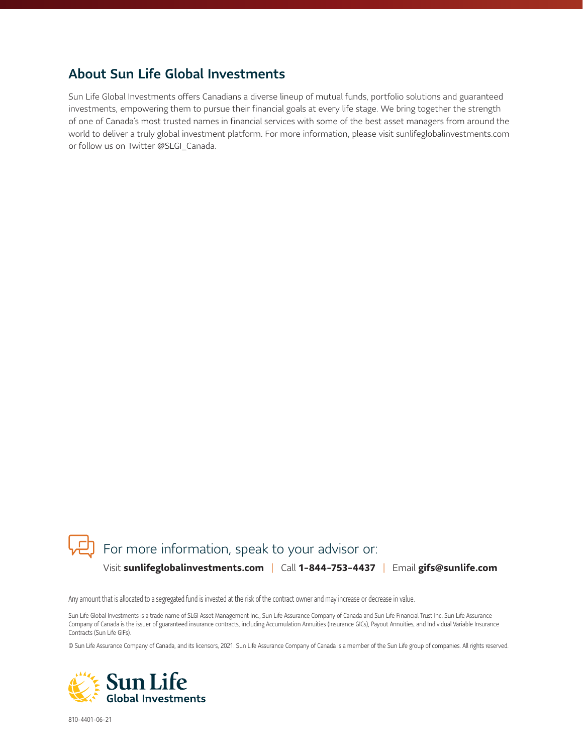## About Sun Life Global Investments

Sun Life Global Investments offers Canadians a diverse lineup of mutual funds, portfolio solutions and guaranteed investments, empowering them to pursue their financial goals at every life stage. We bring together the strength of one of Canada's most trusted names in financial services with some of the best asset managers from around the world to deliver a truly global investment platform. For more information, please visit sunlifeglobalinvestments.com or follow us on Twitter @SLGI_Canada.

For more information, speak to your advisor or:

Visit **sunlifeglobalinvestments.com** | Call **1-844-753-4437** | Email **gifs@sunlife.com**

Any amount that is allocated to a segregated fund is invested at the risk of the contract owner and may increase or decrease in value.

Sun Life Global Investments is a trade name of SLGI Asset Management Inc., Sun Life Assurance Company of Canada and Sun Life Financial Trust Inc. Sun Life Assurance Company of Canada is the issuer of guaranteed insurance contracts, including Accumulation Annuities (Insurance GICs), Payout Annuities, and Individual Variable Insurance Contracts (Sun Life GIFs).

© Sun Life Assurance Company of Canada, and its licensors, 2021. Sun Life Assurance Company of Canada is a member of the Sun Life group of companies. All rights reserved.

Sun Life Global Investments

810-4401-06-21